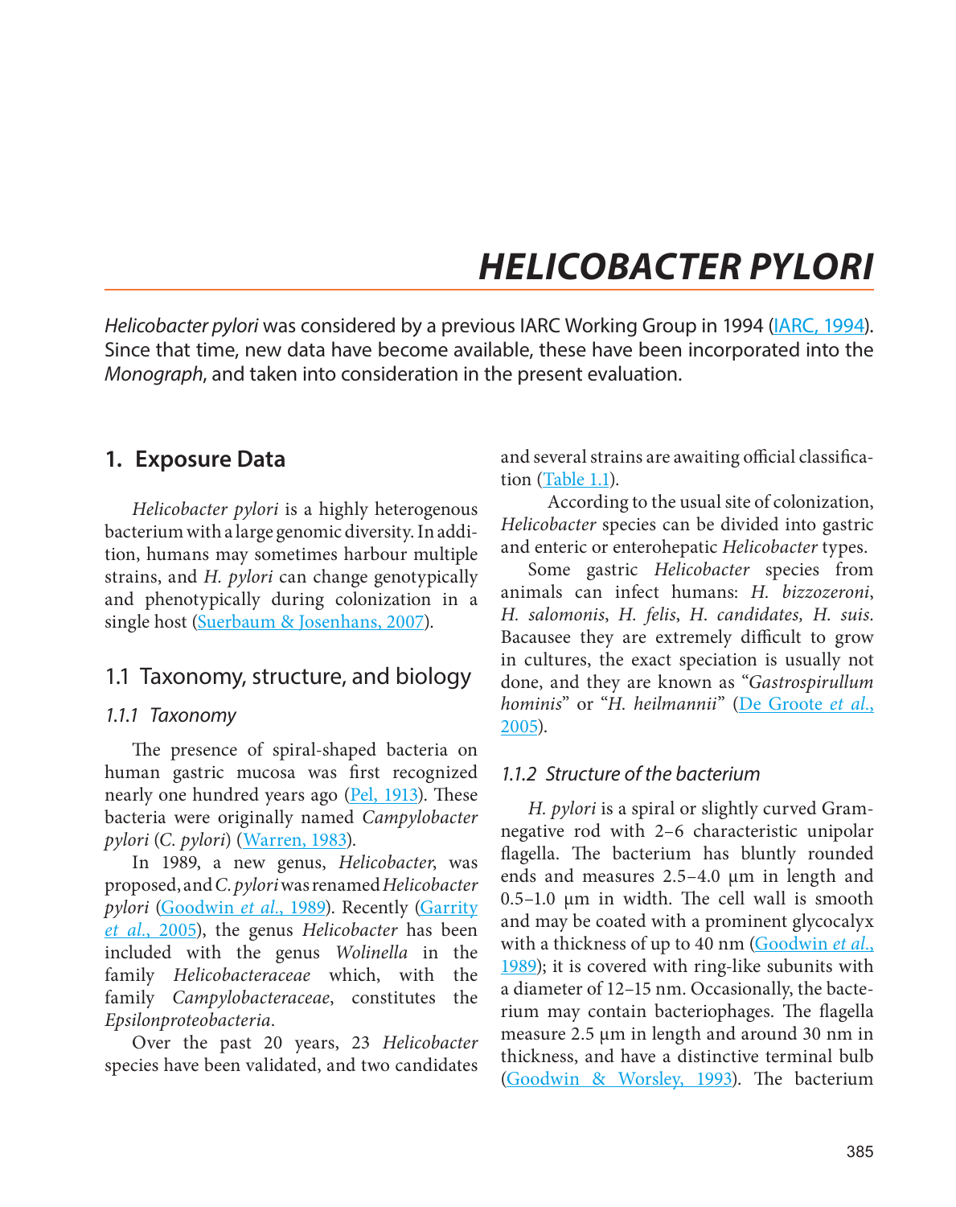# *HELICOBACTER PYLORI*

*Helicobacter pylori* was considered by a previous IARC Working Group in 1994 (IARC, 1994). Since that time, new data have become available, these have been incorporated into the *Monograph*, and taken into consideration in the present evaluation.

## 1. Exposure Data

*Helicobacter pylori* is a highly heterogenous bacterium with a large genomic diversity. In addition, humans may sometimes harbour multiple strains, and *H. pylori* can change genotypically and phenotypically during colonization in a single host (Suerbaum & Josenhans, 2007).

### 1.1 Taxonomy, structure, and biology

#### *1.1.1 Taxonomy*

The presence of spiral-shaped bacteria on human gastric mucosa was first recognized nearly one hundred years ago (Pel, 1913). These bacteria were originally named *Campylobacter pylori* (*C. pylori*) (Warren, 1983).

In 1989, a new genus, *Helicobacter*, was proposed, and *C. pylori* was renamed *Helicobacter pylori* (Goodwin *et al.*, 1989). Recently (Garrity *et al.*, 2005), the genus *Helicobacter* has been included with the genus *Wolinella* in the family *Helicobacteraceae* which, with the family *Campylobacteraceae*, constitutes the *Epsilonproteobacteria*.

Over the past 20 years, 23 *Helicobacter* species have been validated, and two candidates and several strains are awaiting official classification (Table 1.1).

According to the usual site of colonization, *Helicobacter* species can be divided into gastric and enteric or enterohepatic *Helicobacter* types.

Some gastric *Helicobacter* species from animals can infect humans: *H. bizzozeroni*, *H. salomonis*, *H. felis*, *H. candidates, H. suis*. Bacausee they are extremely difficult to grow in cultures, the exact speciation is usually not done, and they are known as "*Gastrospirullum hominis*" or "*H. heilmannii*" (De Groote *et al.*, 2005).

#### *1.1.2 Structure of the bacterium*

*H. pylori* is a spiral or slightly curved Gram-negative rod with 2–6 characteristic unipolar flagella. The bacterium has bluntly rounded ends and measures 2.5–4.0 µm in length and 0.5–1.0 µm in width. The cell wall is smooth and may be coated with a prominent glycocalyx with a thickness of up to 40 nm (Goodwin *et al.*, 1989); it is covered with ring-like subunits with a diameter of 12–15 nm. Occasionally, the bacterium may contain bacteriophages. The flagella measure 2.5 µm in length and around 30 nm in thickness, and have a distinctive terminal bulb (Goodwin & Worsley, 1993). The bacterium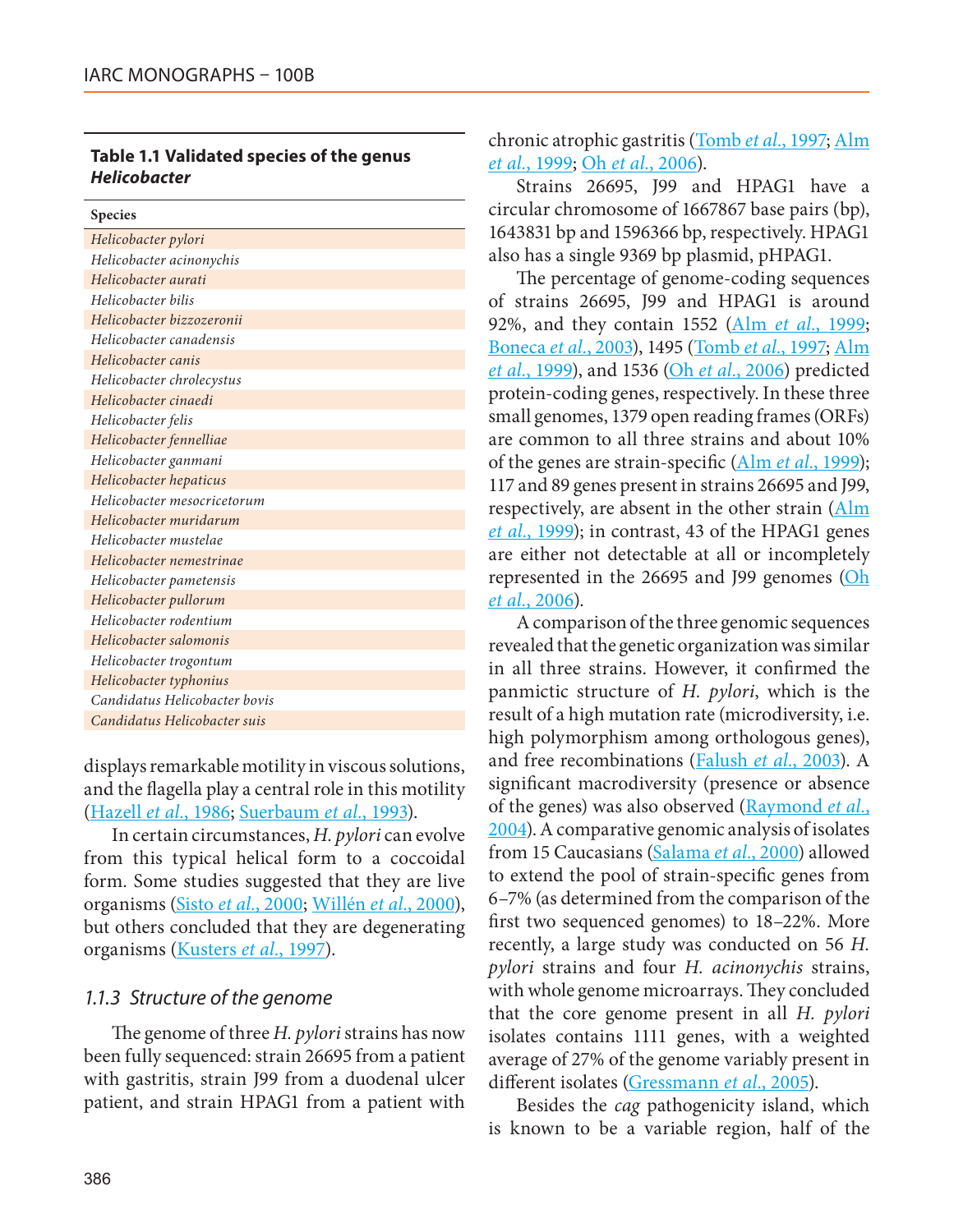**Table 1.1 Validated species of the genus *Helicobacter***

| Species |
|---|
| *Helicobacter pylori* |
| *Helicobacter acinonychis* |
| *Helicobacter aurati* |
| *Helicobacter bilis* |
| *Helicobacter bizzozeronii* |
| *Helicobacter canadensis* |
| *Helicobacter canis* |
| *Helicobacter chrolecystus* |
| *Helicobacter cinaedi* |
| *Helicobacter felis* |
| *Helicobacter fennelliae* |
| *Helicobacter ganmani* |
| *Helicobacter hepaticus* |
| *Helicobacter mesocricetorum* |
| *Helicobacter muridarum* |
| *Helicobacter mustelae* |
| *Helicobacter nemestrinae* |
| *Helicobacter pametensis* |
| *Helicobacter pullorum* |
| *Helicobacter rodentium* |
| *Helicobacter salomonis* |
| *Helicobacter trogontum* |
| *Helicobacter typhonius* |
| *Candidatus Helicobacter bovis* |
| *Candidatus Helicobacter suis* |

displays remarkable motility in viscous solutions, and the flagella play a central role in this motility (Hazell *et al.*, 1986; Suerbaum *et al.*, 1993).

In certain circumstances, *H. pylori* can evolve from this typical helical form to a coccoidal form. Some studies suggested that they are live organisms (Sisto *et al.*, 2000; Willén *et al.*, 2000), but others concluded that they are degenerating organisms (Kusters *et al.*, 1997).

### *1.1.3 Structure of the genome*

The genome of three *H. pylori* strains has now been fully sequenced: strain 26695 from a patient with gastritis, strain J99 from a duodenal ulcer patient, and strain HPAG1 from a patient with chronic atrophic gastritis (Tomb *et al.*, 1997; Alm *et al.*, 1999; Oh *et al.*, 2006).

Strains 26695, J99 and HPAG1 have a circular chromosome of 1667867 base pairs (bp), 1643831 bp and 1596366 bp, respectively. HPAG1 also has a single 9369 bp plasmid, pHPAG1.

The percentage of genome-coding sequences of strains 26695, J99 and HPAG1 is around 92%, and they contain 1552 (Alm *et al.*, 1999; Boneca *et al.*, 2003), 1495 (Tomb *et al.*, 1997; Alm *et al.*, 1999), and 1536 (Oh *et al.*, 2006) predicted protein-coding genes, respectively. In these three small genomes, 1379 open reading frames (ORFs) are common to all three strains and about 10% of the genes are strain-specific (Alm *et al.*, 1999); 117 and 89 genes present in strains 26695 and J99, respectively, are absent in the other strain (Alm *et al.*, 1999); in contrast, 43 of the HPAG1 genes are either not detectable at all or incompletely represented in the 26695 and J99 genomes (Oh *et al.*, 2006).

A comparison of the three genomic sequences revealed that the genetic organization was similar in all three strains. However, it confirmed the panmictic structure of *H. pylori*, which is the result of a high mutation rate (microdiversity, i.e. high polymorphism among orthologous genes), and free recombinations (Falush *et al.*, 2003). A significant macrodiversity (presence or absence of the genes) was also observed (Raymond *et al.*, 2004). A comparative genomic analysis of isolates from 15 Caucasians (Salama *et al.*, 2000) allowed to extend the pool of strain-specific genes from 6–7% (as determined from the comparison of the first two sequenced genomes) to 18–22%. More recently, a large study was conducted on 56 *H. pylori* strains and four *H. acinonychis* strains, with whole genome microarrays. They concluded that the core genome present in all *H. pylori* isolates contains 1111 genes, with a weighted average of 27% of the genome variably present in different isolates (Gressmann *et al.*, 2005).

Besides the *cag* pathogenicity island, which is known to be a variable region, half of the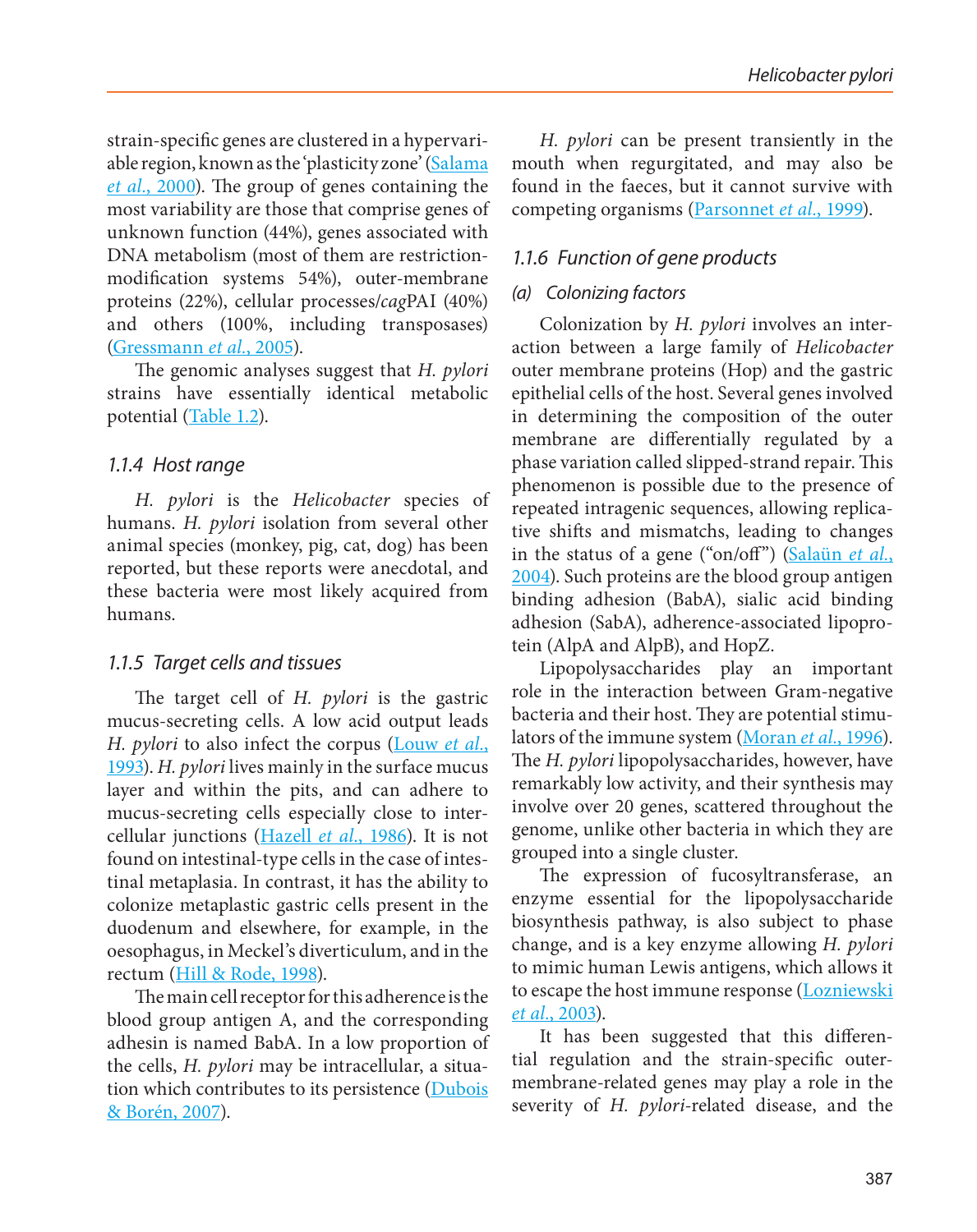strain-specific genes are clustered in a hypervariable region, known as the 'plasticity zone' (Salama *et al.*, 2000). The group of genes containing the most variability are those that comprise genes of unknown function (44%), genes associated with DNA metabolism (most of them are restriction-modification systems 54%), outer-membrane proteins (22%), cellular processes/*cag*PAI (40%) and others (100%, including transposases) (Gressmann *et al.*, 2005).

The genomic analyses suggest that *H. pylori* strains have essentially identical metabolic potential (Table 1.2).

### 1.1.4 Host range

*H. pylori* is the *Helicobacter* species of humans. *H. pylori* isolation from several other animal species (monkey, pig, cat, dog) has been reported, but these reports were anecdotal, and these bacteria were most likely acquired from humans.

### 1.1.5 Target cells and tissues

The target cell of *H. pylori* is the gastric mucus-secreting cells. A low acid output leads *H. pylori* to also infect the corpus (Louw *et al.*, 1993). *H. pylori* lives mainly in the surface mucus layer and within the pits, and can adhere to mucus-secreting cells especially close to intercellular junctions (Hazell *et al.*, 1986). It is not found on intestinal-type cells in the case of intestinal metaplasia. In contrast, it has the ability to colonize metaplastic gastric cells present in the duodenum and elsewhere, for example, in the oesophagus, in Meckel's diverticulum, and in the rectum (Hill & Rode, 1998).

The main cell receptor for this adherence is the blood group antigen A, and the corresponding adhesin is named BabA. In a low proportion of the cells, *H. pylori* may be intracellular, a situation which contributes to its persistence (Dubois & Borén, 2007).

*H. pylori* can be present transiently in the mouth when regurgitated, and may also be found in the faeces, but it cannot survive with competing organisms (Parsonnet *et al.*, 1999).

### 1.1.6 Function of gene products

#### (a) Colonizing factors

Colonization by *H. pylori* involves an interaction between a large family of *Helicobacter* outer membrane proteins (Hop) and the gastric epithelial cells of the host. Several genes involved in determining the composition of the outer membrane are differentially regulated by a phase variation called slipped-strand repair. This phenomenon is possible due to the presence of repeated intragenic sequences, allowing replicative shifts and mismatchs, leading to changes in the status of a gene ("on/off") (Salaün *et al.*, 2004). Such proteins are the blood group antigen binding adhesion (BabA), sialic acid binding adhesion (SabA), adherence-associated lipoprotein (AlpA and AlpB), and HopZ.

Lipopolysaccharides play an important role in the interaction between Gram-negative bacteria and their host. They are potential stimulators of the immune system (Moran *et al.*, 1996). The *H. pylori* lipopolysaccharides, however, have remarkably low activity, and their synthesis may involve over 20 genes, scattered throughout the genome, unlike other bacteria in which they are grouped into a single cluster.

The expression of fucosyltransferase, an enzyme essential for the lipopolysaccharide biosynthesis pathway, is also subject to phase change, and is a key enzyme allowing *H. pylori* to mimic human Lewis antigens, which allows it to escape the host immune response (Lozniewski *et al.*, 2003).

It has been suggested that this differential regulation and the strain-specific outer-membrane-related genes may play a role in the severity of *H. pylori*-related disease, and the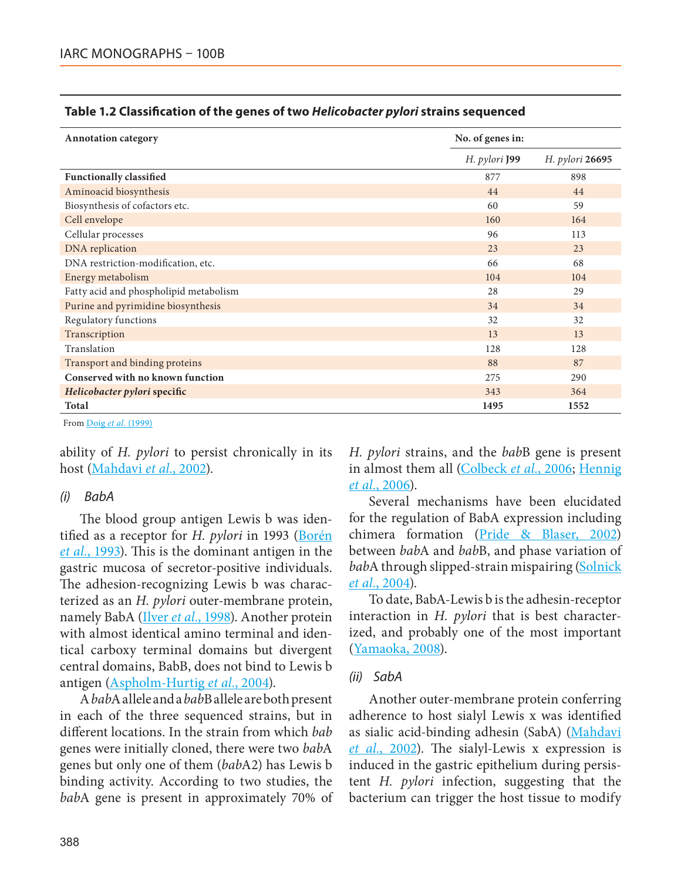**Table 1.2 Classification of the genes of two *Helicobacter pylori* strains sequenced**

| Annotation category | No. of genes in: | |
|---|---|---|
| | *H. pylori* **J99** | *H. pylori* **26695** |
| **Functionally classified** | 877 | 898 |
| Aminoacid biosynthesis | 44 | 44 |
| Biosynthesis of cofactors etc. | 60 | 59 |
| Cell envelope | 160 | 164 |
| Cellular processes | 96 | 113 |
| DNA replication | 23 | 23 |
| DNA restriction-modification, etc. | 66 | 68 |
| Energy metabolism | 104 | 104 |
| Fatty acid and phospholipid metabolism | 28 | 29 |
| Purine and pyrimidine biosynthesis | 34 | 34 |
| Regulatory functions | 32 | 32 |
| Transcription | 13 | 13 |
| Translation | 128 | 128 |
| Transport and binding proteins | 88 | 87 |
| **Conserved with no known function** | 275 | 290 |
| ***Helicobacter pylori* specific** | 343 | 364 |
| **Total** | **1495** | **1552** |

From Doig *et al.* (1999)

ability of *H. pylori* to persist chronically in its host (Mahdavi *et al.*, 2002).

*(i) BabA*

The blood group antigen Lewis b was identified as a receptor for *H. pylori* in 1993 (Borén *et al.*, 1993). This is the dominant antigen in the gastric mucosa of secretor-positive individuals. The adhesion-recognizing Lewis b was characterized as an *H. pylori* outer-membrane protein, namely BabA (Ilver *et al.*, 1998). Another protein with almost identical amino terminal and identical carboxy terminal domains but divergent central domains, BabB, does not bind to Lewis b antigen (Aspholm-Hurtig *et al.*, 2004).

A *bab*A allele and a *bab*B allele are both present in each of the three sequenced strains, but in different locations. In the strain from which *bab* genes were initially cloned, there were two *bab*A genes but only one of them (*bab*A2) has Lewis b binding activity. According to two studies, the *bab*A gene is present in approximately 70% of *H. pylori* strains, and the *bab*B gene is present in almost them all (Colbeck *et al.*, 2006; Hennig *et al.*, 2006).

Several mechanisms have been elucidated for the regulation of BabA expression including chimera formation (Pride & Blaser, 2002) between *bab*A and *bab*B, and phase variation of *bab*A through slipped-strain mispairing (Solnick *et al.*, 2004).

To date, BabA-Lewis b is the adhesin-receptor interaction in *H. pylori* that is best characterized, and probably one of the most important (Yamaoka, 2008).

*(ii) SabA*

Another outer-membrane protein conferring adherence to host sialyl Lewis x was identified as sialic acid-binding adhesin (SabA) (Mahdavi *et al.*, 2002). The sialyl-Lewis x expression is induced in the gastric epithelium during persistent *H. pylori* infection, suggesting that the bacterium can trigger the host tissue to modify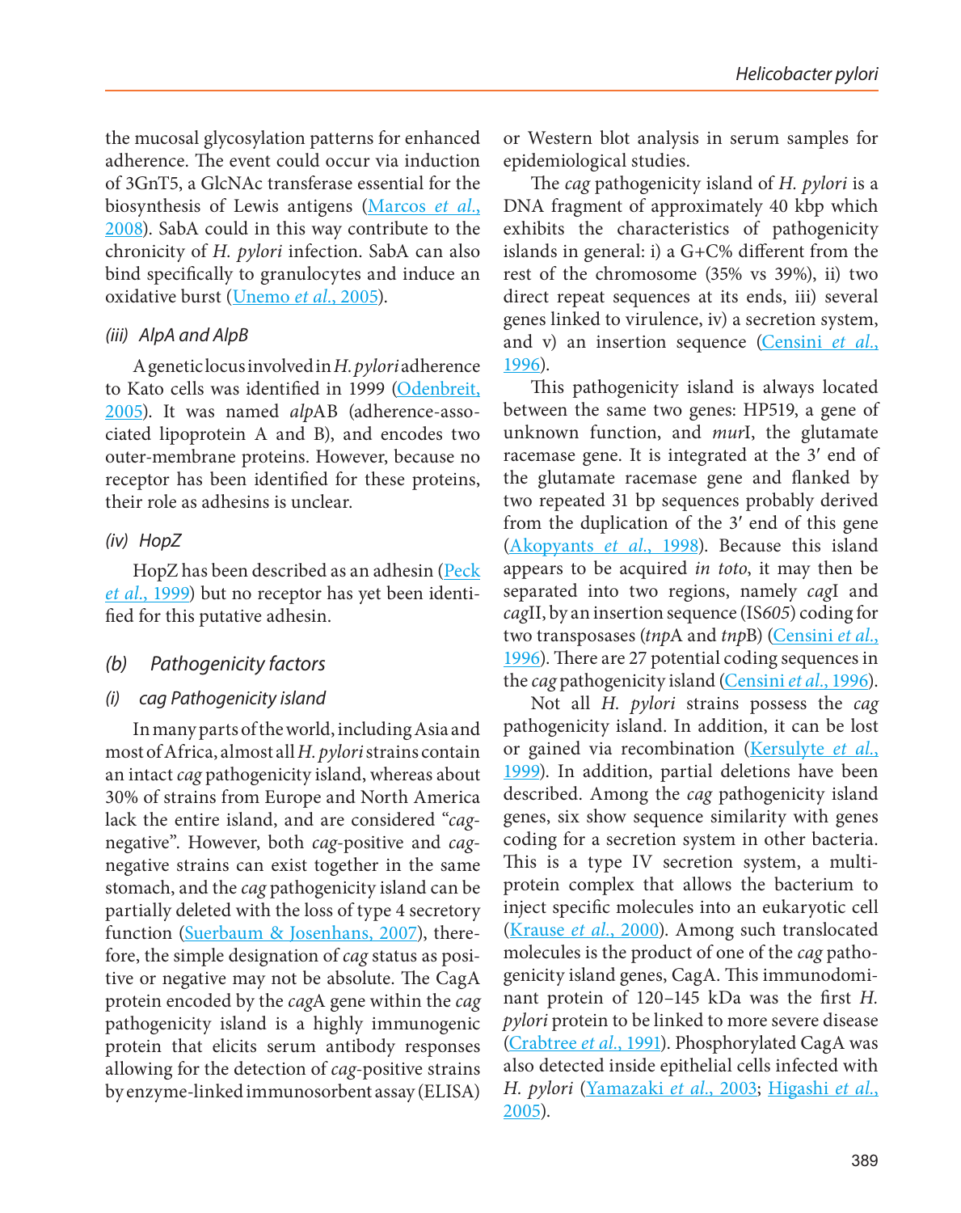the mucosal glycosylation patterns for enhanced adherence. The event could occur via induction of 3GnT5, a GlcNAc transferase essential for the biosynthesis of Lewis antigens (Marcos *et al.*, 2008). SabA could in this way contribute to the chronicity of *H. pylori* infection. SabA can also bind specifically to granulocytes and induce an oxidative burst (Unemo *et al.*, 2005).

#### *(iii) AlpA and AlpB*

A genetic locus involved in *H. pylori* adherence to Kato cells was identified in 1999 (Odenbreit, 2005). It was named *alp*AB (adherence-associated lipoprotein A and B), and encodes two outer-membrane proteins. However, because no receptor has been identified for these proteins, their role as adhesins is unclear.

#### *(iv) HopZ*

HopZ has been described as an adhesin (Peck *et al.*, 1999) but no receptor has yet been identified for this putative adhesin.

### *(b) Pathogenicity factors*

#### *(i) cag Pathogenicity island*

In many parts of the world, including Asia and most of Africa, almost all *H. pylori* strains contain an intact *cag* pathogenicity island, whereas about 30% of strains from Europe and North America lack the entire island, and are considered "*cag*-negative". However, both *cag*-positive and *cag*-negative strains can exist together in the same stomach, and the *cag* pathogenicity island can be partially deleted with the loss of type 4 secretory function (Suerbaum & Josenhans, 2007), therefore, the simple designation of *cag* status as positive or negative may not be absolute. The CagA protein encoded by the *cag*A gene within the *cag* pathogenicity island is a highly immunogenic protein that elicits serum antibody responses allowing for the detection of *cag*-positive strains by enzyme-linked immunosorbent assay (ELISA) or Western blot analysis in serum samples for epidemiological studies.

The *cag* pathogenicity island of *H. pylori* is a DNA fragment of approximately 40 kbp which exhibits the characteristics of pathogenicity islands in general: i) a G+C% different from the rest of the chromosome (35% vs 39%), ii) two direct repeat sequences at its ends, iii) several genes linked to virulence, iv) a secretion system, and v) an insertion sequence (Censini *et al.*, 1996).

This pathogenicity island is always located between the same two genes: HP519, a gene of unknown function, and *mur*I, the glutamate racemase gene. It is integrated at the 3′ end of the glutamate racemase gene and flanked by two repeated 31 bp sequences probably derived from the duplication of the 3′ end of this gene (Akopyants *et al.*, 1998). Because this island appears to be acquired *in toto*, it may then be separated into two regions, namely *cag*I and *cag*II, by an insertion sequence (IS*605*) coding for two transposases (*tnp*A and *tnp*B) (Censini *et al.*, 1996). There are 27 potential coding sequences in the *cag* pathogenicity island (Censini *et al.*, 1996).

Not all *H. pylori* strains possess the *cag* pathogenicity island. In addition, it can be lost or gained via recombination (Kersulyte *et al.*, 1999). In addition, partial deletions have been described. Among the *cag* pathogenicity island genes, six show sequence similarity with genes coding for a secretion system in other bacteria. This is a type IV secretion system, a multiprotein complex that allows the bacterium to inject specific molecules into an eukaryotic cell (Krause *et al.*, 2000). Among such translocated molecules is the product of one of the *cag* pathogenicity island genes, CagA. This immunodominant protein of 120–145 kDa was the first *H. pylori* protein to be linked to more severe disease (Crabtree *et al.*, 1991). Phosphorylated CagA was also detected inside epithelial cells infected with *H. pylori* (Yamazaki *et al.*, 2003; Higashi *et al.*, 2005).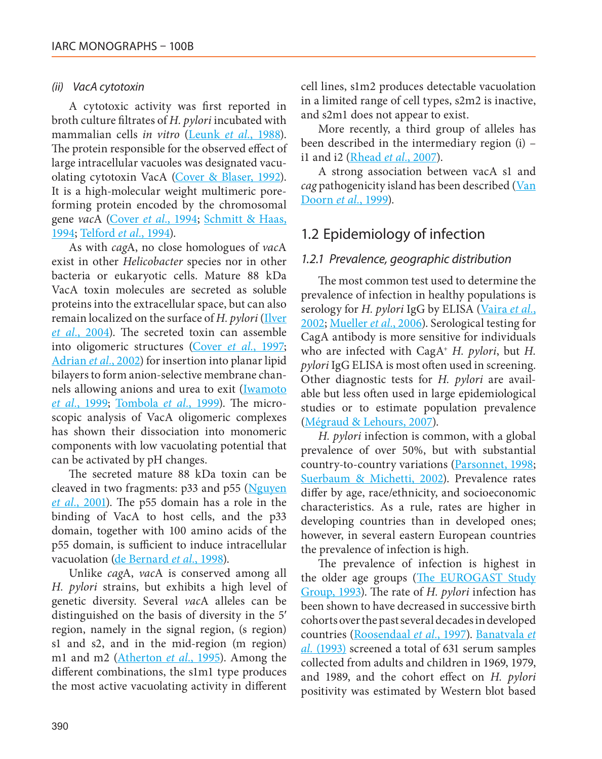#### *(ii) VacA cytotoxin*

A cytotoxic activity was first reported in broth culture filtrates of *H. pylori* incubated with mammalian cells *in vitro* (Leunk *et al.*, 1988). The protein responsible for the observed effect of large intracellular vacuoles was designated vacuolating cytotoxin VacA (Cover & Blaser, 1992). It is a high-molecular weight multimeric pore-forming protein encoded by the chromosomal gene *vac*A (Cover *et al.*, 1994; Schmitt & Haas, 1994; Telford *et al.*, 1994).

As with *cag*A, no close homologues of *vac*A exist in other *Helicobacter* species nor in other bacteria or eukaryotic cells. Mature 88 kDa VacA toxin molecules are secreted as soluble proteins into the extracellular space, but can also remain localized on the surface of *H. pylori* (Ilver *et al.*, 2004). The secreted toxin can assemble into oligomeric structures (Cover *et al.*, 1997; Adrian *et al.*, 2002) for insertion into planar lipid bilayers to form anion-selective membrane channels allowing anions and urea to exit (Iwamoto *et al.*, 1999; Tombola *et al.*, 1999). The microscopic analysis of VacA oligomeric complexes has shown their dissociation into monomeric components with low vacuolating potential that can be activated by pH changes.

The secreted mature 88 kDa toxin can be cleaved in two fragments: p33 and p55 (Nguyen *et al.*, 2001). The p55 domain has a role in the binding of VacA to host cells, and the p33 domain, together with 100 amino acids of the p55 domain, is sufficient to induce intracellular vacuolation (de Bernard *et al.*, 1998).

Unlike *cag*A, *vac*A is conserved among all *H. pylori* strains, but exhibits a high level of genetic diversity. Several *vac*A alleles can be distinguished on the basis of diversity in the 5′ region, namely in the signal region, (s region) s1 and s2, and in the mid-region (m region) m1 and m2 (Atherton *et al.*, 1995). Among the different combinations, the s1m1 type produces the most active vacuolating activity in different cell lines, s1m2 produces detectable vacuolation in a limited range of cell types, s2m2 is inactive, and s2m1 does not appear to exist.

More recently, a third group of alleles has been described in the intermediary region (i) – i1 and i2 (Rhead *et al.*, 2007).

A strong association between vacA s1 and *cag* pathogenicity island has been described (Van Doorn *et al.*, 1999).

## 1.2 Epidemiology of infection

### *1.2.1 Prevalence, geographic distribution*

The most common test used to determine the prevalence of infection in healthy populations is serology for *H. pylori* IgG by ELISA (Vaira *et al.*, 2002; Mueller *et al.*, 2006). Serological testing for CagA antibody is more sensitive for individuals who are infected with CagA⁺ *H. pylori*, but *H. pylori* IgG ELISA is most often used in screening. Other diagnostic tests for *H. pylori* are available but less often used in large epidemiological studies or to estimate population prevalence (Mégraud & Lehours, 2007).

*H. pylori* infection is common, with a global prevalence of over 50%, but with substantial country-to-country variations (Parsonnet, 1998; Suerbaum & Michetti, 2002). Prevalence rates differ by age, race/ethnicity, and socioeconomic characteristics. As a rule, rates are higher in developing countries than in developed ones; however, in several eastern European countries the prevalence of infection is high.

The prevalence of infection is highest in the older age groups (The EUROGAST Study Group, 1993). The rate of *H. pylori* infection has been shown to have decreased in successive birth cohorts over the past several decades in developed countries (Roosendaal *et al.*, 1997). Banatvala *et al.* (1993) screened a total of 631 serum samples collected from adults and children in 1969, 1979, and 1989, and the cohort effect on *H. pylori* positivity was estimated by Western blot based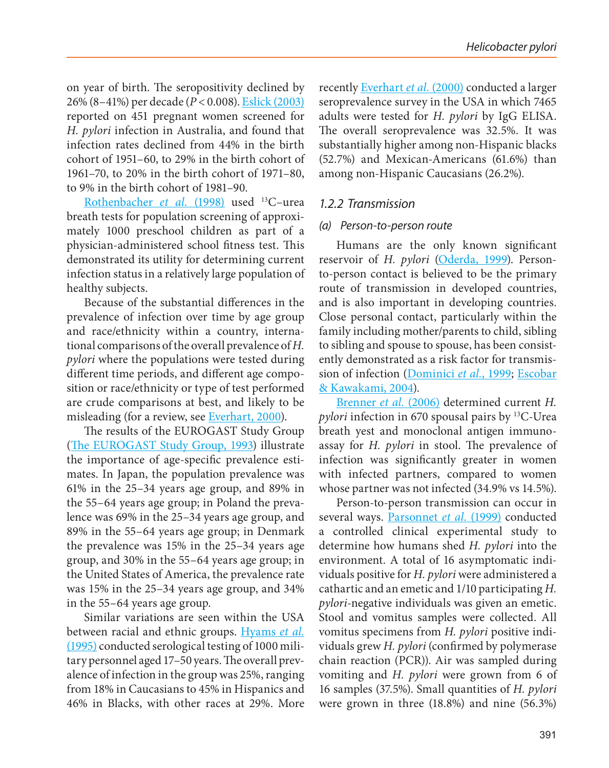on year of birth. The seropositivity declined by 26% (8–41%) per decade ($P < 0.008$). Eslick (2003) reported on 451 pregnant women screened for *H. pylori* infection in Australia, and found that infection rates declined from 44% in the birth cohort of 1951–60, to 29% in the birth cohort of 1961–70, to 20% in the birth cohort of 1971–80, to 9% in the birth cohort of 1981–90.

Rothenbacher *et al.* (1998) used $^{13}$C–urea breath tests for population screening of approximately 1000 preschool children as part of a physician-administered school fitness test. This demonstrated its utility for determining current infection status in a relatively large population of healthy subjects.

Because of the substantial differences in the prevalence of infection over time by age group and race/ethnicity within a country, international comparisons of the overall prevalence of *H. pylori* where the populations were tested during different time periods, and different age composition or race/ethnicity or type of test performed are crude comparisons at best, and likely to be misleading (for a review, see Everhart, 2000).

The results of the EUROGAST Study Group (The EUROGAST Study Group, 1993) illustrate the importance of age-specific prevalence estimates. In Japan, the population prevalence was 61% in the 25–34 years age group, and 89% in the 55–64 years age group; in Poland the prevalence was 69% in the 25–34 years age group, and 89% in the 55–64 years age group; in Denmark the prevalence was 15% in the 25–34 years age group, and 30% in the 55–64 years age group; in the United States of America, the prevalence rate was 15% in the 25–34 years age group, and 34% in the 55–64 years age group.

Similar variations are seen within the USA between racial and ethnic groups. Hyams *et al.* (1995) conducted serological testing of 1000 military personnel aged 17–50 years. The overall prevalence of infection in the group was 25%, ranging from 18% in Caucasians to 45% in Hispanics and 46% in Blacks, with other races at 29%. More recently Everhart *et al.* (2000) conducted a larger seroprevalence survey in the USA in which 7465 adults were tested for *H. pylori* by IgG ELISA. The overall seroprevalence was 32.5%. It was substantially higher among non-Hispanic blacks (52.7%) and Mexican-Americans (61.6%) than among non-Hispanic Caucasians (26.2%).

### 1.2.2 Transmission

#### (a) Person-to-person route

Humans are the only known significant reservoir of *H. pylori* (Oderda, 1999). Person-to-person contact is believed to be the primary route of transmission in developed countries, and is also important in developing countries. Close personal contact, particularly within the family including mother/parents to child, sibling to sibling and spouse to spouse, has been consistently demonstrated as a risk factor for transmission of infection (Dominici *et al.*, 1999; Escobar & Kawakami, 2004).

Brenner *et al.* (2006) determined current *H. pylori* infection in 670 spousal pairs by $^{13}$C-Urea breath yest and monoclonal antigen immunoassay for *H. pylori* in stool. The prevalence of infection was significantly greater in women with infected partners, compared to women whose partner was not infected (34.9% vs 14.5%).

Person-to-person transmission can occur in several ways. Parsonnet *et al.* (1999) conducted a controlled clinical experimental study to determine how humans shed *H. pylori* into the environment. A total of 16 asymptomatic individuals positive for *H. pylori* were administered a cathartic and an emetic and 1/10 participating *H. pylori*-negative individuals was given an emetic. Stool and vomitus samples were collected. All vomitus specimens from *H. pylori* positive individuals grew *H. pylori* (confirmed by polymerase chain reaction (PCR)). Air was sampled during vomiting and *H. pylori* were grown from 6 of 16 samples (37.5%). Small quantities of *H. pylori* were grown in three (18.8%) and nine (56.3%)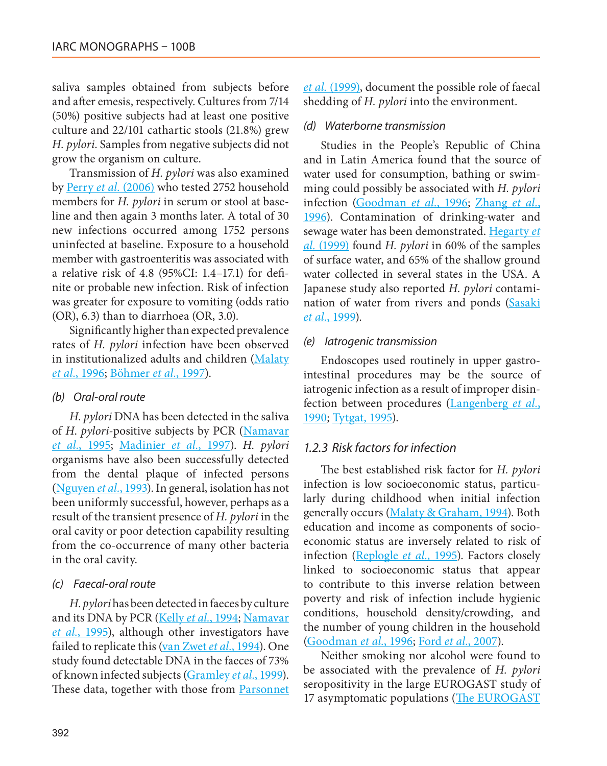saliva samples obtained from subjects before and after emesis, respectively. Cultures from 7/14 (50%) positive subjects had at least one positive culture and 22/101 cathartic stools (21.8%) grew *H. pylori*. Samples from negative subjects did not grow the organism on culture.

Transmission of *H. pylori* was also examined by Perry *et al.* (2006) who tested 2752 household members for *H. pylori* in serum or stool at baseline and then again 3 months later. A total of 30 new infections occurred among 1752 persons uninfected at baseline. Exposure to a household member with gastroenteritis was associated with a relative risk of 4.8 (95%CI: 1.4–17.1) for definite or probable new infection. Risk of infection was greater for exposure to vomiting (odds ratio (OR), 6.3) than to diarrhoea (OR, 3.0).

Significantly higher than expected prevalence rates of *H. pylori* infection have been observed in institutionalized adults and children (Malaty *et al.*, 1996; Böhmer *et al.*, 1997).

*(b) Oral-oral route*

*H. pylori* DNA has been detected in the saliva of *H. pylori*-positive subjects by PCR (Namavar *et al.*, 1995; Madinier *et al.*, 1997). *H. pylori* organisms have also been successfully detected from the dental plaque of infected persons (Nguyen *et al.*, 1993). In general, isolation has not been uniformly successful, however, perhaps as a result of the transient presence of *H. pylori* in the oral cavity or poor detection capability resulting from the co-occurrence of many other bacteria in the oral cavity.

*(c) Faecal-oral route*

*H. pylori* has been detected in faeces by culture and its DNA by PCR (Kelly *et al.*, 1994; Namavar *et al.*, 1995), although other investigators have failed to replicate this (van Zwet *et al.*, 1994). One study found detectable DNA in the faeces of 73% of known infected subjects (Gramley *et al.*, 1999). These data, together with those from Parsonnet *et al.* (1999), document the possible role of faecal shedding of *H. pylori* into the environment.

*(d) Waterborne transmission*

Studies in the People's Republic of China and in Latin America found that the source of water used for consumption, bathing or swimming could possibly be associated with *H. pylori* infection (Goodman *et al.*, 1996; Zhang *et al.*, 1996). Contamination of drinking-water and sewage water has been demonstrated. Hegarty *et al.* (1999) found *H. pylori* in 60% of the samples of surface water, and 65% of the shallow ground water collected in several states in the USA. A Japanese study also reported *H. pylori* contamination of water from rivers and ponds (Sasaki *et al.*, 1999).

*(e) Iatrogenic transmission*

Endoscopes used routinely in upper gastrointestinal procedures may be the source of iatrogenic infection as a result of improper disinfection between procedures (Langenberg *et al.*, 1990; Tytgat, 1995).

### 1.2.3 Risk factors for infection

The best established risk factor for *H. pylori* infection is low socioeconomic status, particularly during childhood when initial infection generally occurs (Malaty & Graham, 1994). Both education and income as components of socioeconomic status are inversely related to risk of infection (Replogle *et al.*, 1995). Factors closely linked to socioeconomic status that appear to contribute to this inverse relation between poverty and risk of infection include hygienic conditions, household density/crowding, and the number of young children in the household (Goodman *et al.*, 1996; Ford *et al.*, 2007).

Neither smoking nor alcohol were found to be associated with the prevalence of *H. pylori* seropositivity in the large EUROGAST study of 17 asymptomatic populations (The EUROGAST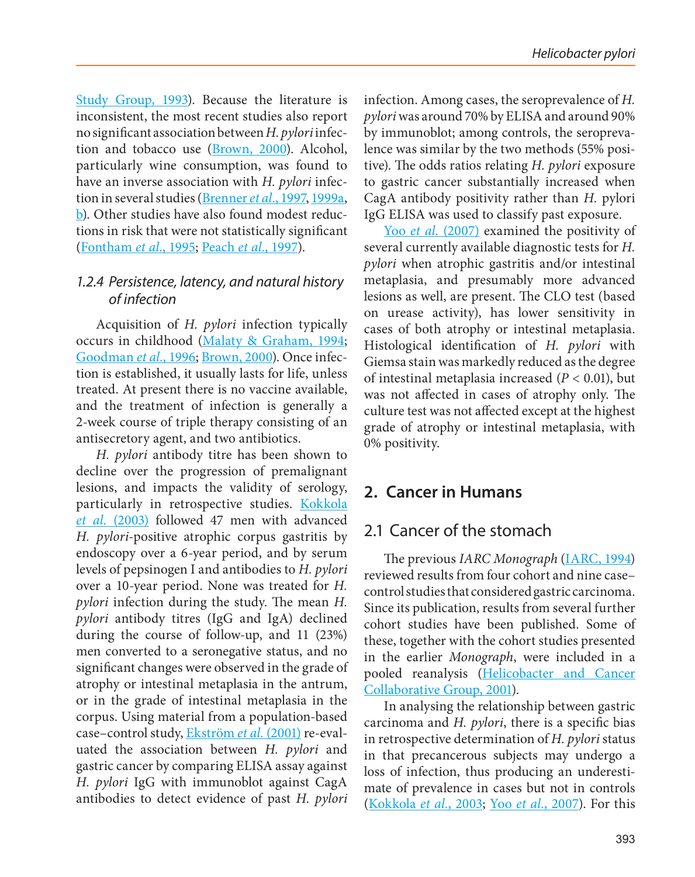Study Group, 1993). Because the literature is inconsistent, the most recent studies also report no significant association between *H. pylori* infection and tobacco use (Brown, 2000). Alcohol, particularly wine consumption, was found to have an inverse association with *H. pylori* infection in several studies (Brenner *et al.*, 1997, 1999a, b). Other studies have also found modest reductions in risk that were not statistically significant (Fontham *et al.*, 1995; Peach *et al.*, 1997).

### 1.2.4 Persistence, latency, and natural history of infection

Acquisition of *H. pylori* infection typically occurs in childhood (Malaty & Graham, 1994; Goodman *et al.*, 1996; Brown, 2000). Once infection is established, it usually lasts for life, unless treated. At present there is no vaccine available, and the treatment of infection is generally a 2-week course of triple therapy consisting of an antisecretory agent, and two antibiotics.

*H. pylori* antibody titre has been shown to decline over the progression of premalignant lesions, and impacts the validity of serology, particularly in retrospective studies. Kokkola *et al.* (2003) followed 47 men with advanced *H. pylori*-positive atrophic corpus gastritis by endoscopy over a 6-year period, and by serum levels of pepsinogen I and antibodies to *H. pylori* over a 10-year period. None was treated for *H. pylori* infection during the study. The mean *H. pylori* antibody titres (IgG and IgA) declined during the course of follow-up, and 11 (23%) men converted to a seronegative status, and no significant changes were observed in the grade of atrophy or intestinal metaplasia in the antrum, or in the grade of intestinal metaplasia in the corpus. Using material from a population-based case–control study, Ekström *et al.* (2001) re-evaluated the association between *H. pylori* and gastric cancer by comparing ELISA assay against *H. pylori* IgG with immunoblot against CagA antibodies to detect evidence of past *H. pylori* infection. Among cases, the seroprevalence of *H. pylori* was around 70% by ELISA and around 90% by immunoblot; among controls, the seroprevalence was similar by the two methods (55% positive). The odds ratios relating *H. pylori* exposure to gastric cancer substantially increased when CagA antibody positivity rather than *H.* pylori IgG ELISA was used to classify past exposure.

Yoo *et al.* (2007) examined the positivity of several currently available diagnostic tests for *H. pylori* when atrophic gastritis and/or intestinal metaplasia, and presumably more advanced lesions as well, are present. The CLO test (based on urease activity), has lower sensitivity in cases of both atrophy or intestinal metaplasia. Histological identification of *H. pylori* with Giemsa stain was markedly reduced as the degree of intestinal metaplasia increased ($P < 0.01$), but was not affected in cases of atrophy only. The culture test was not affected except at the highest grade of atrophy or intestinal metaplasia, with 0% positivity.

## 2. Cancer in Humans

### 2.1 Cancer of the stomach

The previous *IARC Monograph* (IARC, 1994) reviewed results from four cohort and nine case–control studies that considered gastric carcinoma. Since its publication, results from several further cohort studies have been published. Some of these, together with the cohort studies presented in the earlier *Monograph*, were included in a pooled reanalysis (Helicobacter and Cancer Collaborative Group, 2001).

In analysing the relationship between gastric carcinoma and *H. pylori*, there is a specific bias in retrospective determination of *H. pylori* status in that precancerous subjects may undergo a loss of infection, thus producing an underestimate of prevalence in cases but not in controls (Kokkola *et al.*, 2003; Yoo *et al.*, 2007). For this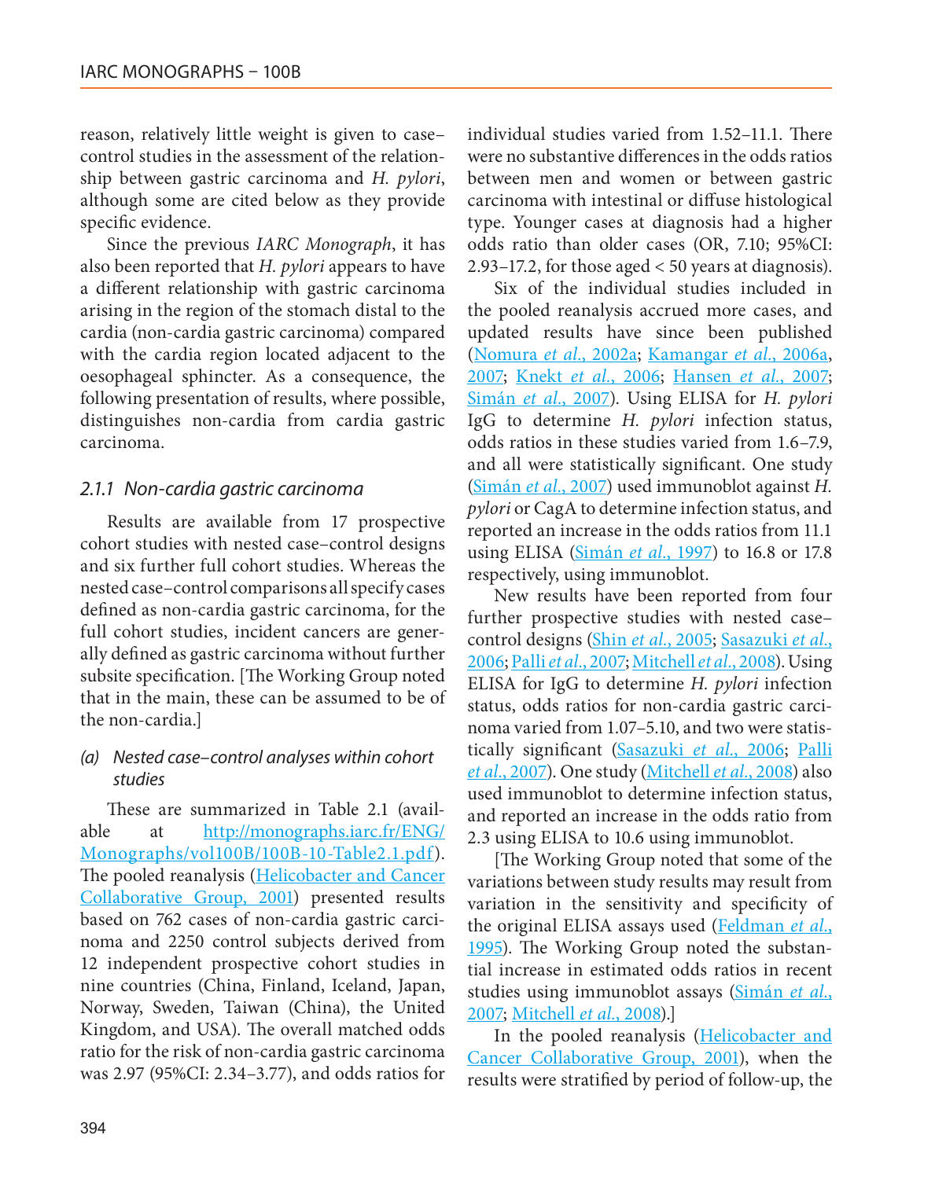reason, relatively little weight is given to case–control studies in the assessment of the relationship between gastric carcinoma and *H. pylori*, although some are cited below as they provide specific evidence.

Since the previous *IARC Monograph*, it has also been reported that *H. pylori* appears to have a different relationship with gastric carcinoma arising in the region of the stomach distal to the cardia (non-cardia gastric carcinoma) compared with the cardia region located adjacent to the oesophageal sphincter. As a consequence, the following presentation of results, where possible, distinguishes non-cardia from cardia gastric carcinoma.

### *2.1.1 Non-cardia gastric carcinoma*

Results are available from 17 prospective cohort studies with nested case–control designs and six further full cohort studies. Whereas the nested case–control comparisons all specify cases defined as non-cardia gastric carcinoma, for the full cohort studies, incident cancers are generally defined as gastric carcinoma without further subsite specification. [The Working Group noted that in the main, these can be assumed to be of the non-cardia.]

#### *(a) Nested case–control analyses within cohort studies*

These are summarized in Table 2.1 (available at http://monographs.iarc.fr/ENG/Monographs/vol100B/100B-10-Table2.1.pdf). The pooled reanalysis (Helicobacter and Cancer Collaborative Group, 2001) presented results based on 762 cases of non-cardia gastric carcinoma and 2250 control subjects derived from 12 independent prospective cohort studies in nine countries (China, Finland, Iceland, Japan, Norway, Sweden, Taiwan (China), the United Kingdom, and USA). The overall matched odds ratio for the risk of non-cardia gastric carcinoma was 2.97 (95%CI: 2.34–3.77), and odds ratios for individual studies varied from 1.52–11.1. There were no substantive differences in the odds ratios between men and women or between gastric carcinoma with intestinal or diffuse histological type. Younger cases at diagnosis had a higher odds ratio than older cases (OR, 7.10; 95%CI: 2.93–17.2, for those aged < 50 years at diagnosis).

Six of the individual studies included in the pooled reanalysis accrued more cases, and updated results have since been published (Nomura *et al.*, 2002a; Kamangar *et al.*, 2006a, 2007; Knekt *et al.*, 2006; Hansen *et al.*, 2007; Simán *et al.*, 2007). Using ELISA for *H. pylori* IgG to determine *H. pylori* infection status, odds ratios in these studies varied from 1.6–7.9, and all were statistically significant. One study (Simán *et al.*, 2007) used immunoblot against *H. pylori* or CagA to determine infection status, and reported an increase in the odds ratios from 11.1 using ELISA (Simán *et al.*, 1997) to 16.8 or 17.8 respectively, using immunoblot.

New results have been reported from four further prospective studies with nested case–control designs (Shin *et al.*, 2005; Sasazuki *et al.*, 2006; Palli *et al.*, 2007; Mitchell *et al.*, 2008). Using ELISA for IgG to determine *H. pylori* infection status, odds ratios for non-cardia gastric carcinoma varied from 1.07–5.10, and two were statistically significant (Sasazuki *et al.*, 2006; Palli *et al.*, 2007). One study (Mitchell *et al.*, 2008) also used immunoblot to determine infection status, and reported an increase in the odds ratio from 2.3 using ELISA to 10.6 using immunoblot.

[The Working Group noted that some of the variations between study results may result from variation in the sensitivity and specificity of the original ELISA assays used (Feldman *et al.*, 1995). The Working Group noted the substantial increase in estimated odds ratios in recent studies using immunoblot assays (Simán *et al.*, 2007; Mitchell *et al.*, 2008).]

In the pooled reanalysis (Helicobacter and Cancer Collaborative Group, 2001), when the results were stratified by period of follow-up, the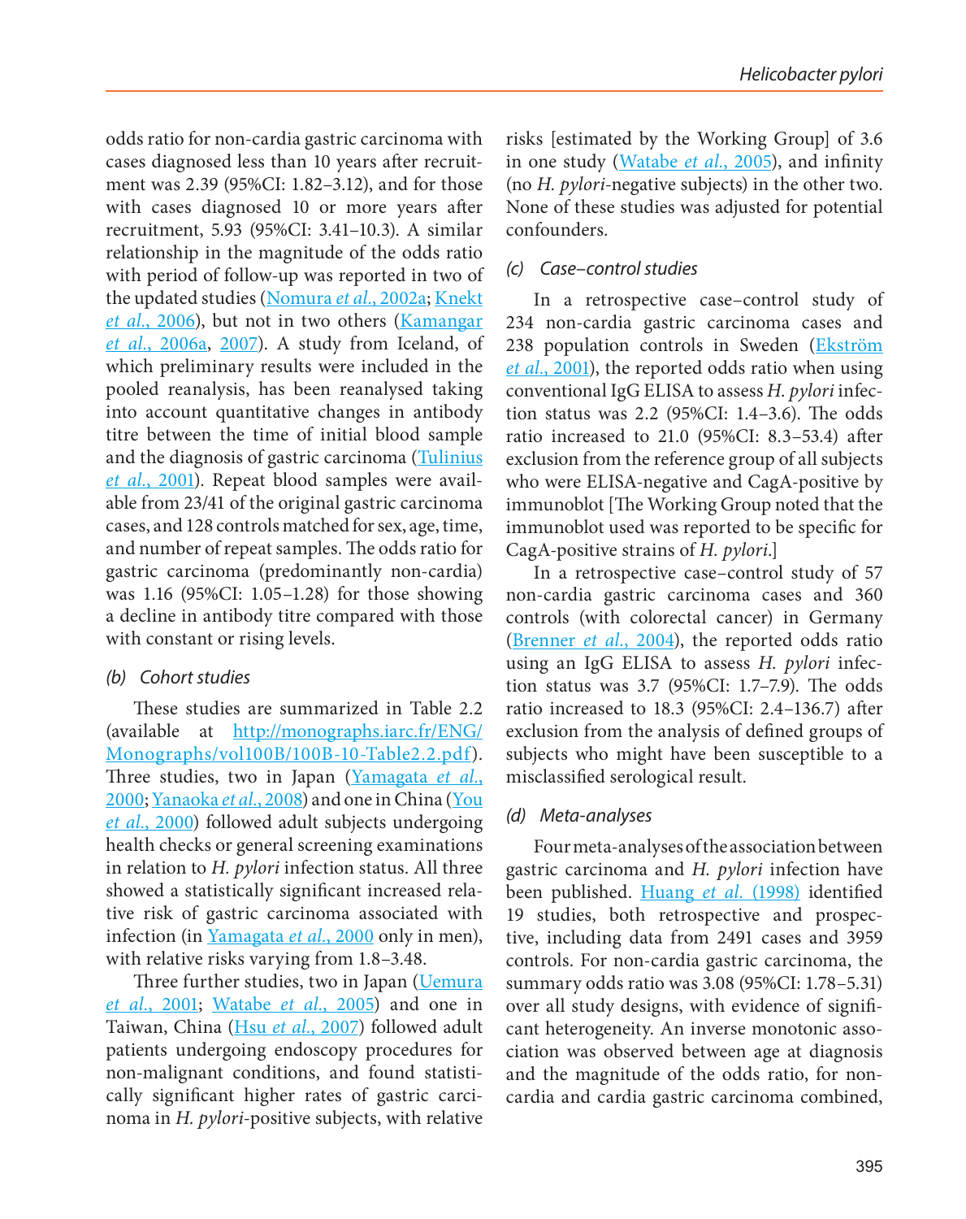odds ratio for non-cardia gastric carcinoma with cases diagnosed less than 10 years after recruitment was 2.39 (95%CI: 1.82–3.12), and for those with cases diagnosed 10 or more years after recruitment, 5.93 (95%CI: 3.41–10.3). A similar relationship in the magnitude of the odds ratio with period of follow-up was reported in two of the updated studies (Nomura *et al.*, 2002a; Knekt *et al.*, 2006), but not in two others (Kamangar *et al.*, 2006a, 2007). A study from Iceland, of which preliminary results were included in the pooled reanalysis, has been reanalysed taking into account quantitative changes in antibody titre between the time of initial blood sample and the diagnosis of gastric carcinoma (Tulinius *et al.*, 2001). Repeat blood samples were available from 23/41 of the original gastric carcinoma cases, and 128 controls matched for sex, age, time, and number of repeat samples. The odds ratio for gastric carcinoma (predominantly non-cardia) was 1.16 (95%CI: 1.05–1.28) for those showing a decline in antibody titre compared with those with constant or rising levels.

### (b) Cohort studies

These studies are summarized in Table 2.2 (available at http://monographs.iarc.fr/ENG/Monographs/vol100B/100B-10-Table2.2.pdf). Three studies, two in Japan (Yamagata *et al.*, 2000; Yanaoka *et al.*, 2008) and one in China (You *et al.*, 2000) followed adult subjects undergoing health checks or general screening examinations in relation to *H. pylori* infection status. All three showed a statistically significant increased relative risk of gastric carcinoma associated with infection (in Yamagata *et al.*, 2000 only in men), with relative risks varying from 1.8–3.48.

Three further studies, two in Japan (Uemura *et al.*, 2001; Watabe *et al.*, 2005) and one in Taiwan, China (Hsu *et al.*, 2007) followed adult patients undergoing endoscopy procedures for non-malignant conditions, and found statistically significant higher rates of gastric carcinoma in *H. pylori*-positive subjects, with relative risks [estimated by the Working Group] of 3.6 in one study (Watabe *et al.*, 2005), and infinity (no *H. pylori*-negative subjects) in the other two. None of these studies was adjusted for potential confounders.

### (c) Case–control studies

In a retrospective case–control study of 234 non-cardia gastric carcinoma cases and 238 population controls in Sweden (Ekström *et al.*, 2001), the reported odds ratio when using conventional IgG ELISA to assess *H. pylori* infection status was 2.2 (95%CI: 1.4–3.6). The odds ratio increased to 21.0 (95%CI: 8.3–53.4) after exclusion from the reference group of all subjects who were ELISA-negative and CagA-positive by immunoblot [The Working Group noted that the immunoblot used was reported to be specific for CagA-positive strains of *H. pylori*.]

In a retrospective case–control study of 57 non-cardia gastric carcinoma cases and 360 controls (with colorectal cancer) in Germany (Brenner *et al.*, 2004), the reported odds ratio using an IgG ELISA to assess *H. pylori* infection status was 3.7 (95%CI: 1.7–7.9). The odds ratio increased to 18.3 (95%CI: 2.4–136.7) after exclusion from the analysis of defined groups of subjects who might have been susceptible to a misclassified serological result.

### (d) Meta-analyses

Four meta-analyses of the association between gastric carcinoma and *H. pylori* infection have been published. Huang *et al.* (1998) identified 19 studies, both retrospective and prospective, including data from 2491 cases and 3959 controls. For non-cardia gastric carcinoma, the summary odds ratio was 3.08 (95%CI: 1.78–5.31) over all study designs, with evidence of significant heterogeneity. An inverse monotonic association was observed between age at diagnosis and the magnitude of the odds ratio, for non-cardia and cardia gastric carcinoma combined,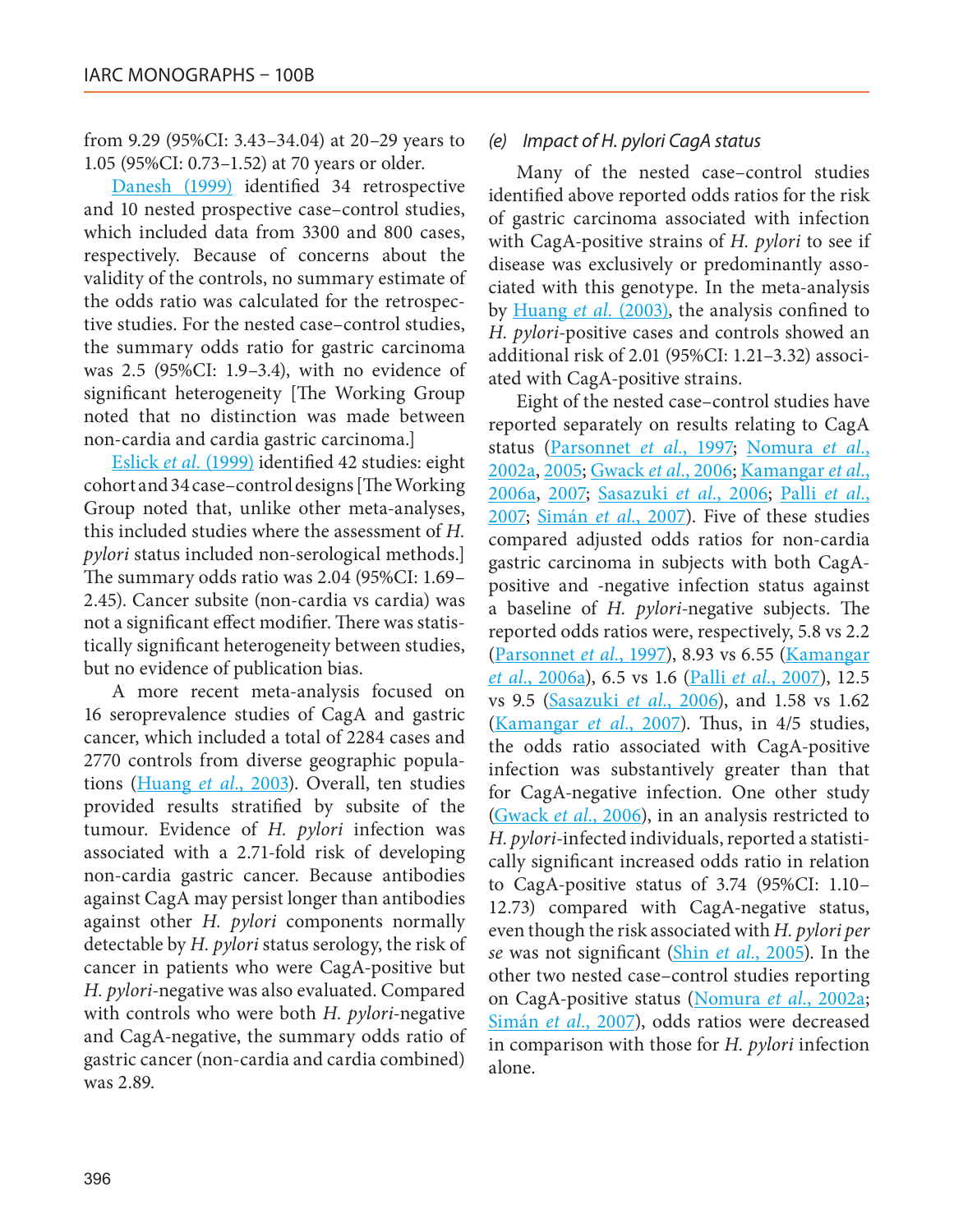from 9.29 (95%CI: 3.43–34.04) at 20–29 years to 1.05 (95%CI: 0.73–1.52) at 70 years or older.

Danesh (1999) identified 34 retrospective and 10 nested prospective case–control studies, which included data from 3300 and 800 cases, respectively. Because of concerns about the validity of the controls, no summary estimate of the odds ratio was calculated for the retrospective studies. For the nested case–control studies, the summary odds ratio for gastric carcinoma was 2.5 (95%CI: 1.9–3.4), with no evidence of significant heterogeneity [The Working Group noted that no distinction was made between non-cardia and cardia gastric carcinoma.]

Eslick *et al.* (1999) identified 42 studies: eight cohort and 34 case–control designs [The Working Group noted that, unlike other meta-analyses, this included studies where the assessment of *H. pylori* status included non-serological methods.] The summary odds ratio was 2.04 (95%CI: 1.69–2.45). Cancer subsite (non-cardia vs cardia) was not a significant effect modifier. There was statistically significant heterogeneity between studies, but no evidence of publication bias.

A more recent meta-analysis focused on 16 seroprevalence studies of CagA and gastric cancer, which included a total of 2284 cases and 2770 controls from diverse geographic populations (Huang *et al.*, 2003). Overall, ten studies provided results stratified by subsite of the tumour. Evidence of *H. pylori* infection was associated with a 2.71-fold risk of developing non-cardia gastric cancer. Because antibodies against CagA may persist longer than antibodies against other *H. pylori* components normally detectable by *H. pylori* status serology, the risk of cancer in patients who were CagA-positive but *H. pylori*-negative was also evaluated. Compared with controls who were both *H. pylori*-negative and CagA-negative, the summary odds ratio of gastric cancer (non-cardia and cardia combined) was 2.89.

*(e) Impact of H. pylori CagA status*

Many of the nested case–control studies identified above reported odds ratios for the risk of gastric carcinoma associated with infection with CagA-positive strains of *H. pylori* to see if disease was exclusively or predominantly associated with this genotype. In the meta-analysis by Huang *et al.* (2003), the analysis confined to *H. pylori*-positive cases and controls showed an additional risk of 2.01 (95%CI: 1.21–3.32) associated with CagA-positive strains.

Eight of the nested case–control studies have reported separately on results relating to CagA status (Parsonnet *et al.*, 1997; Nomura *et al.*, 2002a, 2005; Gwack *et al.*, 2006; Kamangar *et al.*, 2006a, 2007; Sasazuki *et al.*, 2006; Palli *et al.*, 2007; Simán *et al.*, 2007). Five of these studies compared adjusted odds ratios for non-cardia gastric carcinoma in subjects with both CagA-positive and -negative infection status against a baseline of *H. pylori*-negative subjects. The reported odds ratios were, respectively, 5.8 vs 2.2 (Parsonnet *et al.*, 1997), 8.93 vs 6.55 (Kamangar *et al.*, 2006a), 6.5 vs 1.6 (Palli *et al.*, 2007), 12.5 vs 9.5 (Sasazuki *et al.*, 2006), and 1.58 vs 1.62 (Kamangar *et al.*, 2007). Thus, in 4/5 studies, the odds ratio associated with CagA-positive infection was substantively greater than that for CagA-negative infection. One other study (Gwack *et al.*, 2006), in an analysis restricted to *H. pylori*-infected individuals, reported a statistically significant increased odds ratio in relation to CagA-positive status of 3.74 (95%CI: 1.10–12.73) compared with CagA-negative status, even though the risk associated with *H. pylori per se* was not significant (Shin *et al.*, 2005). In the other two nested case–control studies reporting on CagA-positive status (Nomura *et al.*, 2002a; Simán *et al.*, 2007), odds ratios were decreased in comparison with those for *H. pylori* infection alone.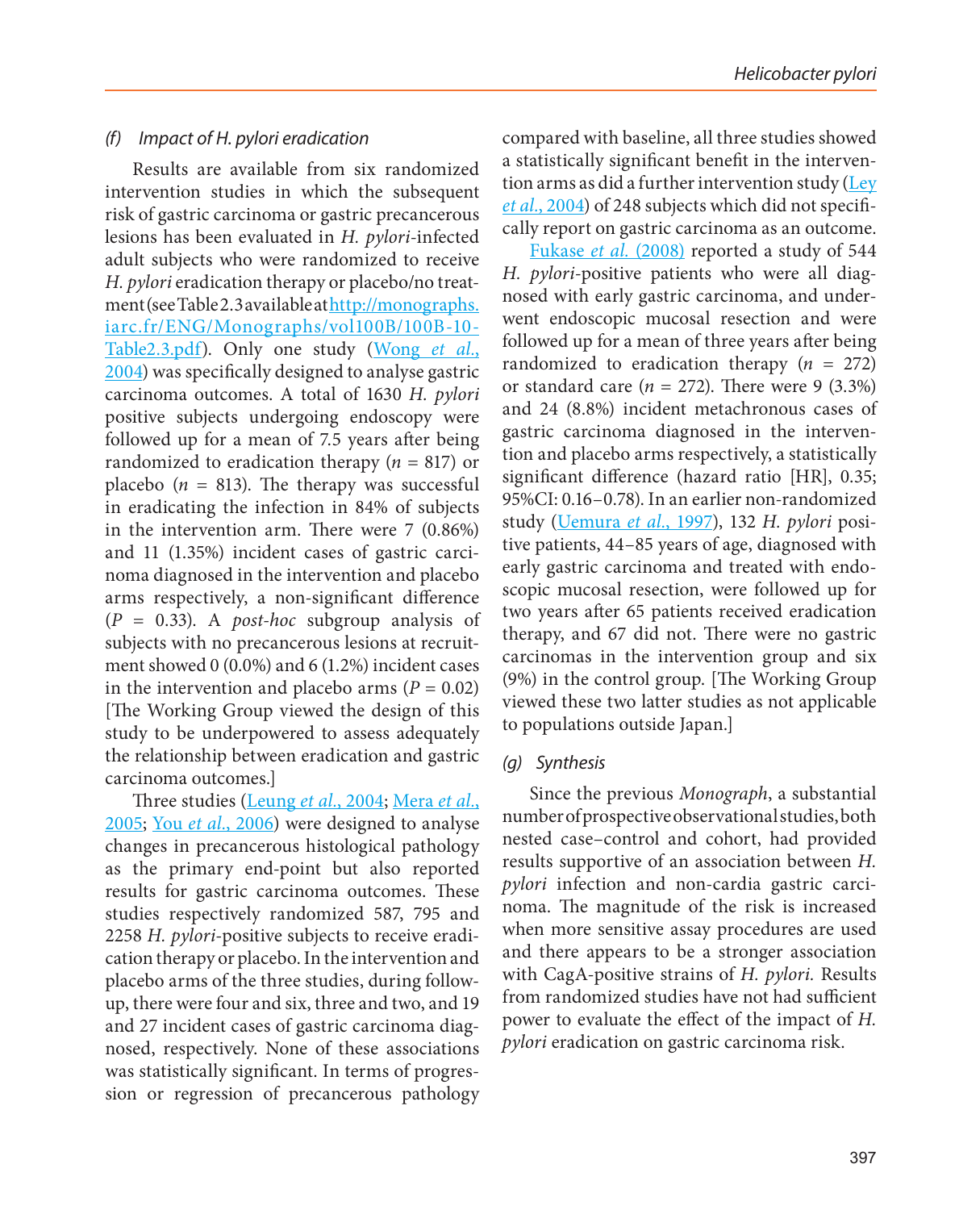### *(f) Impact of H. pylori eradication*

Results are available from six randomized intervention studies in which the subsequent risk of gastric carcinoma or gastric precancerous lesions has been evaluated in *H. pylori*-infected adult subjects who were randomized to receive *H. pylori* eradication therapy or placebo/no treatment (see Table 2.3 available at http://monographs.iarc.fr/ENG/Monographs/vol100B/100B-10-Table2.3.pdf). Only one study (Wong *et al.*, 2004) was specifically designed to analyse gastric carcinoma outcomes. A total of 1630 *H. pylori* positive subjects undergoing endoscopy were followed up for a mean of 7.5 years after being randomized to eradication therapy (*n* = 817) or placebo (*n* = 813). The therapy was successful in eradicating the infection in 84% of subjects in the intervention arm. There were 7 (0.86%) and 11 (1.35%) incident cases of gastric carcinoma diagnosed in the intervention and placebo arms respectively, a non-significant difference (*P* = 0.33). A *post-hoc* subgroup analysis of subjects with no precancerous lesions at recruitment showed 0 (0.0%) and 6 (1.2%) incident cases in the intervention and placebo arms (*P* = 0.02) [The Working Group viewed the design of this study to be underpowered to assess adequately the relationship between eradication and gastric carcinoma outcomes.]

Three studies (Leung *et al.*, 2004; Mera *et al.*, 2005; You *et al.*, 2006) were designed to analyse changes in precancerous histological pathology as the primary end-point but also reported results for gastric carcinoma outcomes. These studies respectively randomized 587, 795 and 2258 *H. pylori*-positive subjects to receive eradication therapy or placebo. In the intervention and placebo arms of the three studies, during follow-up, there were four and six, three and two, and 19 and 27 incident cases of gastric carcinoma diagnosed, respectively. None of these associations was statistically significant. In terms of progression or regression of precancerous pathology compared with baseline, all three studies showed a statistically significant benefit in the intervention arms as did a further intervention study (Ley *et al.*, 2004) of 248 subjects which did not specifically report on gastric carcinoma as an outcome.

Fukase *et al.* (2008) reported a study of 544 *H. pylori*-positive patients who were all diagnosed with early gastric carcinoma, and underwent endoscopic mucosal resection and were followed up for a mean of three years after being randomized to eradication therapy (*n* = 272) or standard care (*n* = 272). There were 9 (3.3%) and 24 (8.8%) incident metachronous cases of gastric carcinoma diagnosed in the intervention and placebo arms respectively, a statistically significant difference (hazard ratio [HR], 0.35; 95%CI: 0.16–0.78). In an earlier non-randomized study (Uemura *et al.*, 1997), 132 *H. pylori* positive patients, 44–85 years of age, diagnosed with early gastric carcinoma and treated with endoscopic mucosal resection, were followed up for two years after 65 patients received eradication therapy, and 67 did not. There were no gastric carcinomas in the intervention group and six (9%) in the control group. [The Working Group viewed these two latter studies as not applicable to populations outside Japan.]

### *(g) Synthesis*

Since the previous *Monograph*, a substantial number of prospective observational studies, both nested case–control and cohort, had provided results supportive of an association between *H. pylori* infection and non-cardia gastric carcinoma. The magnitude of the risk is increased when more sensitive assay procedures are used and there appears to be a stronger association with CagA-positive strains of *H. pylori*. Results from randomized studies have not had sufficient power to evaluate the effect of the impact of *H. pylori* eradication on gastric carcinoma risk.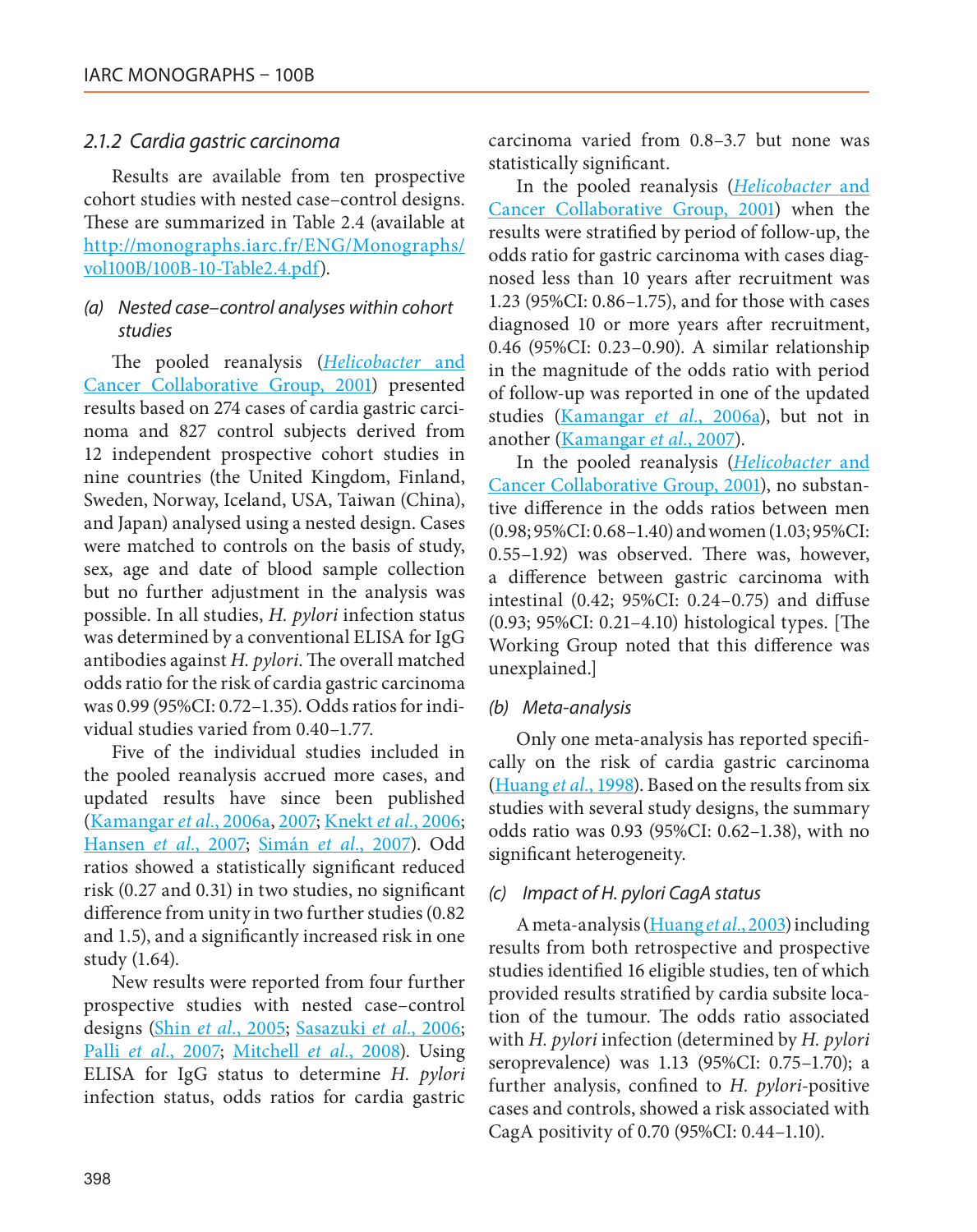### 2.1.2 Cardia gastric carcinoma

Results are available from ten prospective cohort studies with nested case–control designs. These are summarized in Table 2.4 (available at http://monographs.iarc.fr/ENG/Monographs/vol100B/100B-10-Table2.4.pdf).

#### (a) Nested case–control analyses within cohort studies

The pooled reanalysis (*Helicobacter* and Cancer Collaborative Group, 2001) presented results based on 274 cases of cardia gastric carcinoma and 827 control subjects derived from 12 independent prospective cohort studies in nine countries (the United Kingdom, Finland, Sweden, Norway, Iceland, USA, Taiwan (China), and Japan) analysed using a nested design. Cases were matched to controls on the basis of study, sex, age and date of blood sample collection but no further adjustment in the analysis was possible. In all studies, *H. pylori* infection status was determined by a conventional ELISA for IgG antibodies against *H. pylori*. The overall matched odds ratio for the risk of cardia gastric carcinoma was 0.99 (95%CI: 0.72–1.35). Odds ratios for individual studies varied from 0.40–1.77.

Five of the individual studies included in the pooled reanalysis accrued more cases, and updated results have since been published (Kamangar *et al.*, 2006a, 2007; Knekt *et al.*, 2006; Hansen *et al.*, 2007; Simán *et al.*, 2007). Odd ratios showed a statistically significant reduced risk (0.27 and 0.31) in two studies, no significant difference from unity in two further studies (0.82 and 1.5), and a significantly increased risk in one study (1.64).

New results were reported from four further prospective studies with nested case–control designs (Shin *et al.*, 2005; Sasazuki *et al.*, 2006; Palli *et al.*, 2007; Mitchell *et al.*, 2008). Using ELISA for IgG status to determine *H. pylori* infection status, odds ratios for cardia gastric carcinoma varied from 0.8–3.7 but none was statistically significant.

In the pooled reanalysis (*Helicobacter* and Cancer Collaborative Group, 2001) when the results were stratified by period of follow-up, the odds ratio for gastric carcinoma with cases diagnosed less than 10 years after recruitment was 1.23 (95%CI: 0.86–1.75), and for those with cases diagnosed 10 or more years after recruitment, 0.46 (95%CI: 0.23–0.90). A similar relationship in the magnitude of the odds ratio with period of follow-up was reported in one of the updated studies (Kamangar *et al.*, 2006a), but not in another (Kamangar *et al.*, 2007).

In the pooled reanalysis (*Helicobacter* and Cancer Collaborative Group, 2001), no substantive difference in the odds ratios between men (0.98; 95%CI: 0.68–1.40) and women (1.03; 95%CI: 0.55–1.92) was observed. There was, however, a difference between gastric carcinoma with intestinal (0.42; 95%CI: 0.24–0.75) and diffuse (0.93; 95%CI: 0.21–4.10) histological types. [The Working Group noted that this difference was unexplained.]

#### (b) Meta-analysis

Only one meta-analysis has reported specifically on the risk of cardia gastric carcinoma (Huang *et al.*, 1998). Based on the results from six studies with several study designs, the summary odds ratio was 0.93 (95%CI: 0.62–1.38), with no significant heterogeneity.

#### (c) Impact of H. pylori CagA status

A meta-analysis (Huang *et al.*, 2003) including results from both retrospective and prospective studies identified 16 eligible studies, ten of which provided results stratified by cardia subsite location of the tumour. The odds ratio associated with *H. pylori* infection (determined by *H. pylori* seroprevalence) was 1.13 (95%CI: 0.75–1.70); a further analysis, confined to *H. pylori*-positive cases and controls, showed a risk associated with CagA positivity of 0.70 (95%CI: 0.44–1.10).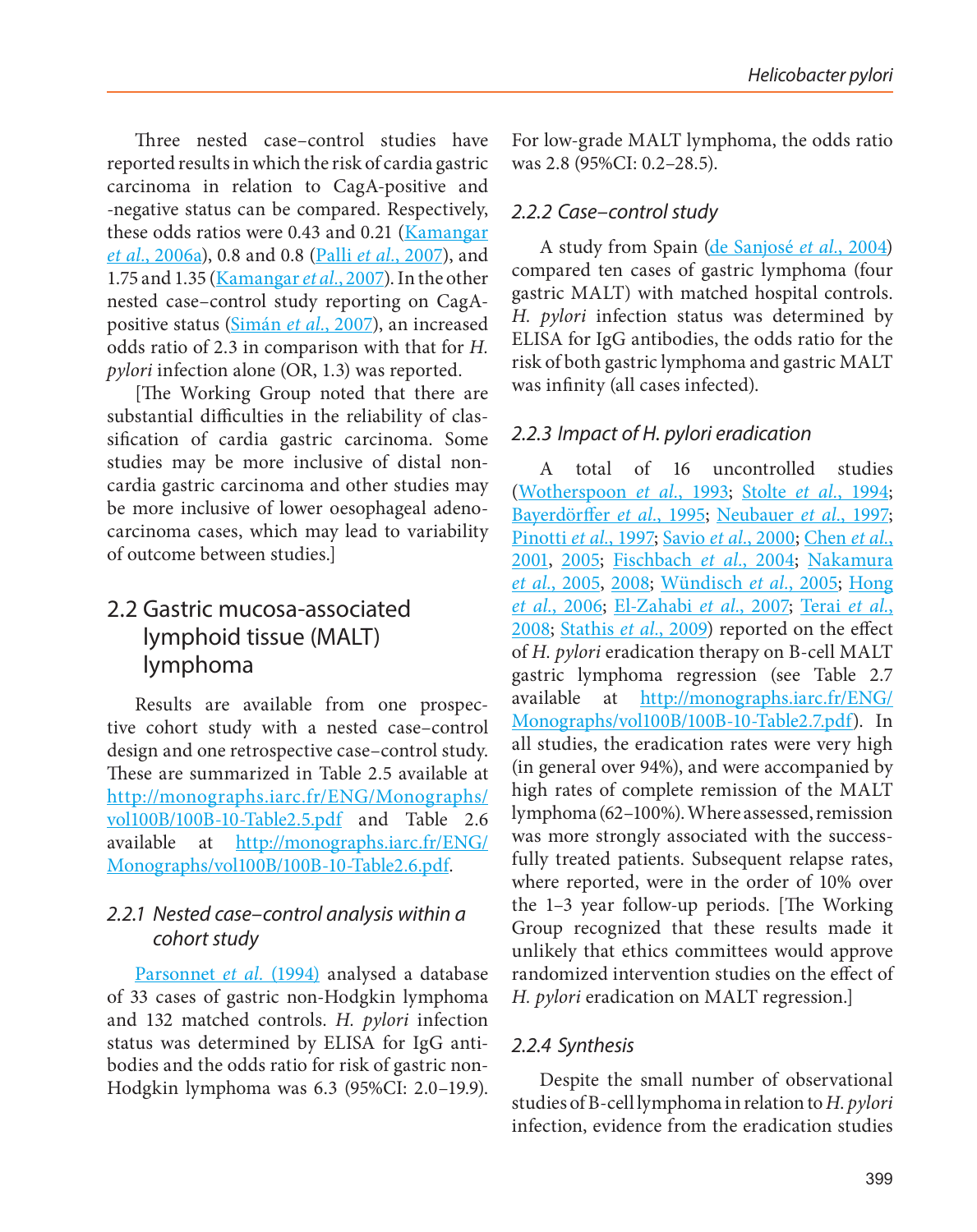Three nested case–control studies have reported results in which the risk of cardia gastric carcinoma in relation to CagA-positive and -negative status can be compared. Respectively, these odds ratios were 0.43 and 0.21 (Kamangar *et al.*, 2006a), 0.8 and 0.8 (Palli *et al.*, 2007), and 1.75 and 1.35 (Kamangar *et al.*, 2007). In the other nested case–control study reporting on CagA-positive status (Simán *et al.*, 2007), an increased odds ratio of 2.3 in comparison with that for *H. pylori* infection alone (OR, 1.3) was reported.

[The Working Group noted that there are substantial difficulties in the reliability of classification of cardia gastric carcinoma. Some studies may be more inclusive of distal non-cardia gastric carcinoma and other studies may be more inclusive of lower oesophageal adenocarcinoma cases, which may lead to variability of outcome between studies.]

## 2.2 Gastric mucosa-associated lymphoid tissue (MALT) lymphoma

Results are available from one prospective cohort study with a nested case–control design and one retrospective case–control study. These are summarized in Table 2.5 available at http://monographs.iarc.fr/ENG/Monographs/vol100B/100B-10-Table2.5.pdf and Table 2.6 available at http://monographs.iarc.fr/ENG/Monographs/vol100B/100B-10-Table2.6.pdf.

### 2.2.1 Nested case–control analysis within a cohort study

Parsonnet *et al.* (1994) analysed a database of 33 cases of gastric non-Hodgkin lymphoma and 132 matched controls. *H. pylori* infection status was determined by ELISA for IgG antibodies and the odds ratio for risk of gastric non-Hodgkin lymphoma was 6.3 (95%CI: 2.0–19.9). For low-grade MALT lymphoma, the odds ratio was 2.8 (95%CI: 0.2–28.5).

### 2.2.2 Case–control study

A study from Spain (de Sanjosé *et al.*, 2004) compared ten cases of gastric lymphoma (four gastric MALT) with matched hospital controls. *H. pylori* infection status was determined by ELISA for IgG antibodies, the odds ratio for the risk of both gastric lymphoma and gastric MALT was infinity (all cases infected).

### 2.2.3 Impact of *H. pylori* eradication

A total of 16 uncontrolled studies (Wotherspoon *et al.*, 1993; Stolte *et al.*, 1994; Bayerdörffer *et al.*, 1995; Neubauer *et al.*, 1997; Pinotti *et al.*, 1997; Savio *et al.*, 2000; Chen *et al.*, 2001, 2005; Fischbach *et al.*, 2004; Nakamura *et al.*, 2005, 2008; Wündisch *et al.*, 2005; Hong *et al.*, 2006; El-Zahabi *et al.*, 2007; Terai *et al.*, 2008; Stathis *et al.*, 2009) reported on the effect of *H. pylori* eradication therapy on B-cell MALT gastric lymphoma regression (see Table 2.7 available at http://monographs.iarc.fr/ENG/Monographs/vol100B/100B-10-Table2.7.pdf). In all studies, the eradication rates were very high (in general over 94%), and were accompanied by high rates of complete remission of the MALT lymphoma (62–100%). Where assessed, remission was more strongly associated with the successfully treated patients. Subsequent relapse rates, where reported, were in the order of 10% over the 1–3 year follow-up periods. [The Working Group recognized that these results made it unlikely that ethics committees would approve randomized intervention studies on the effect of *H. pylori* eradication on MALT regression.]

### 2.2.4 Synthesis

Despite the small number of observational studies of B-cell lymphoma in relation to *H. pylori* infection, evidence from the eradication studies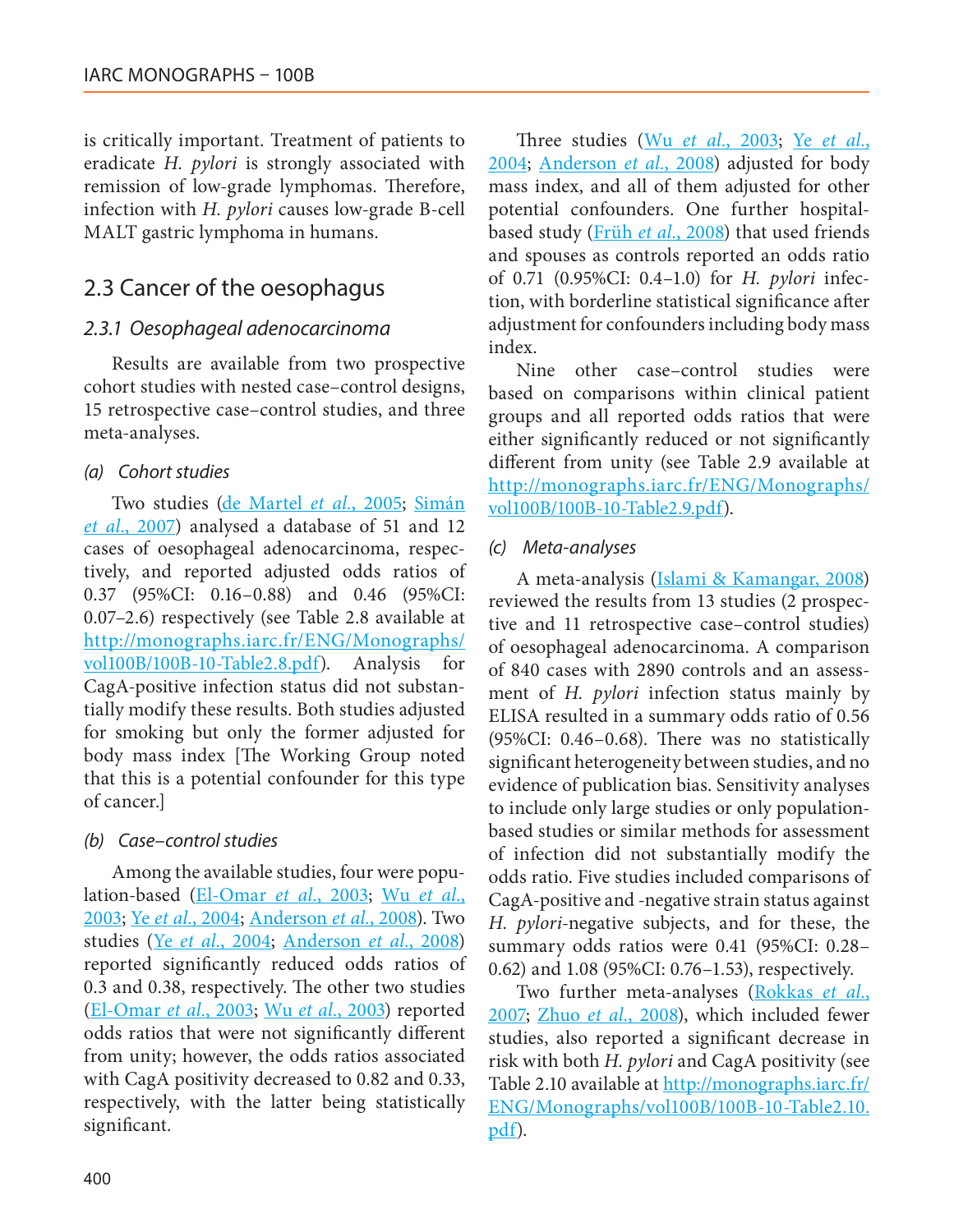is critically important. Treatment of patients to eradicate *H. pylori* is strongly associated with remission of low-grade lymphomas. Therefore, infection with *H. pylori* causes low-grade B-cell MALT gastric lymphoma in humans.

## 2.3 Cancer of the oesophagus

### *2.3.1 Oesophageal adenocarcinoma*

Results are available from two prospective cohort studies with nested case–control designs, 15 retrospective case–control studies, and three meta-analyses.

#### *(a) Cohort studies*

Two studies (de Martel *et al.*, 2005; Simán *et al.*, 2007) analysed a database of 51 and 12 cases of oesophageal adenocarcinoma, respectively, and reported adjusted odds ratios of 0.37 (95%CI: 0.16–0.88) and 0.46 (95%CI: 0.07–2.6) respectively (see Table 2.8 available at http://monographs.iarc.fr/ENG/Monographs/vol100B/100B-10-Table2.8.pdf). Analysis for CagA-positive infection status did not substantially modify these results. Both studies adjusted for smoking but only the former adjusted for body mass index [The Working Group noted that this is a potential confounder for this type of cancer.]

#### *(b) Case–control studies*

Among the available studies, four were population-based (El-Omar *et al.*, 2003; Wu *et al.*, 2003; Ye *et al.*, 2004; Anderson *et al.*, 2008). Two studies (Ye *et al.*, 2004; Anderson *et al.*, 2008) reported significantly reduced odds ratios of 0.3 and 0.38, respectively. The other two studies (El-Omar *et al.*, 2003; Wu *et al.*, 2003) reported odds ratios that were not significantly different from unity; however, the odds ratios associated with CagA positivity decreased to 0.82 and 0.33, respectively, with the latter being statistically significant.

Three studies (Wu *et al.*, 2003; Ye *et al.*, 2004; Anderson *et al.*, 2008) adjusted for body mass index, and all of them adjusted for other potential confounders. One further hospital-based study (Früh *et al.*, 2008) that used friends and spouses as controls reported an odds ratio of 0.71 (0.95%CI: 0.4–1.0) for *H. pylori* infection, with borderline statistical significance after adjustment for confounders including body mass index.

Nine other case–control studies were based on comparisons within clinical patient groups and all reported odds ratios that were either significantly reduced or not significantly different from unity (see Table 2.9 available at http://monographs.iarc.fr/ENG/Monographs/vol100B/100B-10-Table2.9.pdf).

#### *(c) Meta-analyses*

A meta-analysis (Islami & Kamangar, 2008) reviewed the results from 13 studies (2 prospective and 11 retrospective case–control studies) of oesophageal adenocarcinoma. A comparison of 840 cases with 2890 controls and an assessment of *H. pylori* infection status mainly by ELISA resulted in a summary odds ratio of 0.56 (95%CI: 0.46–0.68). There was no statistically significant heterogeneity between studies, and no evidence of publication bias. Sensitivity analyses to include only large studies or only population-based studies or similar methods for assessment of infection did not substantially modify the odds ratio. Five studies included comparisons of CagA-positive and -negative strain status against *H. pylori*-negative subjects, and for these, the summary odds ratios were 0.41 (95%CI: 0.28–0.62) and 1.08 (95%CI: 0.76–1.53), respectively.

Two further meta-analyses (Rokkas *et al.*, 2007; Zhuo *et al.*, 2008), which included fewer studies, also reported a significant decrease in risk with both *H. pylori* and CagA positivity (see Table 2.10 available at http://monographs.iarc.fr/ENG/Monographs/vol100B/100B-10-Table2.10.pdf).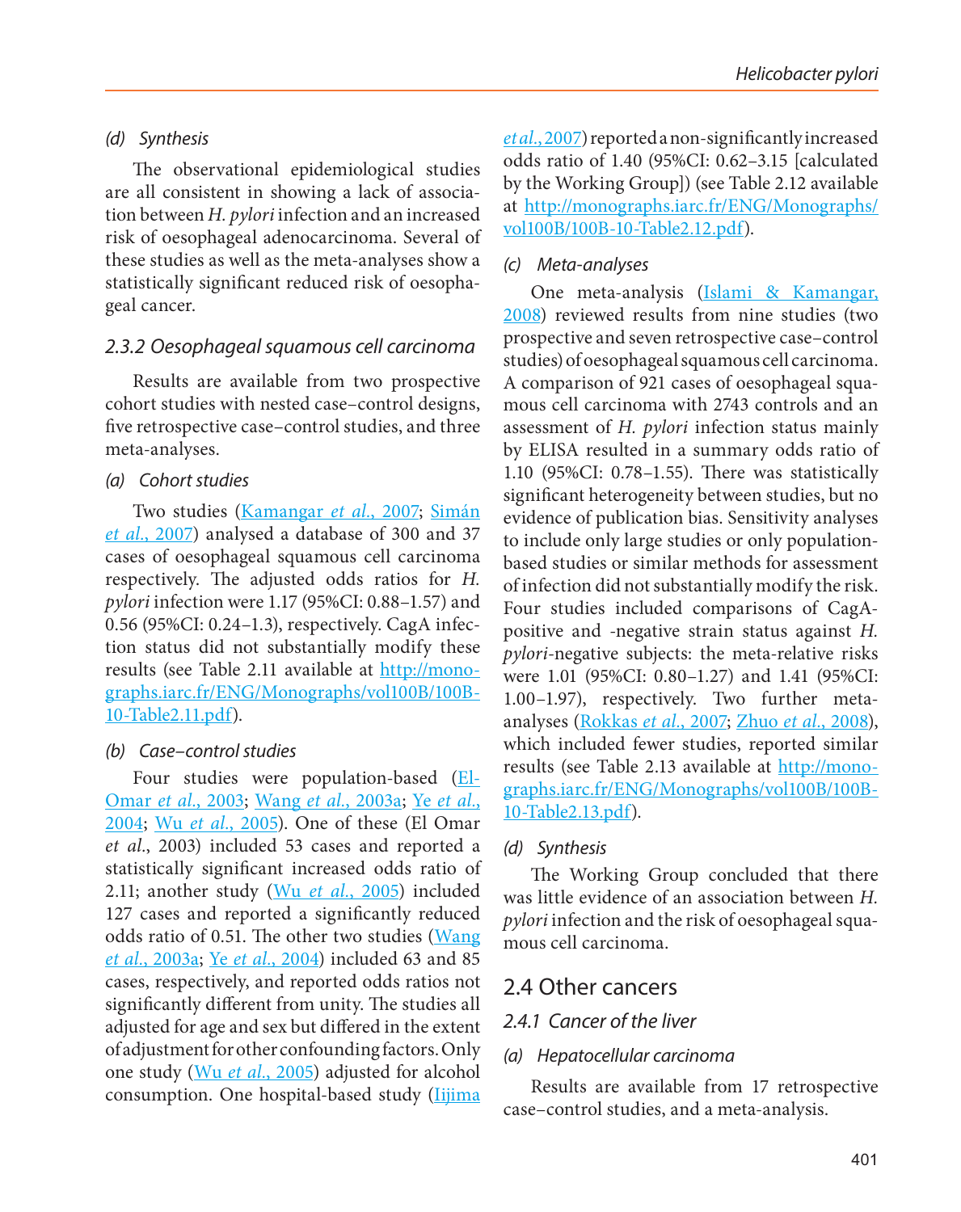#### (d) Synthesis

The observational epidemiological studies are all consistent in showing a lack of association between *H. pylori* infection and an increased risk of oesophageal adenocarcinoma. Several of these studies as well as the meta-analyses show a statistically significant reduced risk of oesophageal cancer.

### 2.3.2 Oesophageal squamous cell carcinoma

Results are available from two prospective cohort studies with nested case–control designs, five retrospective case–control studies, and three meta-analyses.

#### (a) Cohort studies

Two studies (Kamangar *et al.*, 2007; Simán *et al.*, 2007) analysed a database of 300 and 37 cases of oesophageal squamous cell carcinoma respectively. The adjusted odds ratios for *H. pylori* infection were 1.17 (95%CI: 0.88–1.57) and 0.56 (95%CI: 0.24–1.3), respectively. CagA infection status did not substantially modify these results (see Table 2.11 available at http://monographs.iarc.fr/ENG/Monographs/vol100B/100B-10-Table2.11.pdf).

#### (b) Case–control studies

Four studies were population-based (El-Omar *et al.*, 2003; Wang *et al.*, 2003a; Ye *et al.*, 2004; Wu *et al.*, 2005). One of these (El Omar *et al.*, 2003) included 53 cases and reported a statistically significant increased odds ratio of 2.11; another study (Wu *et al.*, 2005) included 127 cases and reported a significantly reduced odds ratio of 0.51. The other two studies (Wang *et al.*, 2003a; Ye *et al.*, 2004) included 63 and 85 cases, respectively, and reported odds ratios not significantly different from unity. The studies all adjusted for age and sex but differed in the extent of adjustment for other confounding factors. Only one study (Wu *et al.*, 2005) adjusted for alcohol consumption. One hospital-based study (Iijima *et al.*, 2007) reported a non-significantly increased odds ratio of 1.40 (95%CI: 0.62–3.15 [calculated by the Working Group]) (see Table 2.12 available at http://monographs.iarc.fr/ENG/Monographs/vol100B/100B-10-Table2.12.pdf).

#### (c) Meta-analyses

One meta-analysis (Islami & Kamangar, 2008) reviewed results from nine studies (two prospective and seven retrospective case–control studies) of oesophageal squamous cell carcinoma. A comparison of 921 cases of oesophageal squamous cell carcinoma with 2743 controls and an assessment of *H. pylori* infection status mainly by ELISA resulted in a summary odds ratio of 1.10 (95%CI: 0.78–1.55). There was statistically significant heterogeneity between studies, but no evidence of publication bias. Sensitivity analyses to include only large studies or only population-based studies or similar methods for assessment of infection did not substantially modify the risk. Four studies included comparisons of CagA-positive and -negative strain status against *H. pylori*-negative subjects: the meta-relative risks were 1.01 (95%CI: 0.80–1.27) and 1.41 (95%CI: 1.00–1.97), respectively. Two further meta-analyses (Rokkas *et al.*, 2007; Zhuo *et al.*, 2008), which included fewer studies, reported similar results (see Table 2.13 available at http://monographs.iarc.fr/ENG/Monographs/vol100B/100B-10-Table2.13.pdf).

#### (d) Synthesis

The Working Group concluded that there was little evidence of an association between *H. pylori* infection and the risk of oesophageal squamous cell carcinoma.

## 2.4 Other cancers

### 2.4.1 Cancer of the liver

#### (a) Hepatocellular carcinoma

Results are available from 17 retrospective case–control studies, and a meta-analysis.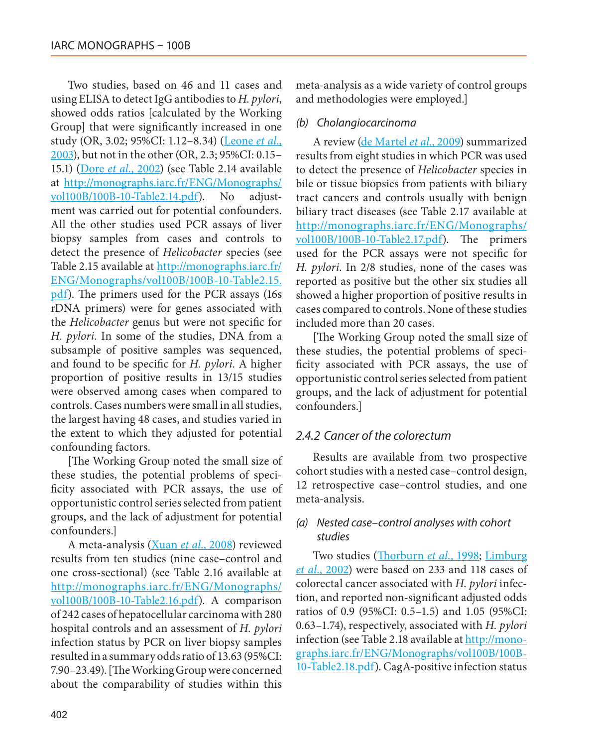Two studies, based on 46 and 11 cases and using ELISA to detect IgG antibodies to *H. pylori*, showed odds ratios [calculated by the Working Group] that were significantly increased in one study (OR, 3.02; 95%CI: 1.12–8.34) (Leone *et al.*, 2003), but not in the other (OR, 2.3; 95%CI: 0.15–15.1) (Dore *et al.*, 2002) (see Table 2.14 available at http://monographs.iarc.fr/ENG/Monographs/vol100B/100B-10-Table2.14.pdf). No adjustment was carried out for potential confounders. All the other studies used PCR assays of liver biopsy samples from cases and controls to detect the presence of *Helicobacter* species (see Table 2.15 available at http://monographs.iarc.fr/ENG/Monographs/vol100B/100B-10-Table2.15.pdf). The primers used for the PCR assays (16s rDNA primers) were for genes associated with the *Helicobacter* genus but were not specific for *H. pylori*. In some of the studies, DNA from a subsample of positive samples was sequenced, and found to be specific for *H. pylori*. A higher proportion of positive results in 13/15 studies were observed among cases when compared to controls. Cases numbers were small in all studies, the largest having 48 cases, and studies varied in the extent to which they adjusted for potential confounding factors.

[The Working Group noted the small size of these studies, the potential problems of specificity associated with PCR assays, the use of opportunistic control series selected from patient groups, and the lack of adjustment for potential confounders.]

A meta-analysis (Xuan *et al.*, 2008) reviewed results from ten studies (nine case–control and one cross-sectional) (see Table 2.16 available at http://monographs.iarc.fr/ENG/Monographs/vol100B/100B-10-Table2.16.pdf). A comparison of 242 cases of hepatocellular carcinoma with 280 hospital controls and an assessment of *H. pylori* infection status by PCR on liver biopsy samples resulted in a summary odds ratio of 13.63 (95%CI: 7.90–23.49). [The Working Group were concerned about the comparability of studies within this meta-analysis as a wide variety of control groups and methodologies were employed.]

#### (b) Cholangiocarcinoma

A review (de Martel *et al.*, 2009) summarized results from eight studies in which PCR was used to detect the presence of *Helicobacter* species in bile or tissue biopsies from patients with biliary tract cancers and controls usually with benign biliary tract diseases (see Table 2.17 available at http://monographs.iarc.fr/ENG/Monographs/vol100B/100B-10-Table2.17.pdf). The primers used for the PCR assays were not specific for *H. pylori*. In 2/8 studies, none of the cases was reported as positive but the other six studies all showed a higher proportion of positive results in cases compared to controls. None of these studies included more than 20 cases.

[The Working Group noted the small size of these studies, the potential problems of specificity associated with PCR assays, the use of opportunistic control series selected from patient groups, and the lack of adjustment for potential confounders.]

### 2.4.2 Cancer of the colorectum

Results are available from two prospective cohort studies with a nested case–control design, 12 retrospective case–control studies, and one meta-analysis.

#### (a) Nested case–control analyses with cohort studies

Two studies (Thorburn *et al.*, 1998; Limburg *et al.*, 2002) were based on 233 and 118 cases of colorectal cancer associated with *H. pylori* infection, and reported non-significant adjusted odds ratios of 0.9 (95%CI: 0.5–1.5) and 1.05 (95%CI: 0.63–1.74), respectively, associated with *H. pylori* infection (see Table 2.18 available at http://monographs.iarc.fr/ENG/Monographs/vol100B/100B-10-Table2.18.pdf). CagA-positive infection status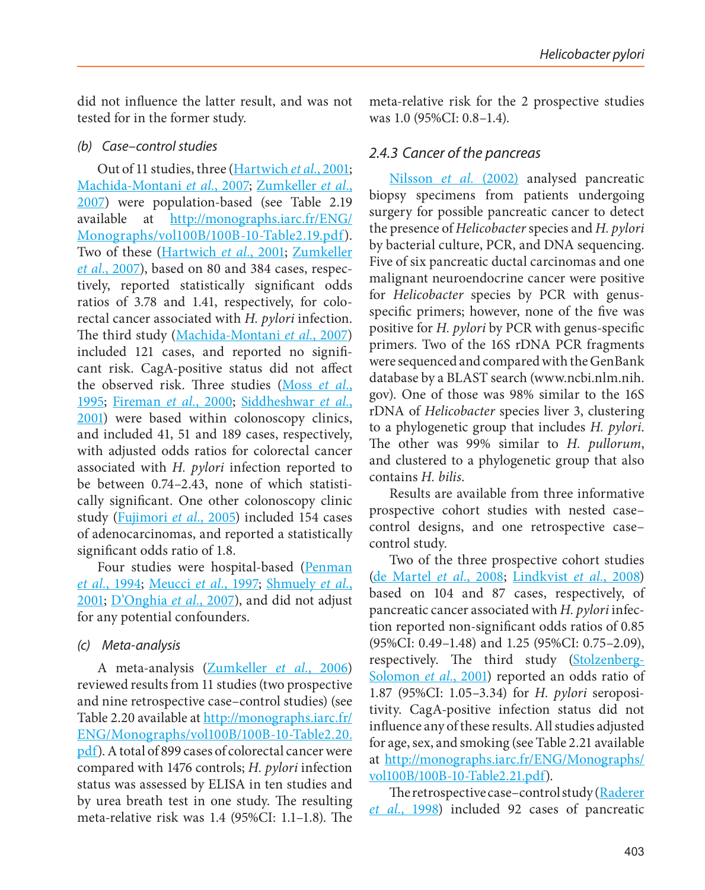did not influence the latter result, and was not tested for in the former study.

#### (b) Case–control studies

Out of 11 studies, three (Hartwich *et al.*, 2001; Machida-Montani *et al.*, 2007; Zumkeller *et al.*, 2007) were population-based (see Table 2.19 available at http://monographs.iarc.fr/ENG/Monographs/vol100B/100B-10-Table2.19.pdf). Two of these (Hartwich *et al.*, 2001; Zumkeller *et al.*, 2007), based on 80 and 384 cases, respectively, reported statistically significant odds ratios of 3.78 and 1.41, respectively, for colorectal cancer associated with *H. pylori* infection. The third study (Machida-Montani *et al.*, 2007) included 121 cases, and reported no significant risk. CagA-positive status did not affect the observed risk. Three studies (Moss *et al.*, 1995; Fireman *et al.*, 2000; Siddheshwar *et al.*, 2001) were based within colonoscopy clinics, and included 41, 51 and 189 cases, respectively, with adjusted odds ratios for colorectal cancer associated with *H. pylori* infection reported to be between 0.74–2.43, none of which statistically significant. One other colonoscopy clinic study (Fujimori *et al.*, 2005) included 154 cases of adenocarcinomas, and reported a statistically significant odds ratio of 1.8.

Four studies were hospital-based (Penman *et al.*, 1994; Meucci *et al.*, 1997; Shmuely *et al.*, 2001; D'Onghia *et al.*, 2007), and did not adjust for any potential confounders.

#### (c) Meta-analysis

A meta-analysis (Zumkeller *et al.*, 2006) reviewed results from 11 studies (two prospective and nine retrospective case–control studies) (see Table 2.20 available at http://monographs.iarc.fr/ENG/Monographs/vol100B/100B-10-Table2.20.pdf). A total of 899 cases of colorectal cancer were compared with 1476 controls; *H. pylori* infection status was assessed by ELISA in ten studies and by urea breath test in one study. The resulting meta-relative risk was 1.4 (95%CI: 1.1–1.8). The meta-relative risk for the 2 prospective studies was 1.0 (95%CI: 0.8–1.4).

### 2.4.3 Cancer of the pancreas

Nilsson *et al.* (2002) analysed pancreatic biopsy specimens from patients undergoing surgery for possible pancreatic cancer to detect the presence of *Helicobacter* species and *H. pylori* by bacterial culture, PCR, and DNA sequencing. Five of six pancreatic ductal carcinomas and one malignant neuroendocrine cancer were positive for *Helicobacter* species by PCR with genus-specific primers; however, none of the five was positive for *H. pylori* by PCR with genus-specific primers. Two of the 16S rDNA PCR fragments were sequenced and compared with the GenBank database by a BLAST search (www.ncbi.nlm.nih.gov). One of those was 98% similar to the 16S rDNA of *Helicobacter* species liver 3, clustering to a phylogenetic group that includes *H. pylori*. The other was 99% similar to *H. pullorum*, and clustered to a phylogenetic group that also contains *H. bilis*.

Results are available from three informative prospective cohort studies with nested case–control designs, and one retrospective case–control study.

Two of the three prospective cohort studies (de Martel *et al.*, 2008; Lindkvist *et al.*, 2008) based on 104 and 87 cases, respectively, of pancreatic cancer associated with *H. pylori* infection reported non-significant odds ratios of 0.85 (95%CI: 0.49–1.48) and 1.25 (95%CI: 0.75–2.09), respectively. The third study (Stolzenberg-Solomon *et al.*, 2001) reported an odds ratio of 1.87 (95%CI: 1.05–3.34) for *H. pylori* seropositivity. CagA-positive infection status did not influence any of these results. All studies adjusted for age, sex, and smoking (see Table 2.21 available at http://monographs.iarc.fr/ENG/Monographs/vol100B/100B-10-Table2.21.pdf).

The retrospective case–control study (Raderer *et al.*, 1998) included 92 cases of pancreatic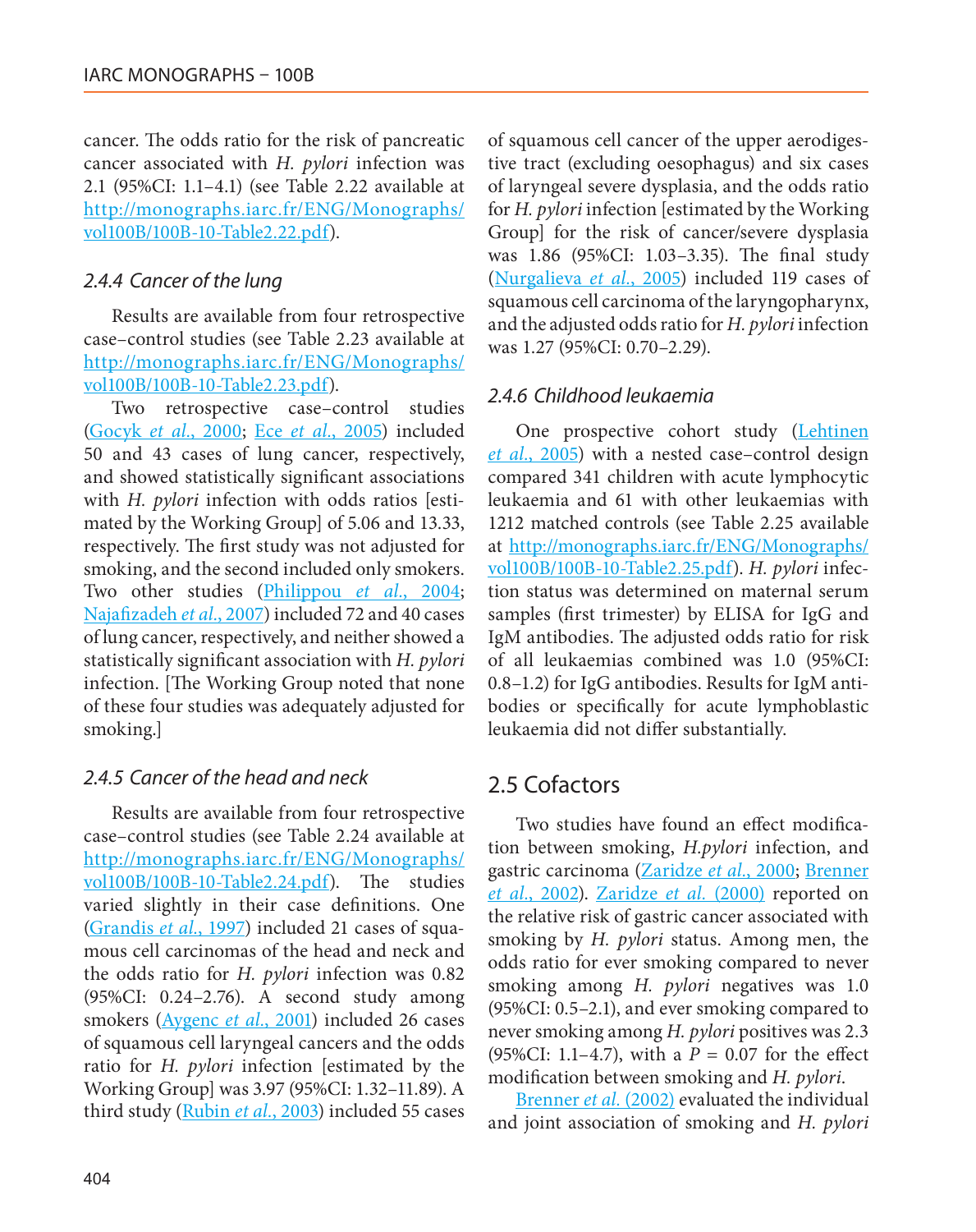cancer. The odds ratio for the risk of pancreatic cancer associated with *H. pylori* infection was 2.1 (95%CI: 1.1–4.1) (see Table 2.22 available at http://monographs.iarc.fr/ENG/Monographs/vol100B/100B-10-Table2.22.pdf).

### 2.4.4 Cancer of the lung

Results are available from four retrospective case–control studies (see Table 2.23 available at http://monographs.iarc.fr/ENG/Monographs/vol100B/100B-10-Table2.23.pdf).

Two retrospective case–control studies (Gocyk *et al.*, 2000; Ece *et al.*, 2005) included 50 and 43 cases of lung cancer, respectively, and showed statistically significant associations with *H. pylori* infection with odds ratios [estimated by the Working Group] of 5.06 and 13.33, respectively. The first study was not adjusted for smoking, and the second included only smokers. Two other studies (Philippou *et al.*, 2004; Najafizadeh *et al.*, 2007) included 72 and 40 cases of lung cancer, respectively, and neither showed a statistically significant association with *H. pylori* infection. [The Working Group noted that none of these four studies was adequately adjusted for smoking.]

### 2.4.5 Cancer of the head and neck

Results are available from four retrospective case–control studies (see Table 2.24 available at http://monographs.iarc.fr/ENG/Monographs/vol100B/100B-10-Table2.24.pdf). The studies varied slightly in their case definitions. One (Grandis *et al.*, 1997) included 21 cases of squamous cell carcinomas of the head and neck and the odds ratio for *H. pylori* infection was 0.82 (95%CI: 0.24–2.76). A second study among smokers (Aygenc *et al.*, 2001) included 26 cases of squamous cell laryngeal cancers and the odds ratio for *H. pylori* infection [estimated by the Working Group] was 3.97 (95%CI: 1.32–11.89). A third study (Rubin *et al.*, 2003) included 55 cases of squamous cell cancer of the upper aerodigestive tract (excluding oesophagus) and six cases of laryngeal severe dysplasia, and the odds ratio for *H. pylori* infection [estimated by the Working Group] for the risk of cancer/severe dysplasia was 1.86 (95%CI: 1.03–3.35). The final study (Nurgalieva *et al.*, 2005) included 119 cases of squamous cell carcinoma of the laryngopharynx, and the adjusted odds ratio for *H. pylori* infection was 1.27 (95%CI: 0.70–2.29).

### 2.4.6 Childhood leukaemia

One prospective cohort study (Lehtinen *et al.*, 2005) with a nested case–control design compared 341 children with acute lymphocytic leukaemia and 61 with other leukaemias with 1212 matched controls (see Table 2.25 available at http://monographs.iarc.fr/ENG/Monographs/vol100B/100B-10-Table2.25.pdf). *H. pylori* infection status was determined on maternal serum samples (first trimester) by ELISA for IgG and IgM antibodies. The adjusted odds ratio for risk of all leukaemias combined was 1.0 (95%CI: 0.8–1.2) for IgG antibodies. Results for IgM antibodies or specifically for acute lymphoblastic leukaemia did not differ substantially.

## 2.5 Cofactors

Two studies have found an effect modification between smoking, *H.pylori* infection, and gastric carcinoma (Zaridze *et al.*, 2000; Brenner *et al.*, 2002). Zaridze *et al.* (2000) reported on the relative risk of gastric cancer associated with smoking by *H. pylori* status. Among men, the odds ratio for ever smoking compared to never smoking among *H. pylori* negatives was 1.0 (95%CI: 0.5–2.1), and ever smoking compared to never smoking among *H. pylori* positives was 2.3 (95%CI: 1.1–4.7), with a $P = 0.07$ for the effect modification between smoking and *H. pylori*.

Brenner *et al.* (2002) evaluated the individual and joint association of smoking and *H. pylori*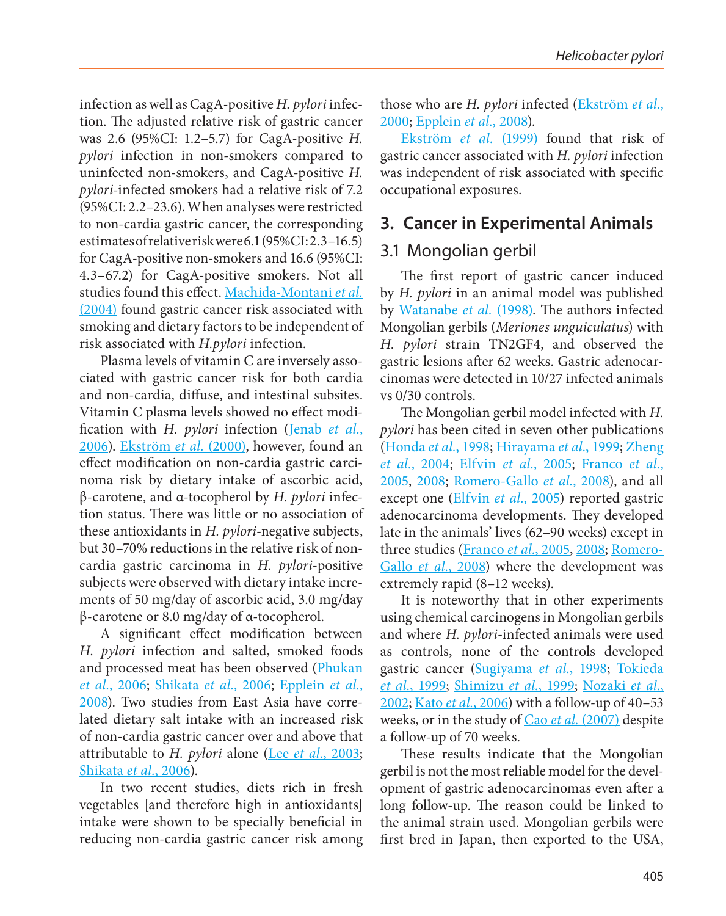infection as well as CagA-positive *H. pylori* infection. The adjusted relative risk of gastric cancer was 2.6 (95%CI: 1.2–5.7) for CagA-positive *H. pylori* infection in non-smokers compared to uninfected non-smokers, and CagA-positive *H. pylori*-infected smokers had a relative risk of 7.2 (95%CI: 2.2–23.6). When analyses were restricted to non-cardia gastric cancer, the corresponding estimates of relative risk were 6.1 (95%CI: 2.3–16.5) for CagA-positive non-smokers and 16.6 (95%CI: 4.3–67.2) for CagA-positive smokers. Not all studies found this effect. Machida-Montani *et al.* (2004) found gastric cancer risk associated with smoking and dietary factors to be independent of risk associated with *H.pylori* infection.

Plasma levels of vitamin C are inversely associated with gastric cancer risk for both cardia and non-cardia, diffuse, and intestinal subsites. Vitamin C plasma levels showed no effect modification with *H. pylori* infection (Jenab *et al.*, 2006). Ekström *et al.* (2000), however, found an effect modification on non-cardia gastric carcinoma risk by dietary intake of ascorbic acid, β-carotene, and α-tocopherol by *H. pylori* infection status. There was little or no association of these antioxidants in *H. pylori*-negative subjects, but 30–70% reductions in the relative risk of non-cardia gastric carcinoma in *H. pylori*-positive subjects were observed with dietary intake increments of 50 mg/day of ascorbic acid, 3.0 mg/day β-carotene or 8.0 mg/day of α-tocopherol.

A significant effect modification between *H. pylori* infection and salted, smoked foods and processed meat has been observed (Phukan *et al.*, 2006; Shikata *et al.*, 2006; Epplein *et al.*, 2008). Two studies from East Asia have correlated dietary salt intake with an increased risk of non-cardia gastric cancer over and above that attributable to *H. pylori* alone (Lee *et al.*, 2003; Shikata *et al.*, 2006).

In two recent studies, diets rich in fresh vegetables [and therefore high in antioxidants] intake were shown to be specially beneficial in reducing non-cardia gastric cancer risk among those who are *H. pylori* infected (Ekström *et al.*, 2000; Epplein *et al.*, 2008).

Ekström *et al.* (1999) found that risk of gastric cancer associated with *H. pylori* infection was independent of risk associated with specific occupational exposures.

## 3. Cancer in Experimental Animals

### 3.1 Mongolian gerbil

The first report of gastric cancer induced by *H. pylori* in an animal model was published by Watanabe *et al.* (1998). The authors infected Mongolian gerbils (*Meriones unguiculatus*) with *H. pylori* strain TN2GF4, and observed the gastric lesions after 62 weeks. Gastric adenocarcinomas were detected in 10/27 infected animals vs 0/30 controls.

The Mongolian gerbil model infected with *H. pylori* has been cited in seven other publications (Honda *et al.*, 1998; Hirayama *et al.*, 1999; Zheng *et al.*, 2004; Elfvin *et al.*, 2005; Franco *et al.*, 2005, 2008; Romero-Gallo *et al.*, 2008), and all except one (Elfvin *et al.*, 2005) reported gastric adenocarcinoma developments. They developed late in the animals' lives (62–90 weeks) except in three studies (Franco *et al.*, 2005, 2008; Romero-Gallo *et al.*, 2008) where the development was extremely rapid (8–12 weeks).

It is noteworthy that in other experiments using chemical carcinogens in Mongolian gerbils and where *H. pylori*-infected animals were used as controls, none of the controls developed gastric cancer (Sugiyama *et al.*, 1998; Tokieda *et al.*, 1999; Shimizu *et al.*, 1999; Nozaki *et al.*, 2002; Kato *et al.*, 2006) with a follow-up of 40–53 weeks, or in the study of Cao *et al.* (2007) despite a follow-up of 70 weeks.

These results indicate that the Mongolian gerbil is not the most reliable model for the development of gastric adenocarcinomas even after a long follow-up. The reason could be linked to the animal strain used. Mongolian gerbils were first bred in Japan, then exported to the USA,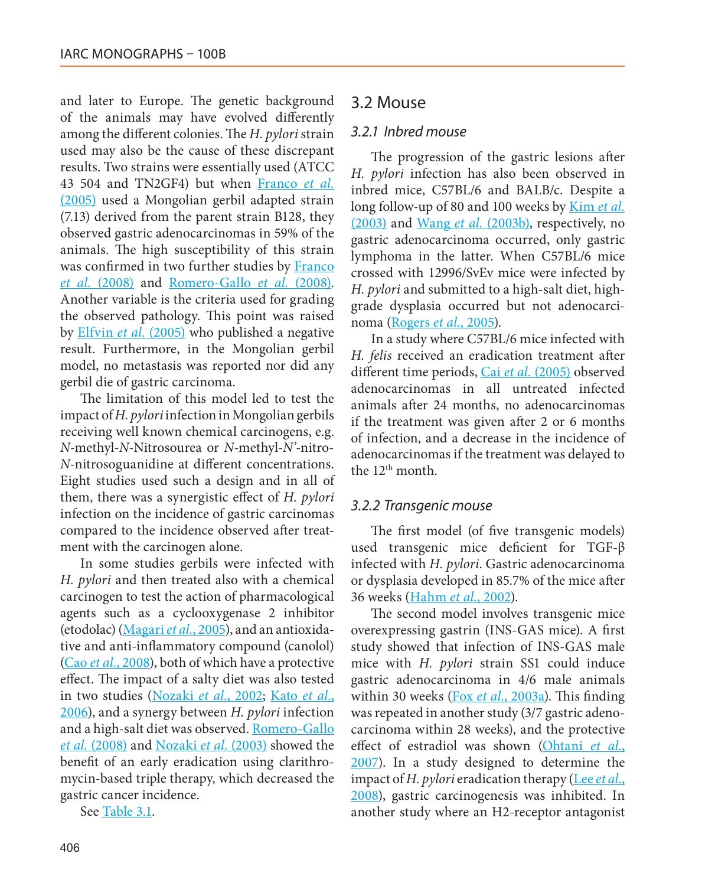and later to Europe. The genetic background of the animals may have evolved differently among the different colonies. The *H. pylori* strain used may also be the cause of these discrepant results. Two strains were essentially used (ATCC 43 504 and TN2GF4) but when Franco *et al.* (2005) used a Mongolian gerbil adapted strain (7.13) derived from the parent strain B128, they observed gastric adenocarcinomas in 59% of the animals. The high susceptibility of this strain was confirmed in two further studies by Franco *et al.* (2008) and Romero-Gallo *et al.* (2008). Another variable is the criteria used for grading the observed pathology. This point was raised by Elfvin *et al.* (2005) who published a negative result. Furthermore, in the Mongolian gerbil model, no metastasis was reported nor did any gerbil die of gastric carcinoma.

The limitation of this model led to test the impact of *H. pylori* infection in Mongolian gerbils receiving well known chemical carcinogens, e.g. *N*-methyl-*N*-Nitrosourea or *N*-methyl-*N'*-nitro-*N*-nitrosoguanidine at different concentrations. Eight studies used such a design and in all of them, there was a synergistic effect of *H. pylori* infection on the incidence of gastric carcinomas compared to the incidence observed after treatment with the carcinogen alone.

In some studies gerbils were infected with *H. pylori* and then treated also with a chemical carcinogen to test the action of pharmacological agents such as a cyclooxygenase 2 inhibitor (etodolac) (Magari *et al.*, 2005), and an antioxidative and anti-inflammatory compound (canolol) (Cao *et al.*, 2008), both of which have a protective effect. The impact of a salty diet was also tested in two studies (Nozaki *et al.*, 2002; Kato *et al.*, 2006), and a synergy between *H. pylori* infection and a high-salt diet was observed. Romero-Gallo *et al.* (2008) and Nozaki *et al.* (2003) showed the benefit of an early eradication using clarithromycin-based triple therapy, which decreased the gastric cancer incidence.

See Table 3.1.

## 3.2 Mouse

### 3.2.1 Inbred mouse

The progression of the gastric lesions after *H. pylori* infection has also been observed in inbred mice, C57BL/6 and BALB/c. Despite a long follow-up of 80 and 100 weeks by Kim *et al.* (2003) and Wang *et al.* (2003b), respectively, no gastric adenocarcinoma occurred, only gastric lymphoma in the latter. When C57BL/6 mice crossed with 12996/SvEv mice were infected by *H. pylori* and submitted to a high-salt diet, high-grade dysplasia occurred but not adenocarcinoma (Rogers *et al.*, 2005).

In a study where C57BL/6 mice infected with *H. felis* received an eradication treatment after different time periods, Cai *et al.* (2005) observed adenocarcinomas in all untreated infected animals after 24 months, no adenocarcinomas if the treatment was given after 2 or 6 months of infection, and a decrease in the incidence of adenocarcinomas if the treatment was delayed to the 12th month.

### 3.2.2 Transgenic mouse

The first model (of five transgenic models) used transgenic mice deficient for TGF-β infected with *H. pylori*. Gastric adenocarcinoma or dysplasia developed in 85.7% of the mice after 36 weeks (Hahm *et al.*, 2002).

The second model involves transgenic mice overexpressing gastrin (INS-GAS mice). A first study showed that infection of INS-GAS male mice with *H. pylori* strain SS1 could induce gastric adenocarcinoma in 4/6 male animals within 30 weeks (Fox *et al.*, 2003a). This finding was repeated in another study (3/7 gastric adenocarcinoma within 28 weeks), and the protective effect of estradiol was shown (Ohtani *et al.*, 2007). In a study designed to determine the impact of *H. pylori* eradication therapy (Lee *et al.*, 2008), gastric carcinogenesis was inhibited. In another study where an H2-receptor antagonist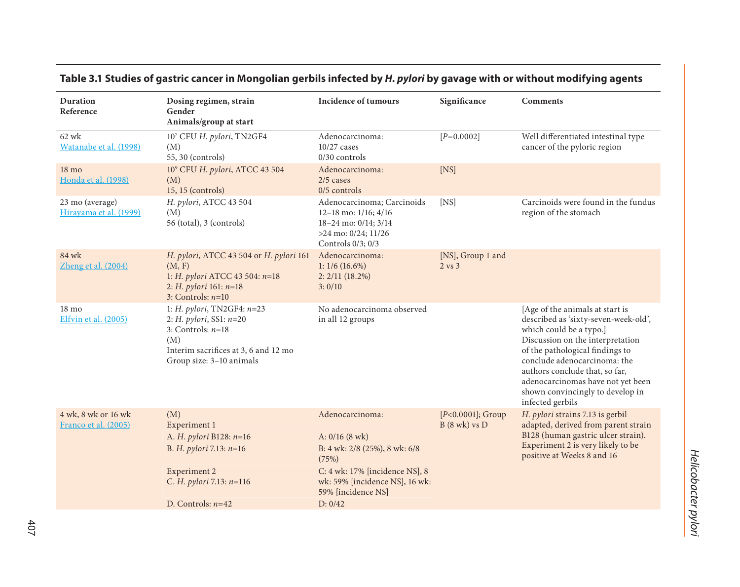**Table 3.1 Studies of gastric cancer in Mongolian gerbils infected by *H. pylori* by gavage with or without modifying agents**

| Duration<br>Reference | Dosing regimen, strain<br>Gender<br>Animals/group at start | Incidence of tumours | Significance | Comments |
|---|---|---|---|---|
| 62 wk<br>Watanabe et al. (1998) | $10^7$ CFU *H. pylori*, TN2GF4<br>(M)<br>55, 30 (controls) | Adenocarcinoma:<br>10/27 cases<br>0/30 controls | [$P$=0.0002] | Well differentiated intestinal type cancer of the pyloric region |
| 18 mo<br>Honda et al. (1998) | $10^9$ CFU *H. pylori*, ATCC 43 504<br>(M)<br>15, 15 (controls) | Adenocarcinoma:<br>2/5 cases<br>0/5 controls | [NS] | |
| 23 mo (average)<br>Hirayama et al. (1999) | *H. pylori*, ATCC 43 504<br>(M)<br>56 (total), 3 (controls) | Adenocarcinoma; Carcinoids<br>12–18 mo: 1/16; 4/16<br>18–24 mo: 0/14; 3/14<br>>24 mo: 0/24; 11/26<br>Controls 0/3; 0/3 | [NS] | Carcinoids were found in the fundus region of the stomach |
| 84 wk<br>Zheng et al. (2004) | *H. pylori*, ATCC 43 504 or *H. pylori* 161<br>(M, F)<br>1: *H. pylori* ATCC 43 504: $n$=18<br>2: *H. pylori* 161: $n$=18<br>3: Controls: $n$=10 | Adenocarcinoma:<br>1: 1/6 (16.6%)<br>2: 2/11 (18.2%)<br>3: 0/10 | [NS], Group 1 and 2 vs 3 | |
| 18 mo<br>Elfvin et al. (2005) | 1: *H. pylori*, TN2GF4: $n$=23<br>2: *H. pylori*, SS1: $n$=20<br>3: Controls: $n$=18<br>(M)<br>Interim sacrifices at 3, 6 and 12 mo<br>Group size: 3–10 animals | No adenocarcinoma observed in all 12 groups | | [Age of the animals at start is described as 'sixty-seven-week-old', which could be a typo.]<br>Discussion on the interpretation of the pathological findings to conclude adenocarcinoma: the authors conclude that, so far, adenocarcinomas have not yet been shown convincingly to develop in infected gerbils |
| 4 wk, 8 wk or 16 wk<br>Franco et al. (2005) | (M)<br>Experiment 1<br>A. *H. pylori* B128: $n$=16<br>B. *H. pylori* 7.13: $n$=16<br>Experiment 2<br>C. *H. pylori* 7.13: $n$=116<br>D. Controls: $n$=42 | Adenocarcinoma:<br>A: 0/16 (8 wk)<br>B: 4 wk: 2/8 (25%), 8 wk: 6/8 (75%)<br>C: 4 wk: 17% [incidence NS], 8 wk: 59% [incidence NS], 16 wk: 59% [incidence NS]<br>D: 0/42 | [$P$<0.0001]; Group B (8 wk) vs D | *H. pylori* strains 7.13 is gerbil adapted, derived from parent strain B128 (human gastric ulcer strain). Experiment 2 is very likely to be positive at Weeks 8 and 16 |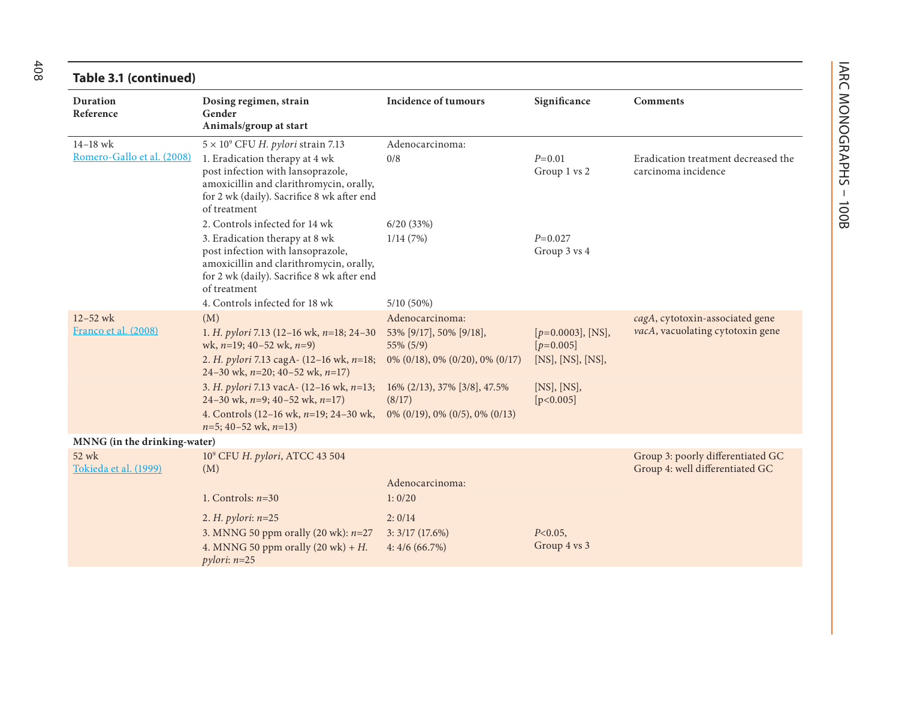**Table 3.1 (continued)**

| Duration<br>Reference | Dosing regimen, strain<br>Gender<br>Animals/group at start | Incidence of tumours | Significance | Comments |
|---|---|---|---|---|
| 14–18 wk<br>Romero-Gallo et al. (2008) | $5 \times 10^9$ CFU *H. pylori* strain 7.13 | Adenocarcinoma: | | |
| | 1. Eradication therapy at 4 wk post infection with lansoprazole, amoxicillin and clarithromycin, orally, for 2 wk (daily). Sacrifice 8 wk after end of treatment | 0/8 | *P*=0.01<br>Group 1 vs 2 | Eradication treatment decreased the carcinoma incidence |
| | 2. Controls infected for 14 wk | 6/20 (33%) | | |
| | 3. Eradication therapy at 8 wk post infection with lansoprazole, amoxicillin and clarithromycin, orally, for 2 wk (daily). Sacrifice 8 wk after end of treatment | 1/14 (7%) | *P*=0.027<br>Group 3 vs 4 | |
| | 4. Controls infected for 18 wk | 5/10 (50%) | | |
| 12–52 wk<br>Franco et al. (2008) | (M) | Adenocarcinoma: | | *cagA*, cytotoxin-associated gene<br>*vacA*, vacuolating cytotoxin gene |
| | 1. *H. pylori* 7.13 (12–16 wk, *n*=18; 24–30 wk, *n*=19; 40–52 wk, *n*=9) | 53% [9/17], 50% [9/18], 55% (5/9) | [*p*=0.0003], [NS], [*p*=0.005] | |
| | 2. *H. pylori* 7.13 cagA- (12–16 wk, *n*=18; 24–30 wk, *n*=20; 40–52 wk, *n*=17) | 0% (0/18), 0% (0/20), 0% (0/17) | [NS], [NS], [NS], | |
| | 3. *H. pylori* 7.13 vacA- (12–16 wk, *n*=13; 24–30 wk, *n*=9; 40–52 wk, *n*=17) | 16% (2/13), 37% [3/8], 47.5% (8/17) | [NS], [NS], [p<0.005] | |
| | 4. Controls (12–16 wk, *n*=19; 24–30 wk, *n*=5; 40–52 wk, *n*=13) | 0% (0/19), 0% (0/5), 0% (0/13) | | |
| **MNNG (in the drinking-water)** | | | | |
| 52 wk<br>Tokieda et al. (1999) | $10^9$ CFU *H. pylori*, ATCC 43 504<br>(M) | | | Group 3: poorly differentiated GC<br>Group 4: well differentiated GC |
| | | Adenocarcinoma: | | |
| | 1. Controls: *n*=30 | 1: 0/20 | | |
| | 2. *H. pylori*: *n*=25 | 2: 0/14 | | |
| | 3. MNNG 50 ppm orally (20 wk): *n*=27 | 3: 3/17 (17.6%) | *P*<0.05,<br>Group 4 vs 3 | |
| | 4. MNNG 50 ppm orally (20 wk) + *H. pylori*: *n*=25 | 4: 4/6 (66.7%) | | |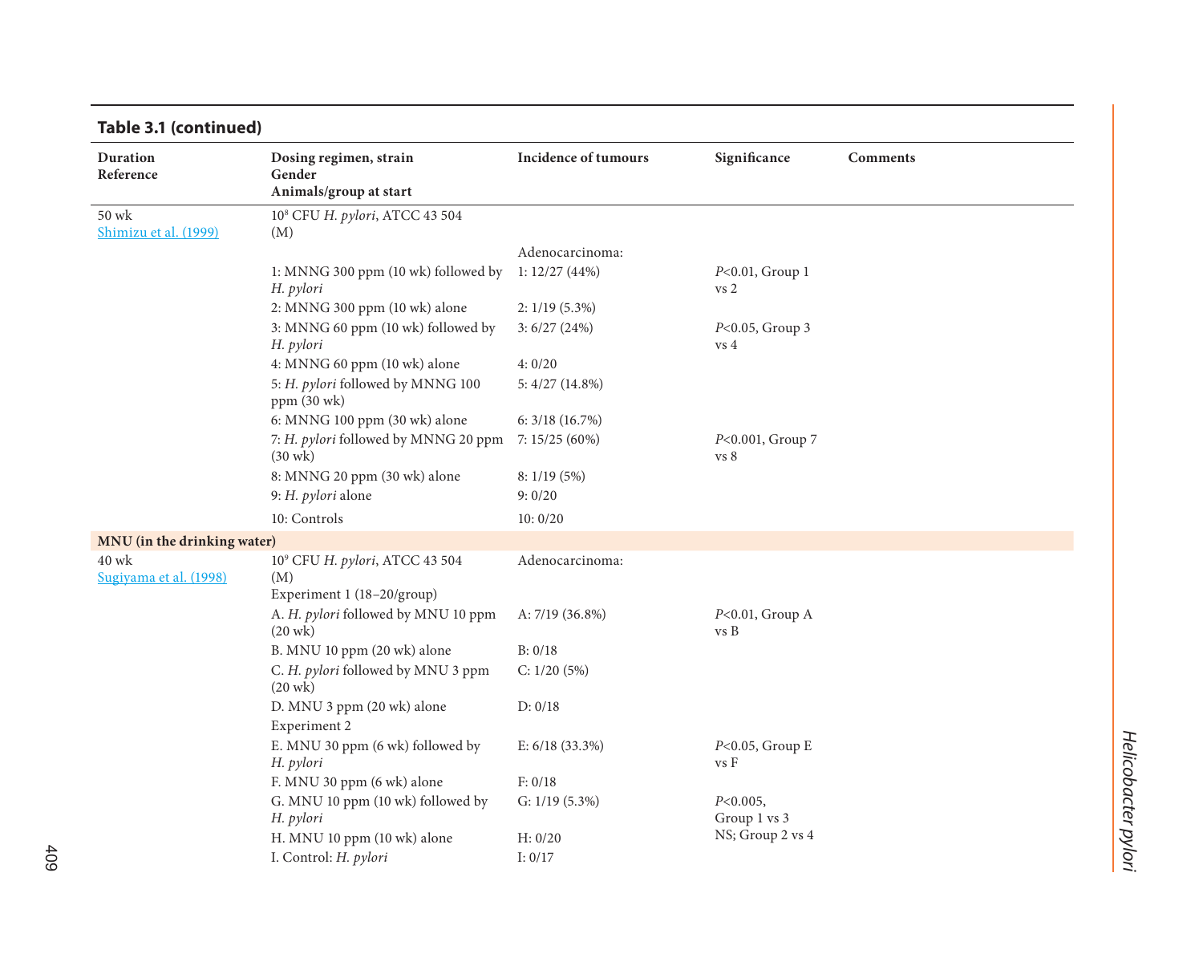**Table 3.1 (continued)**

| Duration<br>Reference | Dosing regimen, strain<br>Gender<br>Animals/group at start | Incidence of tumours | Significance | Comments |
|---|---|---|---|---|
| 50 wk<br>Shimizu et al. (1999) | $10^8$ CFU *H. pylori*, ATCC 43 504<br>(M) | | | |
| | | Adenocarcinoma: | | |
| | 1: MNNG 300 ppm (10 wk) followed by *H. pylori* | 1: 12/27 (44%) | *P*<0.01, Group 1 vs 2 | |
| | 2: MNNG 300 ppm (10 wk) alone | 2: 1/19 (5.3%) | | |
| | 3: MNNG 60 ppm (10 wk) followed by *H. pylori* | 3: 6/27 (24%) | *P*<0.05, Group 3 vs 4 | |
| | 4: MNNG 60 ppm (10 wk) alone | 4: 0/20 | | |
| | 5: *H. pylori* followed by MNNG 100 ppm (30 wk) | 5: 4/27 (14.8%) | | |
| | 6: MNNG 100 ppm (30 wk) alone | 6: 3/18 (16.7%) | | |
| | 7: *H. pylori* followed by MNNG 20 ppm (30 wk) | 7: 15/25 (60%) | *P*<0.001, Group 7 vs 8 | |
| | 8: MNNG 20 ppm (30 wk) alone | 8: 1/19 (5%) | | |
| | 9: *H. pylori* alone | 9: 0/20 | | |
| | 10: Controls | 10: 0/20 | | |
| **MNU (in the drinking water)** | | | | |
| 40 wk<br>Sugiyama et al. (1998) | $10^9$ CFU *H. pylori*, ATCC 43 504<br>(M)<br>Experiment 1 (18–20/group) | Adenocarcinoma: | | |
| | A. *H. pylori* followed by MNU 10 ppm (20 wk) | A: 7/19 (36.8%) | *P*<0.01, Group A vs B | |
| | B. MNU 10 ppm (20 wk) alone | B: 0/18 | | |
| | C. *H. pylori* followed by MNU 3 ppm (20 wk) | C: 1/20 (5%) | | |
| | D. MNU 3 ppm (20 wk) alone | D: 0/18 | | |
| | Experiment 2 | | | |
| | E. MNU 30 ppm (6 wk) followed by *H. pylori* | E: 6/18 (33.3%) | *P*<0.05, Group E vs F | |
| | F. MNU 30 ppm (6 wk) alone | F: 0/18 | | |
| | G. MNU 10 ppm (10 wk) followed by *H. pylori* | G: 1/19 (5.3%) | *P*<0.005, Group 1 vs 3<br>NS; Group 2 vs 4 | |
| | H. MNU 10 ppm (10 wk) alone | H: 0/20 | | |
| | I. Control: *H. pylori* | I: 0/17 | | |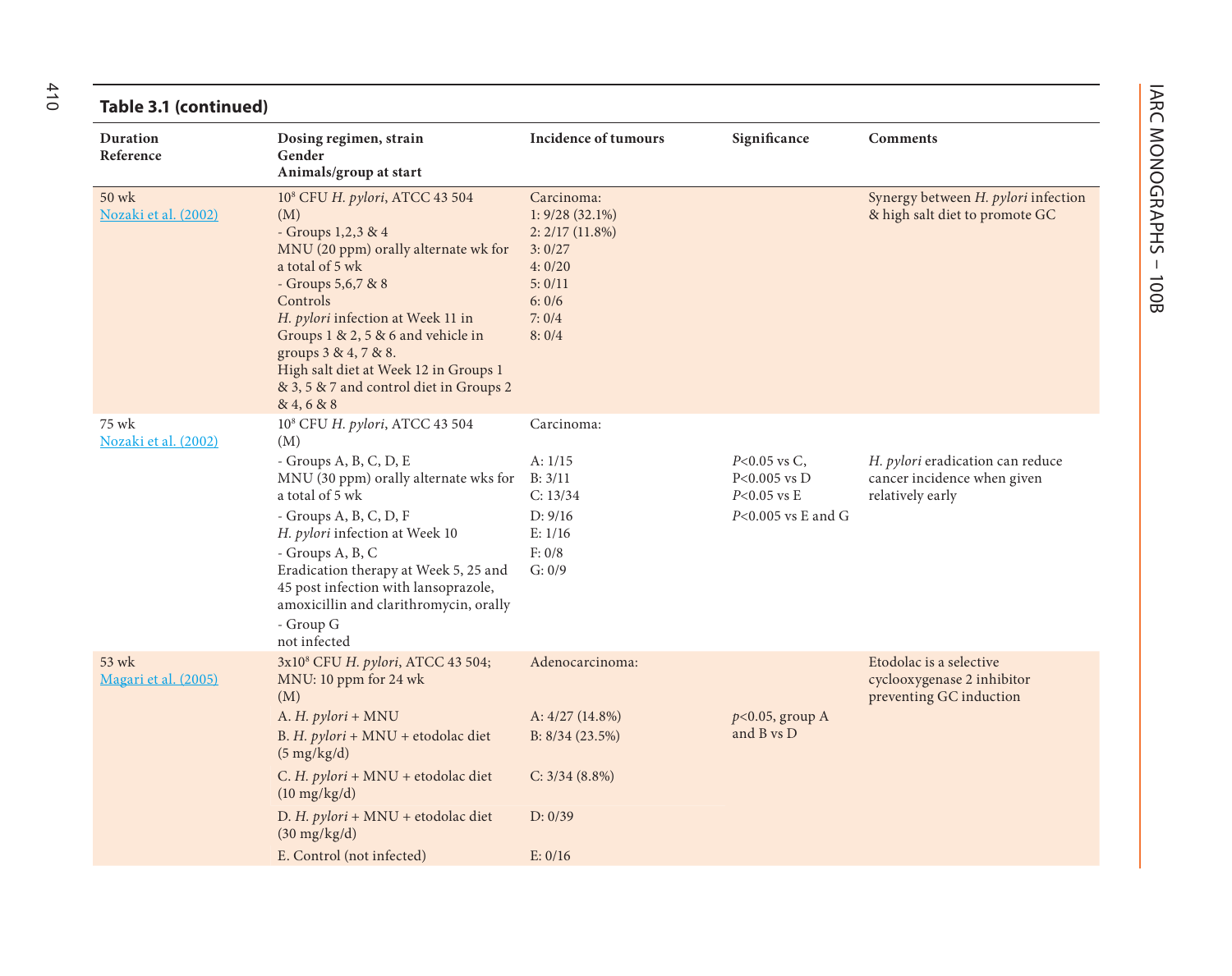**Table 3.1 (continued)**

| Duration<br>Reference | Dosing regimen, strain<br>Gender<br>Animals/group at start | Incidence of tumours | Significance | Comments |
|---|---|---|---|---|
| 50 wk<br>Nozaki et al. (2002) | $10^8$ CFU *H. pylori*, ATCC 43 504<br>(M)<br>- Groups 1,2,3 & 4<br>MNU (20 ppm) orally alternate wk for a total of 5 wk<br>- Groups 5,6,7 & 8<br>Controls<br>*H. pylori* infection at Week 11 in Groups 1 & 2, 5 & 6 and vehicle in groups 3 & 4, 7 & 8.<br>High salt diet at Week 12 in Groups 1 & 3, 5 & 7 and control diet in Groups 2 & 4, 6 & 8 | Carcinoma:<br>1: 9/28 (32.1%)<br>2: 2/17 (11.8%)<br>3: 0/27<br>4: 0/20<br>5: 0/11<br>6: 0/6<br>7: 0/4<br>8: 0/4 | | Synergy between *H. pylori* infection & high salt diet to promote GC |
| 75 wk<br>Nozaki et al. (2002) | $10^8$ CFU *H. pylori*, ATCC 43 504<br>(M)<br>- Groups A, B, C, D, E<br>MNU (30 ppm) orally alternate wks for a total of 5 wk<br>- Groups A, B, C, D, F<br>*H. pylori* infection at Week 10<br>- Groups A, B, C<br>Eradication therapy at Week 5, 25 and 45 post infection with lansoprazole, amoxicillin and clarithromycin, orally<br>- Group G<br>not infected | Carcinoma:<br>A: 1/15<br>B: 3/11<br>C: 13/34<br>D: 9/16<br>E: 1/16<br>F: 0/8<br>G: 0/9 | *P*<0.05 vs C,<br>P<0.005 vs D<br>*P*<0.05 vs E<br>*P*<0.005 vs E and G | *H. pylori* eradication can reduce cancer incidence when given relatively early |
| 53 wk<br>Magari et al. (2005) | 3x$10^8$ CFU *H. pylori*, ATCC 43 504;<br>MNU: 10 ppm for 24 wk<br>(M)<br>A. *H. pylori* + MNU<br>B. *H. pylori* + MNU + etodolac diet (5 mg/kg/d)<br>C. *H. pylori* + MNU + etodolac diet (10 mg/kg/d)<br>D. *H. pylori* + MNU + etodolac diet (30 mg/kg/d)<br>E. Control (not infected) | Adenocarcinoma:<br>A: 4/27 (14.8%)<br>B: 8/34 (23.5%)<br>C: 3/34 (8.8%)<br>D: 0/39<br>E: 0/16 | *p*<0.05, group A and B vs D | Etodolac is a selective cyclooxygenase 2 inhibitor preventing GC induction |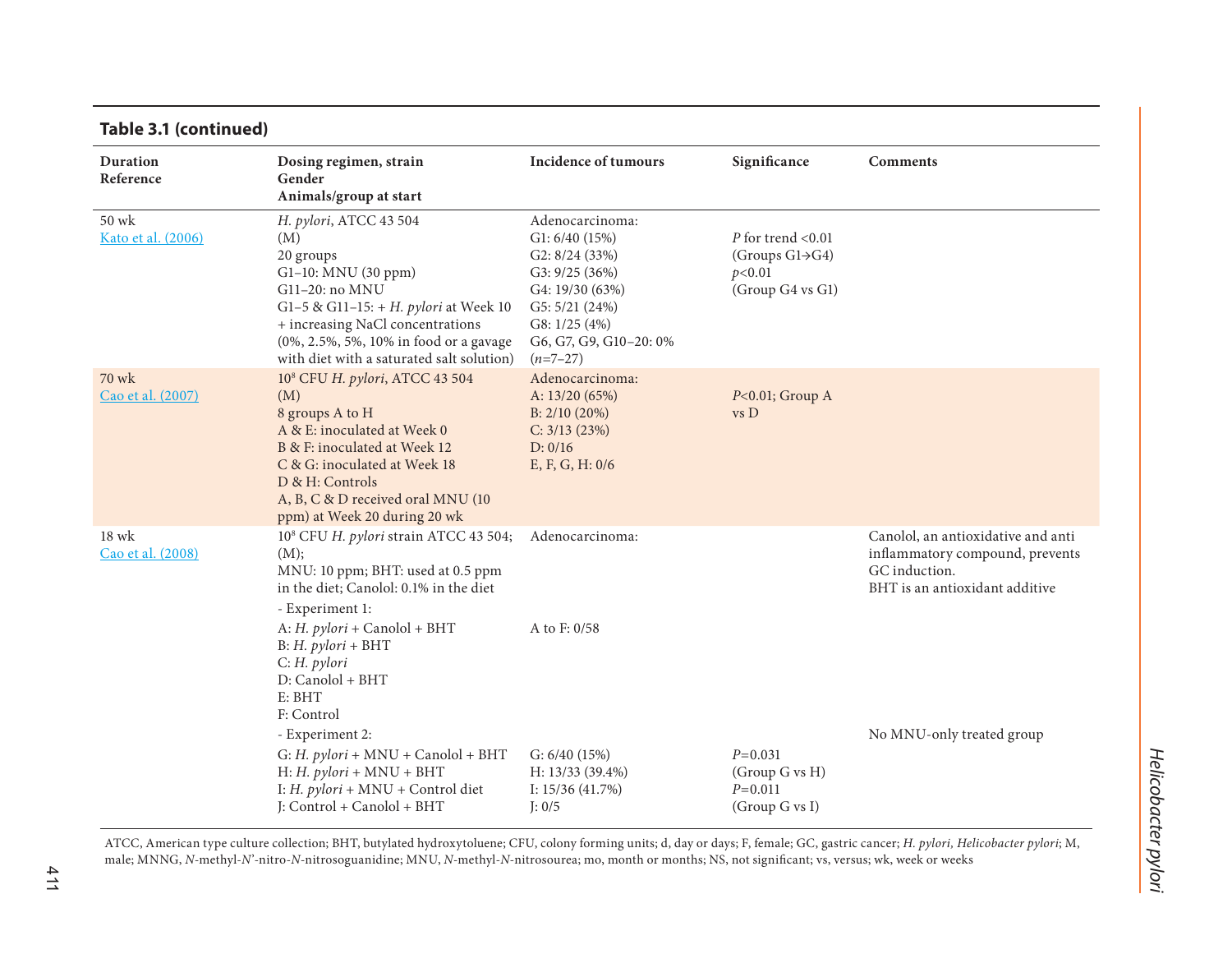**Table 3.1 (continued)**

| Duration<br>Reference | Dosing regimen, strain<br>Gender<br>Animals/group at start | Incidence of tumours | Significance | Comments |
|---|---|---|---|---|
| 50 wk<br>Kato et al. (2006) | *H. pylori*, ATCC 43 504<br>(M)<br>20 groups<br>G1–10: MNU (30 ppm)<br>G11–20: no MNU<br>G1–5 & G11–15: + *H. pylori* at Week 10 + increasing NaCl concentrations (0%, 2.5%, 5%, 10% in food or a gavage with diet with a saturated salt solution) | Adenocarcinoma:<br>G1: 6/40 (15%)<br>G2: 8/24 (33%)<br>G3: 9/25 (36%)<br>G4: 19/30 (63%)<br>G5: 5/21 (24%)<br>G8: 1/25 (4%)<br>G6, G7, G9, G10–20: 0%<br>(*n*=7–27) | *P* for trend <0.01<br>(Groups G1→G4)<br>*p*<0.01<br>(Group G4 vs G1) | |
| 70 wk<br>Cao et al. (2007) | $10^8$ CFU *H. pylori*, ATCC 43 504<br>(M)<br>8 groups A to H<br>A & E: inoculated at Week 0<br>B & F: inoculated at Week 12<br>C & G: inoculated at Week 18<br>D & H: Controls<br>A, B, C & D received oral MNU (10 ppm) at Week 20 during 20 wk | Adenocarcinoma:<br>A: 13/20 (65%)<br>B: 2/10 (20%)<br>C: 3/13 (23%)<br>D: 0/16<br>E, F, G, H: 0/6 | *P*<0.01; Group A vs D | |
| 18 wk<br>Cao et al. (2008) | $10^8$ CFU *H. pylori* strain ATCC 43 504; (M);<br>MNU: 10 ppm; BHT: used at 0.5 ppm in the diet; Canolol: 0.1% in the diet | Adenocarcinoma: | | Canolol, an antioxidative and anti inflammatory compound, prevents GC induction.<br>BHT is an antioxidant additive |
| | - Experiment 1:<br>A: *H. pylori* + Canolol + BHT<br>B: *H. pylori* + BHT<br>C: *H. pylori*<br>D: Canolol + BHT<br>E: BHT<br>F: Control | A to F: 0/58 | | |
| | - Experiment 2:<br>G: *H. pylori* + MNU + Canolol + BHT<br>H: *H. pylori* + MNU + BHT<br>I: *H. pylori* + MNU + Control diet<br>J: Control + Canolol + BHT | G: 6/40 (15%)<br>H: 13/33 (39.4%)<br>I: 15/36 (41.7%)<br>J: 0/5 | *P*=0.031<br>(Group G vs H)<br>*P*=0.011<br>(Group G vs I) | No MNU-only treated group |

ATCC, American type culture collection; BHT, butylated hydroxytoluene; CFU, colony forming units; d, day or days; F, female; GC, gastric cancer; *H. pylori, Helicobacter pylori*; M, male; MNNG, *N*-methyl-*N'*-nitro-*N*-nitrosoguanidine; MNU, *N*-methyl-*N*-nitrosourea; mo, month or months; NS, not significant; vs, versus; wk, week or weeks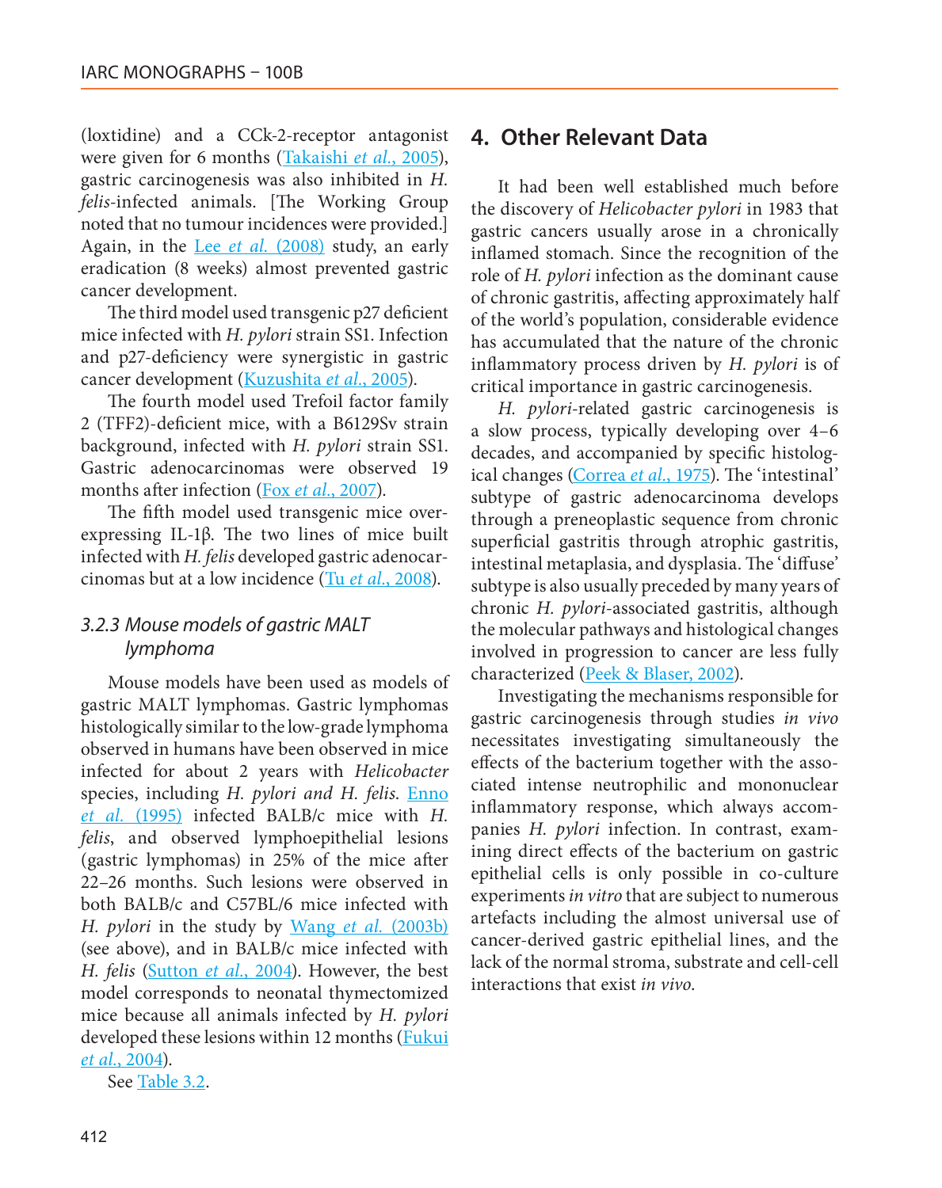(loxtidine) and a CCk-2-receptor antagonist were given for 6 months (Takaishi *et al.*, 2005), gastric carcinogenesis was also inhibited in *H. felis*-infected animals. [The Working Group noted that no tumour incidences were provided.] Again, in the Lee *et al.* (2008) study, an early eradication (8 weeks) almost prevented gastric cancer development.

The third model used transgenic p27 deficient mice infected with *H. pylori* strain SS1. Infection and p27-deficiency were synergistic in gastric cancer development (Kuzushita *et al.*, 2005).

The fourth model used Trefoil factor family 2 (TFF2)-deficient mice, with a B6129Sv strain background, infected with *H. pylori* strain SS1. Gastric adenocarcinomas were observed 19 months after infection (Fox *et al.*, 2007).

The fifth model used transgenic mice over-expressing IL-1β. The two lines of mice built infected with *H. felis* developed gastric adenocarcinomas but at a low incidence (Tu *et al.*, 2008).

### 3.2.3 Mouse models of gastric MALT lymphoma

Mouse models have been used as models of gastric MALT lymphomas. Gastric lymphomas histologically similar to the low-grade lymphoma observed in humans have been observed in mice infected for about 2 years with *Helicobacter* species, including *H. pylori and H. felis*. Enno *et al.* (1995) infected BALB/c mice with *H. felis*, and observed lymphoepithelial lesions (gastric lymphomas) in 25% of the mice after 22–26 months. Such lesions were observed in both BALB/c and C57BL/6 mice infected with *H. pylori* in the study by Wang *et al.* (2003b) (see above), and in BALB/c mice infected with *H. felis* (Sutton *et al.*, 2004). However, the best model corresponds to neonatal thymectomized mice because all animals infected by *H. pylori* developed these lesions within 12 months (Fukui *et al.*, 2004).

See Table 3.2.

## 4. Other Relevant Data

It had been well established much before the discovery of *Helicobacter pylori* in 1983 that gastric cancers usually arose in a chronically inflamed stomach. Since the recognition of the role of *H. pylori* infection as the dominant cause of chronic gastritis, affecting approximately half of the world's population, considerable evidence has accumulated that the nature of the chronic inflammatory process driven by *H. pylori* is of critical importance in gastric carcinogenesis.

*H. pylori*-related gastric carcinogenesis is a slow process, typically developing over 4–6 decades, and accompanied by specific histological changes (Correa *et al.*, 1975). The 'intestinal' subtype of gastric adenocarcinoma develops through a preneoplastic sequence from chronic superficial gastritis through atrophic gastritis, intestinal metaplasia, and dysplasia. The 'diffuse' subtype is also usually preceded by many years of chronic *H. pylori*-associated gastritis, although the molecular pathways and histological changes involved in progression to cancer are less fully characterized (Peek & Blaser, 2002).

Investigating the mechanisms responsible for gastric carcinogenesis through studies *in vivo* necessitates investigating simultaneously the effects of the bacterium together with the associated intense neutrophilic and mononuclear inflammatory response, which always accompanies *H. pylori* infection. In contrast, examining direct effects of the bacterium on gastric epithelial cells is only possible in co-culture experiments *in vitro* that are subject to numerous artefacts including the almost universal use of cancer-derived gastric epithelial lines, and the lack of the normal stroma, substrate and cell-cell interactions that exist *in vivo*.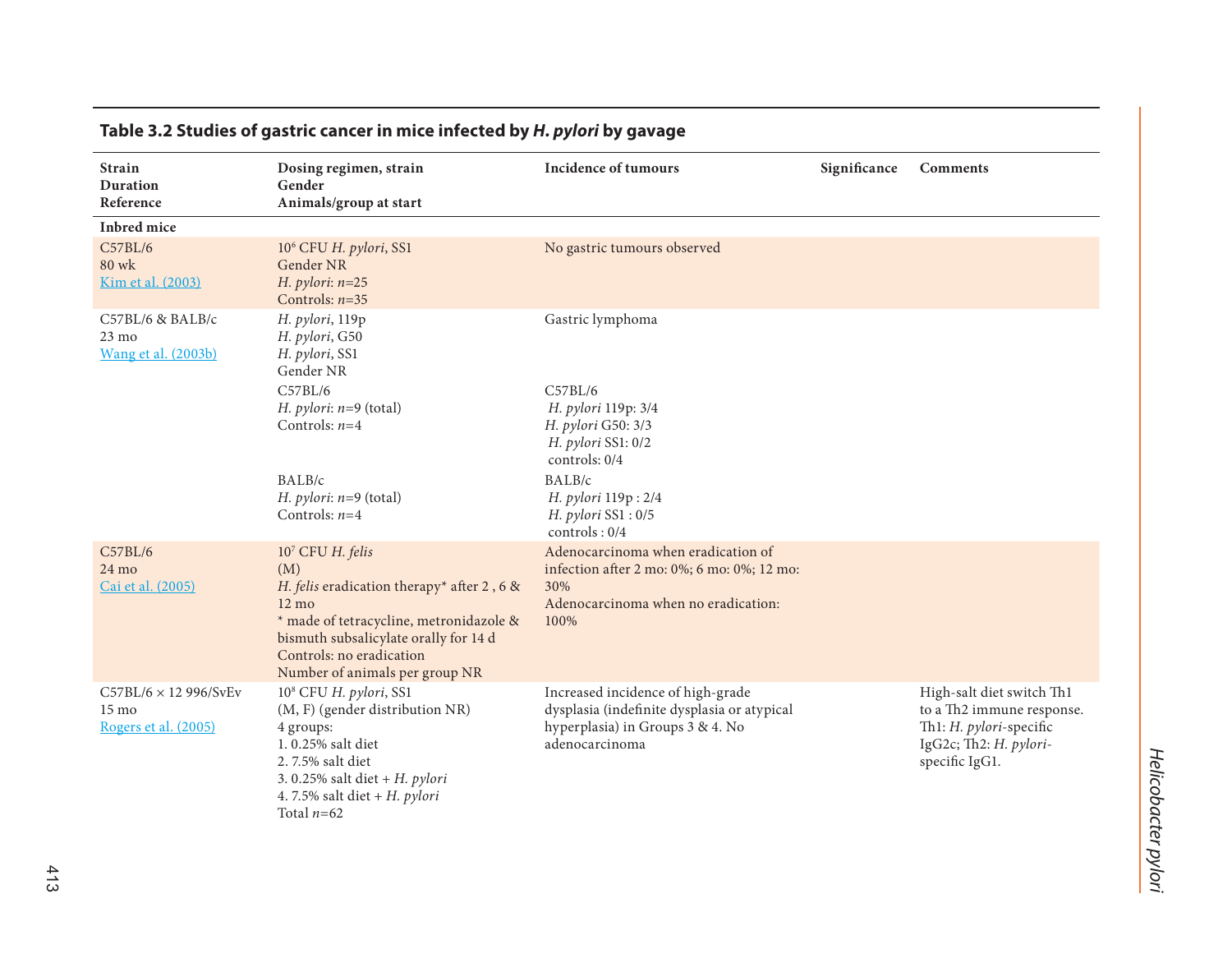## Table 3.2 Studies of gastric cancer in mice infected by *H. pylori* by gavage

| Strain<br>Duration<br>Reference | Dosing regimen, strain<br>Gender<br>Animals/group at start | Incidence of tumours | Significance | Comments |
|---|---|---|---|---|
| **Inbred mice** | | | | |
| C57BL/6<br>80 wk<br>Kim et al. (2003) | $10^6$ CFU *H. pylori*, SS1<br>Gender NR<br>*H. pylori*: *n*=25<br>Controls: *n*=35 | No gastric tumours observed | | |
| C57BL/6 & BALB/c<br>23 mo<br>Wang et al. (2003b) | *H. pylori*, 119p<br>*H. pylori*, G50<br>*H. pylori*, SS1<br>Gender NR | Gastric lymphoma | | |
| | C57BL/6<br>*H. pylori*: *n*=9 (total)<br>Controls: *n*=4 | C57BL/6<br>*H. pylori* 119p: 3/4<br>*H. pylori* G50: 3/3<br>*H. pylori* SS1: 0/2<br>controls: 0/4 | | |
| | BALB/c<br>*H. pylori*: *n*=9 (total)<br>Controls: *n*=4 | BALB/c<br>*H. pylori* 119p : 2/4<br>*H. pylori* SS1 : 0/5<br>controls : 0/4 | | |
| C57BL/6<br>24 mo<br>Cai et al. (2005) | $10^7$ CFU *H. felis*<br>(M)<br>*H. felis* eradication therapy* after 2 , 6 & 12 mo<br>* made of tetracycline, metronidazole & bismuth subsalicylate orally for 14 d<br>Controls: no eradication<br>Number of animals per group NR | Adenocarcinoma when eradication of infection after 2 mo: 0%; 6 mo: 0%; 12 mo: 30%<br>Adenocarcinoma when no eradication: 100% | | |
| C57BL/6 × 12 996/SvEv<br>15 mo<br>Rogers et al. (2005) | $10^8$ CFU *H. pylori*, SS1<br>(M, F) (gender distribution NR)<br>4 groups:<br>1. 0.25% salt diet<br>2. 7.5% salt diet<br>3. 0.25% salt diet + *H. pylori*<br>4. 7.5% salt diet + *H. pylori*<br>Total *n*=62 | Increased incidence of high-grade dysplasia (indefinite dysplasia or atypical hyperplasia) in Groups 3 & 4. No adenocarcinoma | | High-salt diet switch Th1 to a Th2 immune response.<br>Th1: *H. pylori*-specific IgG2c; Th2: *H. pylori*-specific IgG1. |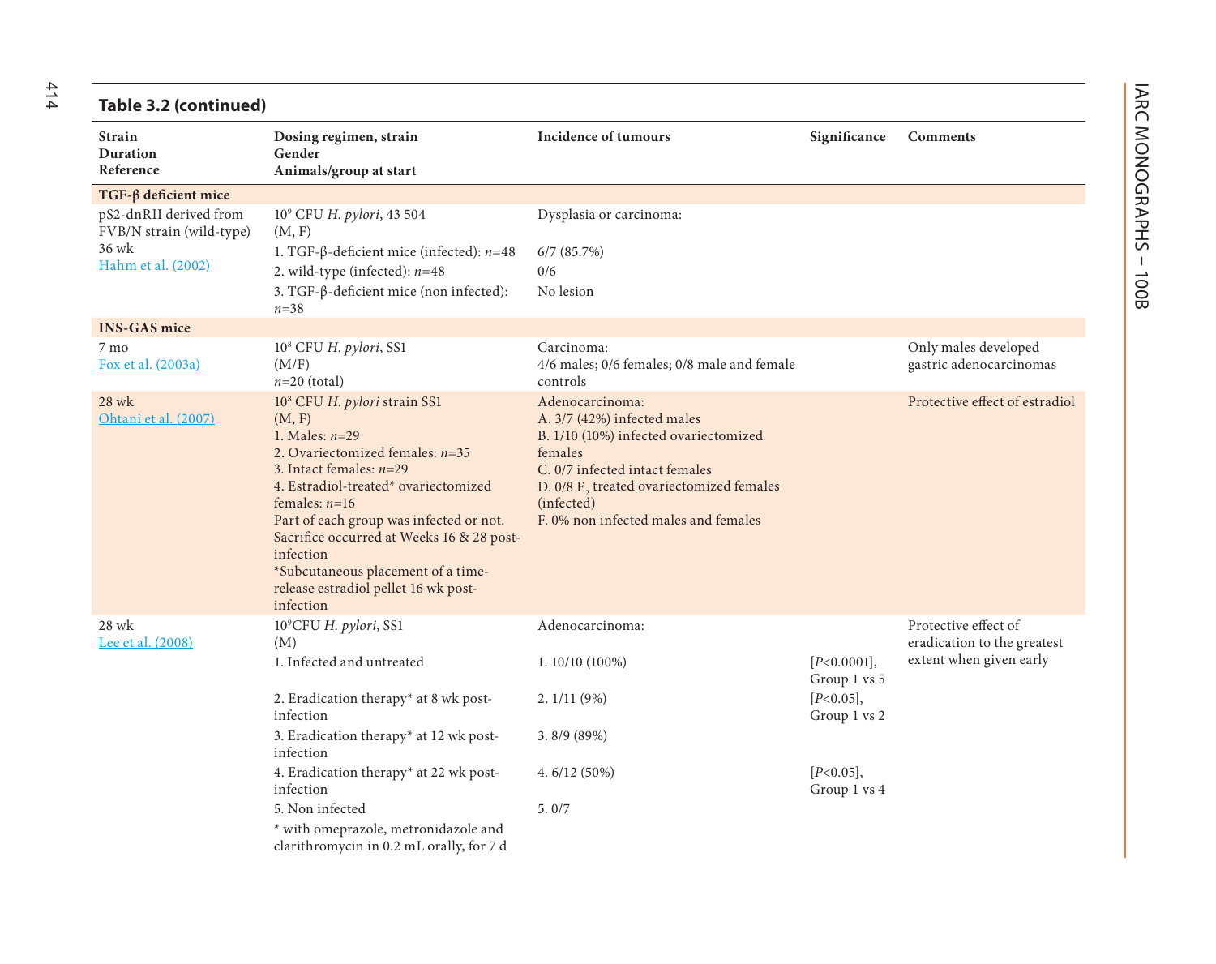**Table 3.2 (continued)**

| Strain<br>Duration<br>Reference | Dosing regimen, strain<br>Gender<br>Animals/group at start | Incidence of tumours | Significance | Comments |
|---|---|---|---|---|
| **TGF-β deficient mice** | | | | |
| pS2-dnRII derived from FVB/N strain (wild-type)<br>36 wk<br>Hahm et al. (2002) | $10^9$ CFU *H. pylori*, 43 504<br>(M, F)<br>1. TGF-β-deficient mice (infected): *n*=48<br>2. wild-type (infected): *n*=48<br>3. TGF-β-deficient mice (non infected): *n*=38 | Dysplasia or carcinoma:<br>6/7 (85.7%)<br>0/6<br>No lesion | | |
| **INS-GAS mice** | | | | |
| 7 mo<br>Fox et al. (2003a) | $10^8$ CFU *H. pylori*, SS1<br>(M/F)<br>*n*=20 (total) | Carcinoma:<br>4/6 males; 0/6 females; 0/8 male and female controls | | Only males developed gastric adenocarcinomas |
| 28 wk<br>Ohtani et al. (2007) | $10^8$ CFU *H. pylori* strain SS1<br>(M, F)<br>1. Males: *n*=29<br>2. Ovariectomized females: *n*=35<br>3. Intact females: *n*=29<br>4. Estradiol-treated* ovariectomized females: *n*=16<br>Part of each group was infected or not. Sacrifice occurred at Weeks 16 & 28 post-infection<br>*Subcutaneous placement of a time-release estradiol pellet 16 wk post-infection | Adenocarcinoma:<br>A. 3/7 (42%) infected males<br>B. 1/10 (10%) infected ovariectomized females<br>C. 0/7 infected intact females<br>D. 0/8 $E_2$ treated ovariectomized females (infected)<br>F. 0% non infected males and females | | Protective effect of estradiol |
| 28 wk<br>Lee et al. (2008) | $10^9$CFU *H. pylori*, SS1<br>(M)<br>1. Infected and untreated<br>2. Eradication therapy* at 8 wk post-infection<br>3. Eradication therapy* at 12 wk post-infection<br>4. Eradication therapy* at 22 wk post-infection<br>5. Non infected<br>* with omeprazole, metronidazole and clarithromycin in 0.2 mL orally, for 7 d | Adenocarcinoma:<br>1. 10/10 (100%)<br>2. 1/11 (9%)<br>3. 8/9 (89%)<br>4. 6/12 (50%)<br>5. 0/7 | [*P*<0.0001], Group 1 vs 5<br>[*P*<0.05], Group 1 vs 2<br>[*P*<0.05], Group 1 vs 4 | Protective effect of eradication to the greatest extent when given early |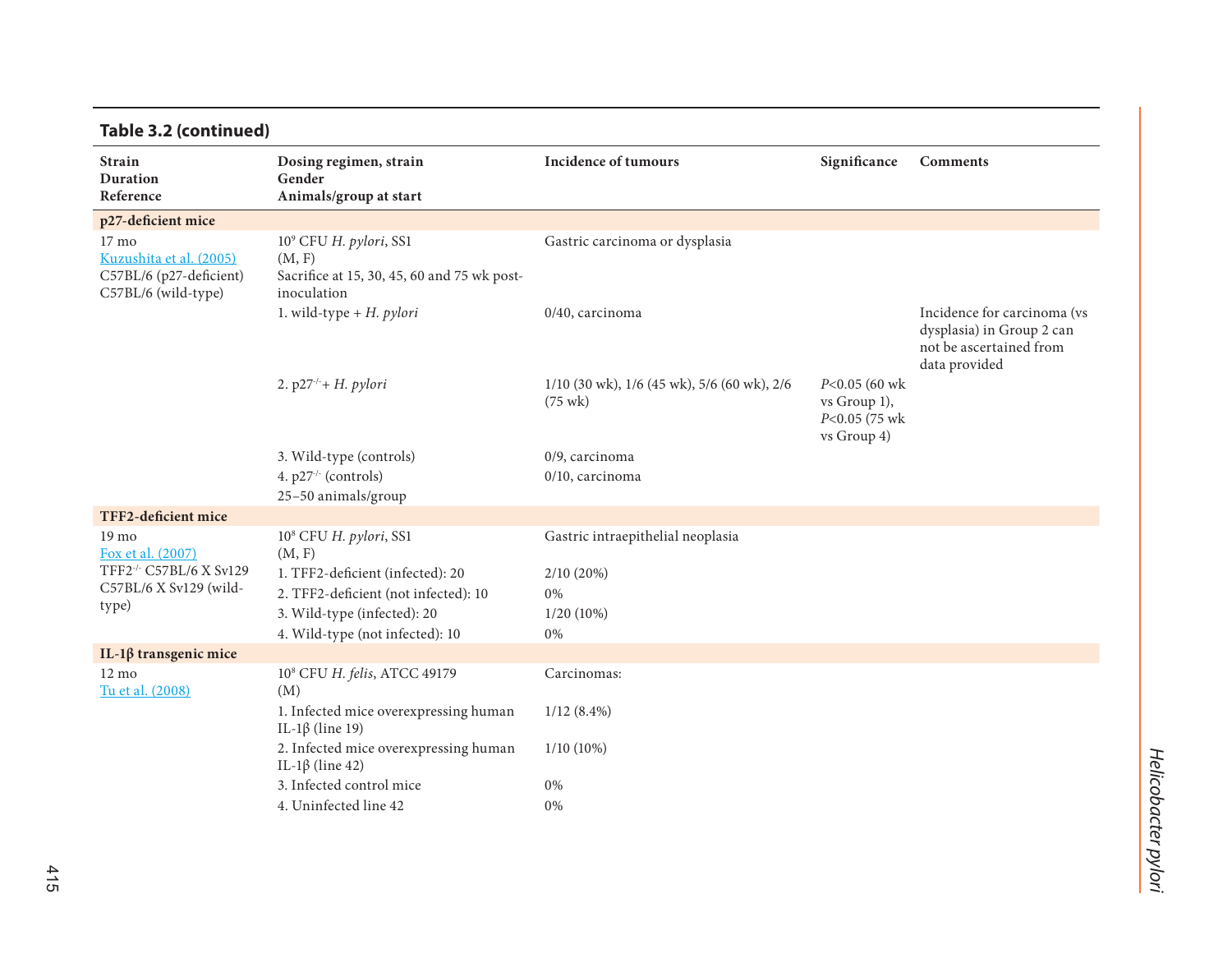**Table 3.2 (continued)**

| Strain<br>Duration<br>Reference | Dosing regimen, strain<br>Gender<br>Animals/group at start | Incidence of tumours | Significance | Comments |
|---|---|---|---|---|
| **p27-deficient mice** | | | | |
| 17 mo<br>Kuzushita et al. (2005)<br>C57BL/6 (p27-deficient)<br>C57BL/6 (wild-type) | $10^9$ CFU *H. pylori*, SS1<br>(M, F)<br>Sacrifice at 15, 30, 45, 60 and 75 wk post-inoculation | Gastric carcinoma or dysplasia | | |
| | 1. wild-type + *H. pylori* | 0/40, carcinoma | | Incidence for carcinoma (vs dysplasia) in Group 2 can not be ascertained from data provided |
| | 2. $p27^{-/-}$+ *H. pylori* | 1/10 (30 wk), 1/6 (45 wk), 5/6 (60 wk), 2/6 (75 wk) | *P*<0.05 (60 wk vs Group 1), *P*<0.05 (75 wk vs Group 4) | |
| | 3. Wild-type (controls) | 0/9, carcinoma | | |
| | 4. $p27^{-/-}$ (controls) | 0/10, carcinoma | | |
| | 25–50 animals/group | | | |
| **TFF2-deficient mice** | | | | |
| 19 mo<br>Fox et al. (2007)<br>$TFF2^{-/-}$ C57BL/6 X Sv129<br>C57BL/6 X Sv129 (wild-type) | $10^8$ CFU *H. pylori*, SS1<br>(M, F) | Gastric intraepithelial neoplasia | | |
| | 1. TFF2-deficient (infected): 20 | 2/10 (20%) | | |
| | 2. TFF2-deficient (not infected): 10 | 0% | | |
| | 3. Wild-type (infected): 20 | 1/20 (10%) | | |
| | 4. Wild-type (not infected): 10 | 0% | | |
| **IL-1β transgenic mice** | | | | |
| 12 mo<br>Tu et al. (2008) | $10^8$ CFU *H. felis*, ATCC 49179<br>(M) | Carcinomas: | | |
| | 1. Infected mice overexpressing human IL-1β (line 19) | 1/12 (8.4%) | | |
| | 2. Infected mice overexpressing human IL-1β (line 42) | 1/10 (10%) | | |
| | 3. Infected control mice | 0% | | |
| | 4. Uninfected line 42 | 0% | | |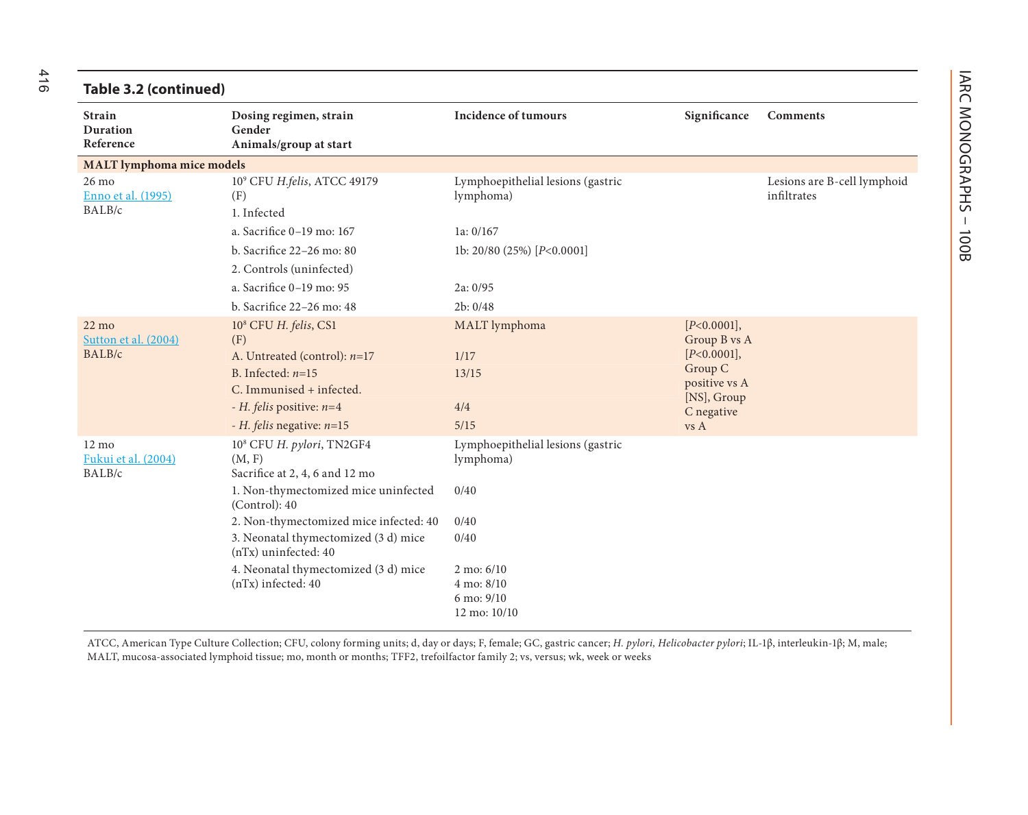**Table 3.2 (continued)**

| Strain<br>Duration<br>Reference | Dosing regimen, strain<br>Gender<br>Animals/group at start | Incidence of tumours | Significance | Comments |
|---|---|---|---|---|
| **MALT lymphoma mice models** | | | | |
| 26 mo<br>Enno et al. (1995)<br>BALB/c | $10^9$ CFU *H.felis*, ATCC 49179<br>(F)<br>1. Infected | Lymphoepithelial lesions (gastric lymphoma) | | Lesions are B-cell lymphoid infiltrates |
| | a. Sacrifice 0–19 mo: 167 | 1a: 0/167 | | |
| | b. Sacrifice 22–26 mo: 80 | 1b: 20/80 (25%) [$P<0.0001$] | | |
| | 2. Controls (uninfected) | | | |
| | a. Sacrifice 0–19 mo: 95 | 2a: 0/95 | | |
| | b. Sacrifice 22–26 mo: 48 | 2b: 0/48 | | |
| 22 mo<br>Sutton et al. (2004)<br>BALB/c | $10^8$ CFU *H. felis*, CS1<br>(F) | MALT lymphoma | [$P<0.0001$], Group B vs A<br>[$P<0.0001$], Group C positive vs A<br>[NS], Group C negative vs A | |
| | A. Untreated (control): *n*=17 | 1/17 | | |
| | B. Infected: *n*=15 | 13/15 | | |
| | C. Immunised + infected. | | | |
| | - *H. felis* positive: *n*=4 | 4/4 | | |
| | - *H. felis* negative: *n*=15 | 5/15 | | |
| 12 mo<br>Fukui et al. (2004)<br>BALB/c | $10^8$ CFU *H. pylori*, TN2GF4<br>(M, F)<br>Sacrifice at 2, 4, 6 and 12 mo | Lymphoepithelial lesions (gastric lymphoma) | | |
| | 1. Non-thymectomized mice uninfected (Control): 40 | 0/40 | | |
| | 2. Non-thymectomized mice infected: 40 | 0/40 | | |
| | 3. Neonatal thymectomized (3 d) mice (nTx) uninfected: 40 | 0/40 | | |
| | 4. Neonatal thymectomized (3 d) mice (nTx) infected: 40 | 2 mo: 6/10<br>4 mo: 8/10<br>6 mo: 9/10<br>12 mo: 10/10 | | |

ATCC, American Type Culture Collection; CFU, colony forming units; d, day or days; F, female; GC, gastric cancer; *H. pylori, Helicobacter pylori*; IL-1β, interleukin-1β; M, male; MALT, mucosa-associated lymphoid tissue; mo, month or months; TFF2, trefoilfactor family 2; vs, versus; wk, week or weeks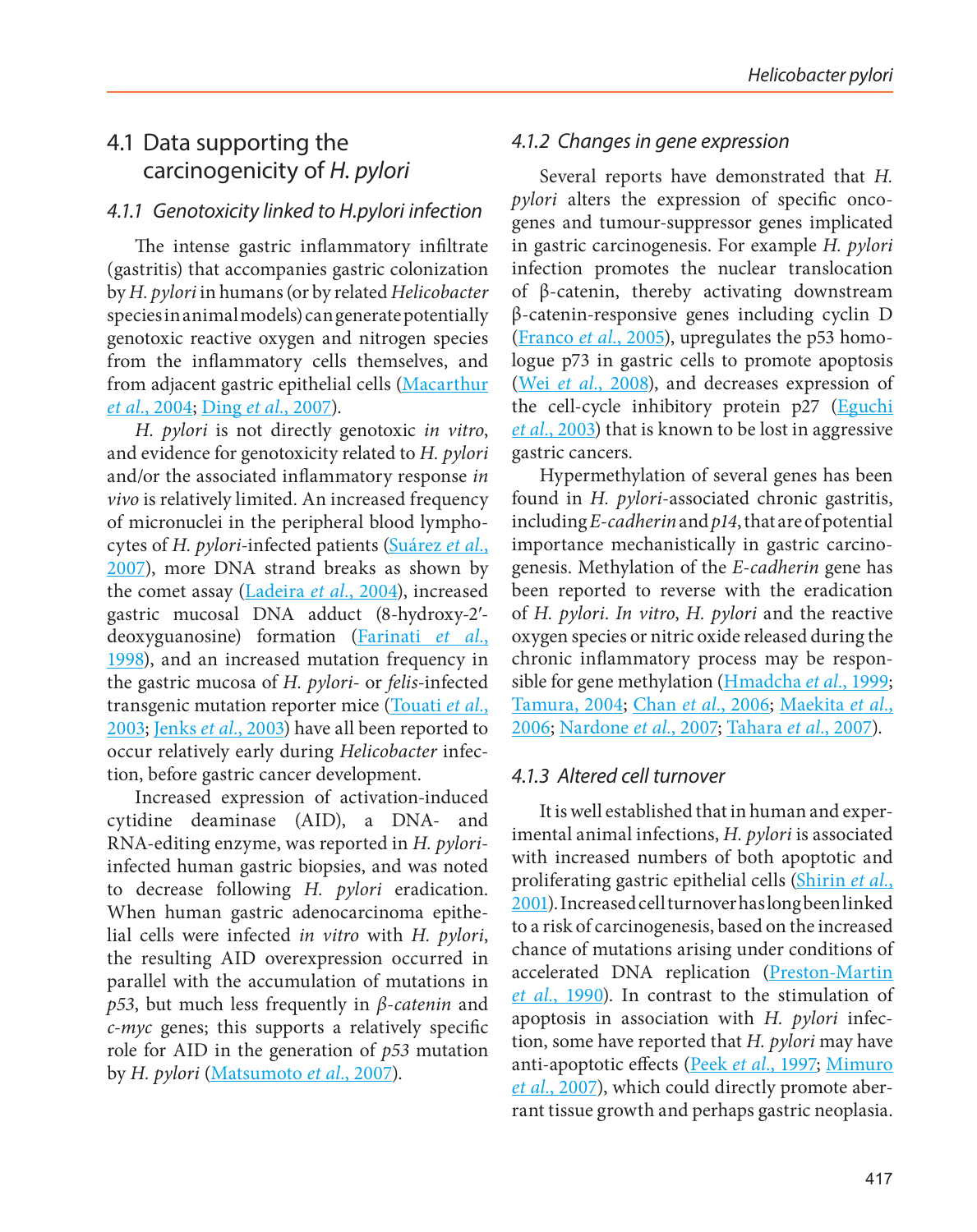## 4.1 Data supporting the carcinogenicity of *H. pylori*

### *4.1.1 Genotoxicity linked to H.pylori infection*

The intense gastric inflammatory infiltrate (gastritis) that accompanies gastric colonization by *H. pylori* in humans (or by related *Helicobacter* species in animal models) can generate potentially genotoxic reactive oxygen and nitrogen species from the inflammatory cells themselves, and from adjacent gastric epithelial cells (Macarthur *et al.*, 2004; Ding *et al.*, 2007).

*H. pylori* is not directly genotoxic *in vitro*, and evidence for genotoxicity related to *H. pylori* and/or the associated inflammatory response *in vivo* is relatively limited. An increased frequency of micronuclei in the peripheral blood lymphocytes of *H. pylori*-infected patients (Suárez *et al.*, 2007), more DNA strand breaks as shown by the comet assay (Ladeira *et al.*, 2004), increased gastric mucosal DNA adduct (8-hydroxy-2′-deoxyguanosine) formation (Farinati *et al.*, 1998), and an increased mutation frequency in the gastric mucosa of *H. pylori*- or *felis*-infected transgenic mutation reporter mice (Touati *et al.*, 2003; Jenks *et al.*, 2003) have all been reported to occur relatively early during *Helicobacter* infection, before gastric cancer development.

Increased expression of activation-induced cytidine deaminase (AID), a DNA- and RNA-editing enzyme, was reported in *H. pylori*-infected human gastric biopsies, and was noted to decrease following *H. pylori* eradication. When human gastric adenocarcinoma epithelial cells were infected *in vitro* with *H. pylori*, the resulting AID overexpression occurred in parallel with the accumulation of mutations in *p53*, but much less frequently in *β-catenin* and *c-myc* genes; this supports a relatively specific role for AID in the generation of *p53* mutation by *H. pylori* (Matsumoto *et al.*, 2007).

### *4.1.2 Changes in gene expression*

Several reports have demonstrated that *H. pylori* alters the expression of specific oncogenes and tumour-suppressor genes implicated in gastric carcinogenesis. For example *H. pylori* infection promotes the nuclear translocation of β-catenin, thereby activating downstream β-catenin-responsive genes including cyclin D (Franco *et al.*, 2005), upregulates the p53 homologue p73 in gastric cells to promote apoptosis (Wei *et al.*, 2008), and decreases expression of the cell-cycle inhibitory protein p27 (Eguchi *et al.*, 2003) that is known to be lost in aggressive gastric cancers.

Hypermethylation of several genes has been found in *H. pylori*-associated chronic gastritis, including *E-cadherin* and *p14*, that are of potential importance mechanistically in gastric carcinogenesis. Methylation of the *E-cadherin* gene has been reported to reverse with the eradication of *H. pylori*. *In vitro*, *H. pylori* and the reactive oxygen species or nitric oxide released during the chronic inflammatory process may be responsible for gene methylation (Hmadcha *et al.*, 1999; Tamura, 2004; Chan *et al.*, 2006; Maekita *et al.*, 2006; Nardone *et al.*, 2007; Tahara *et al.*, 2007).

### *4.1.3 Altered cell turnover*

It is well established that in human and experimental animal infections, *H. pylori* is associated with increased numbers of both apoptotic and proliferating gastric epithelial cells (Shirin *et al.*, 2001). Increased cell turnover has long been linked to a risk of carcinogenesis, based on the increased chance of mutations arising under conditions of accelerated DNA replication (Preston-Martin *et al.*, 1990). In contrast to the stimulation of apoptosis in association with *H. pylori* infection, some have reported that *H. pylori* may have anti-apoptotic effects (Peek *et al.*, 1997; Mimuro *et al.*, 2007), which could directly promote aberrant tissue growth and perhaps gastric neoplasia.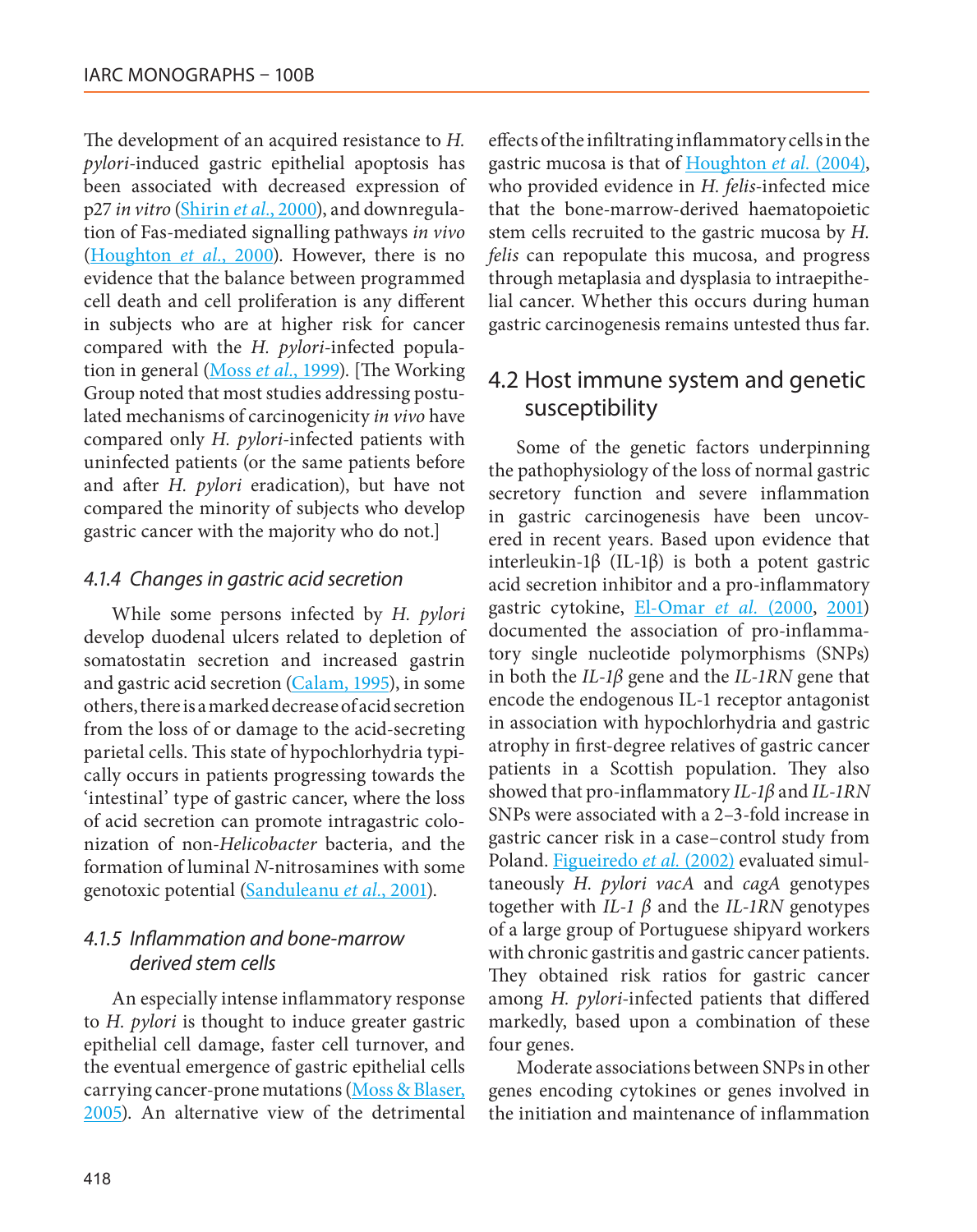The development of an acquired resistance to *H. pylori*-induced gastric epithelial apoptosis has been associated with decreased expression of p27 *in vitro* (Shirin *et al.*, 2000), and downregulation of Fas-mediated signalling pathways *in vivo* (Houghton *et al.*, 2000). However, there is no evidence that the balance between programmed cell death and cell proliferation is any different in subjects who are at higher risk for cancer compared with the *H. pylori*-infected population in general (Moss *et al.*, 1999). [The Working Group noted that most studies addressing postulated mechanisms of carcinogenicity *in vivo* have compared only *H. pylori*-infected patients with uninfected patients (or the same patients before and after *H. pylori* eradication), but have not compared the minority of subjects who develop gastric cancer with the majority who do not.]

#### 4.1.4 Changes in gastric acid secretion

While some persons infected by *H. pylori* develop duodenal ulcers related to depletion of somatostatin secretion and increased gastrin and gastric acid secretion (Calam, 1995), in some others, there is a marked decrease of acid secretion from the loss of or damage to the acid-secreting parietal cells. This state of hypochlorhydria typically occurs in patients progressing towards the 'intestinal' type of gastric cancer, where the loss of acid secretion can promote intragastric colonization of non-*Helicobacter* bacteria, and the formation of luminal *N*-nitrosamines with some genotoxic potential (Sanduleanu *et al.*, 2001).

#### 4.1.5 Inflammation and bone-marrow derived stem cells

An especially intense inflammatory response to *H. pylori* is thought to induce greater gastric epithelial cell damage, faster cell turnover, and the eventual emergence of gastric epithelial cells carrying cancer-prone mutations (Moss & Blaser, 2005). An alternative view of the detrimental effects of the infiltrating inflammatory cells in the gastric mucosa is that of Houghton *et al.* (2004), who provided evidence in *H. felis*-infected mice that the bone-marrow-derived haematopoietic stem cells recruited to the gastric mucosa by *H. felis* can repopulate this mucosa, and progress through metaplasia and dysplasia to intraepithelial cancer. Whether this occurs during human gastric carcinogenesis remains untested thus far.

### 4.2 Host immune system and genetic susceptibility

Some of the genetic factors underpinning the pathophysiology of the loss of normal gastric secretory function and severe inflammation in gastric carcinogenesis have been uncovered in recent years. Based upon evidence that interleukin-1β (IL-1β) is both a potent gastric acid secretion inhibitor and a pro-inflammatory gastric cytokine, El-Omar *et al.* (2000, 2001) documented the association of pro-inflammatory single nucleotide polymorphisms (SNPs) in both the *IL-1β* gene and the *IL-1RN* gene that encode the endogenous IL-1 receptor antagonist in association with hypochlorhydria and gastric atrophy in first-degree relatives of gastric cancer patients in a Scottish population. They also showed that pro-inflammatory *IL-1β* and *IL-1RN* SNPs were associated with a 2–3-fold increase in gastric cancer risk in a case–control study from Poland. Figueiredo *et al.* (2002) evaluated simultaneously *H. pylori vacA* and *cagA* genotypes together with *IL-1 β* and the *IL-1RN* genotypes of a large group of Portuguese shipyard workers with chronic gastritis and gastric cancer patients. They obtained risk ratios for gastric cancer among *H. pylori*-infected patients that differed markedly, based upon a combination of these four genes.

Moderate associations between SNPs in other genes encoding cytokines or genes involved in the initiation and maintenance of inflammation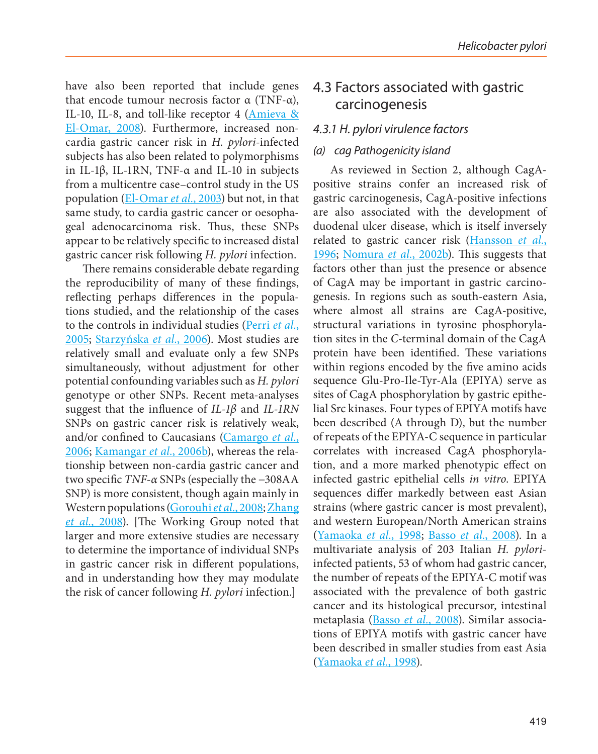have also been reported that include genes that encode tumour necrosis factor α (TNF-α), IL-10, IL-8, and toll-like receptor 4 (Amieva & El-Omar, 2008). Furthermore, increased non-cardia gastric cancer risk in *H. pylori*-infected subjects has also been related to polymorphisms in IL-1β, IL-1RN, TNF-α and IL-10 in subjects from a multicentre case–control study in the US population (El-Omar *et al.*, 2003) but not, in that same study, to cardia gastric cancer or oesophageal adenocarcinoma risk. Thus, these SNPs appear to be relatively specific to increased distal gastric cancer risk following *H. pylori* infection.

There remains considerable debate regarding the reproducibility of many of these findings, reflecting perhaps differences in the populations studied, and the relationship of the cases to the controls in individual studies (Perri *et al.*, 2005; Starzyńska *et al.*, 2006). Most studies are relatively small and evaluate only a few SNPs simultaneously, without adjustment for other potential confounding variables such as *H. pylori* genotype or other SNPs. Recent meta-analyses suggest that the influence of *IL-1β* and *IL-1RN* SNPs on gastric cancer risk is relatively weak, and/or confined to Caucasians (Camargo *et al.*, 2006; Kamangar *et al.*, 2006b), whereas the relationship between non-cardia gastric cancer and two specific *TNF-α* SNPs (especially the –308AA SNP) is more consistent, though again mainly in Western populations (Gorouhi *et al.*, 2008; Zhang *et al.*, 2008). [The Working Group noted that larger and more extensive studies are necessary to determine the importance of individual SNPs in gastric cancer risk in different populations, and in understanding how they may modulate the risk of cancer following *H. pylori* infection.]

## 4.3 Factors associated with gastric carcinogenesis

### 4.3.1 H. pylori virulence factors

#### (a) cag Pathogenicity island

As reviewed in Section 2, although CagA-positive strains confer an increased risk of gastric carcinogenesis, CagA-positive infections are also associated with the development of duodenal ulcer disease, which is itself inversely related to gastric cancer risk (Hansson *et al.*, 1996; Nomura *et al.*, 2002b). This suggests that factors other than just the presence or absence of CagA may be important in gastric carcinogenesis. In regions such as south-eastern Asia, where almost all strains are CagA-positive, structural variations in tyrosine phosphorylation sites in the *C*-terminal domain of the CagA protein have been identified. These variations within regions encoded by the five amino acids sequence Glu-Pro-Ile-Tyr-Ala (EPIYA) serve as sites of CagA phosphorylation by gastric epithelial Src kinases. Four types of EPIYA motifs have been described (A through D), but the number of repeats of the EPIYA-C sequence in particular correlates with increased CagA phosphorylation, and a more marked phenotypic effect on infected gastric epithelial cells *in vitro*. EPIYA sequences differ markedly between east Asian strains (where gastric cancer is most prevalent), and western European/North American strains (Yamaoka *et al.*, 1998; Basso *et al.*, 2008). In a multivariate analysis of 203 Italian *H. pylori*-infected patients, 53 of whom had gastric cancer, the number of repeats of the EPIYA-C motif was associated with the prevalence of both gastric cancer and its histological precursor, intestinal metaplasia (Basso *et al.*, 2008). Similar associations of EPIYA motifs with gastric cancer have been described in smaller studies from east Asia (Yamaoka *et al.*, 1998).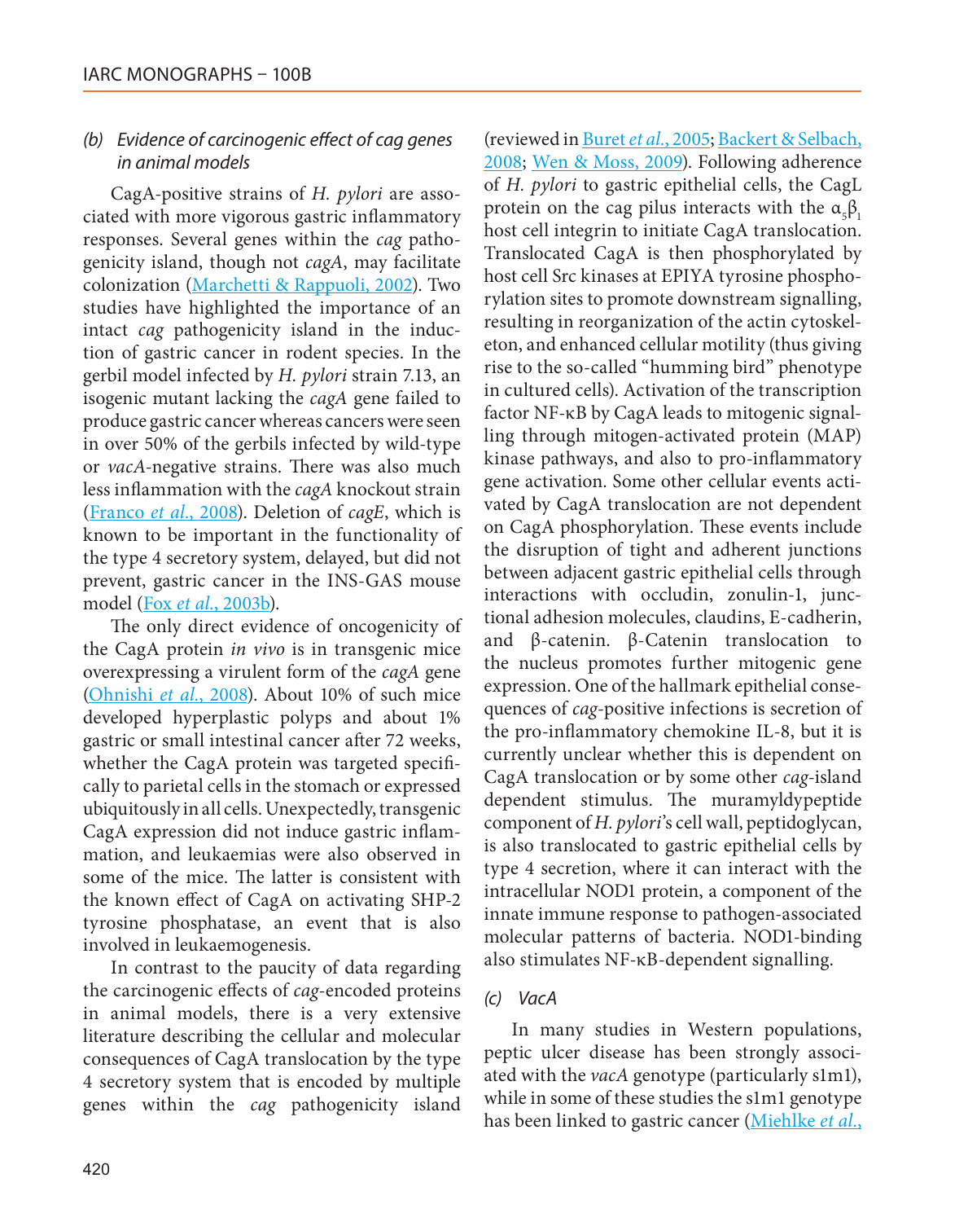#### *(b) Evidence of carcinogenic effect of cag genes in animal models*

CagA-positive strains of *H. pylori* are associated with more vigorous gastric inflammatory responses. Several genes within the *cag* pathogenicity island, though not *cagA*, may facilitate colonization (Marchetti & Rappuoli, 2002). Two studies have highlighted the importance of an intact *cag* pathogenicity island in the induction of gastric cancer in rodent species. In the gerbil model infected by *H. pylori* strain 7.13, an isogenic mutant lacking the *cagA* gene failed to produce gastric cancer whereas cancers were seen in over 50% of the gerbils infected by wild-type or *vacA*-negative strains. There was also much less inflammation with the *cagA* knockout strain (Franco *et al.*, 2008). Deletion of *cagE*, which is known to be important in the functionality of the type 4 secretory system, delayed, but did not prevent, gastric cancer in the INS-GAS mouse model (Fox *et al.*, 2003b).

The only direct evidence of oncogenicity of the CagA protein *in vivo* is in transgenic mice overexpressing a virulent form of the *cagA* gene (Ohnishi *et al.*, 2008). About 10% of such mice developed hyperplastic polyps and about 1% gastric or small intestinal cancer after 72 weeks, whether the CagA protein was targeted specifically to parietal cells in the stomach or expressed ubiquitously in all cells. Unexpectedly, transgenic CagA expression did not induce gastric inflammation, and leukaemias were also observed in some of the mice. The latter is consistent with the known effect of CagA on activating SHP-2 tyrosine phosphatase, an event that is also involved in leukaemogenesis.

In contrast to the paucity of data regarding the carcinogenic effects of *cag*-encoded proteins in animal models, there is a very extensive literature describing the cellular and molecular consequences of CagA translocation by the type 4 secretory system that is encoded by multiple genes within the *cag* pathogenicity island (reviewed in Buret *et al.*, 2005; Backert & Selbach, 2008; Wen & Moss, 2009). Following adherence of *H. pylori* to gastric epithelial cells, the CagL protein on the cag pilus interacts with the $\alpha_5\beta_1$ host cell integrin to initiate CagA translocation. Translocated CagA is then phosphorylated by host cell Src kinases at EPIYA tyrosine phosphorylation sites to promote downstream signalling, resulting in reorganization of the actin cytoskeleton, and enhanced cellular motility (thus giving rise to the so-called "humming bird" phenotype in cultured cells). Activation of the transcription factor NF-κB by CagA leads to mitogenic signalling through mitogen-activated protein (MAP) kinase pathways, and also to pro-inflammatory gene activation. Some other cellular events activated by CagA translocation are not dependent on CagA phosphorylation. These events include the disruption of tight and adherent junctions between adjacent gastric epithelial cells through interactions with occludin, zonulin-1, junctional adhesion molecules, claudins, E-cadherin, and β-catenin. β-Catenin translocation to the nucleus promotes further mitogenic gene expression. One of the hallmark epithelial consequences of *cag*-positive infections is secretion of the pro-inflammatory chemokine IL-8, but it is currently unclear whether this is dependent on CagA translocation or by some other *cag*-island dependent stimulus. The muramyldypeptide component of *H. pylori*'s cell wall, peptidoglycan, is also translocated to gastric epithelial cells by type 4 secretion, where it can interact with the intracellular NOD1 protein, a component of the innate immune response to pathogen-associated molecular patterns of bacteria. NOD1-binding also stimulates NF-κB-dependent signalling.

#### *(c) VacA*

In many studies in Western populations, peptic ulcer disease has been strongly associated with the *vacA* genotype (particularly s1m1), while in some of these studies the s1m1 genotype has been linked to gastric cancer (Miehlke *et al.*,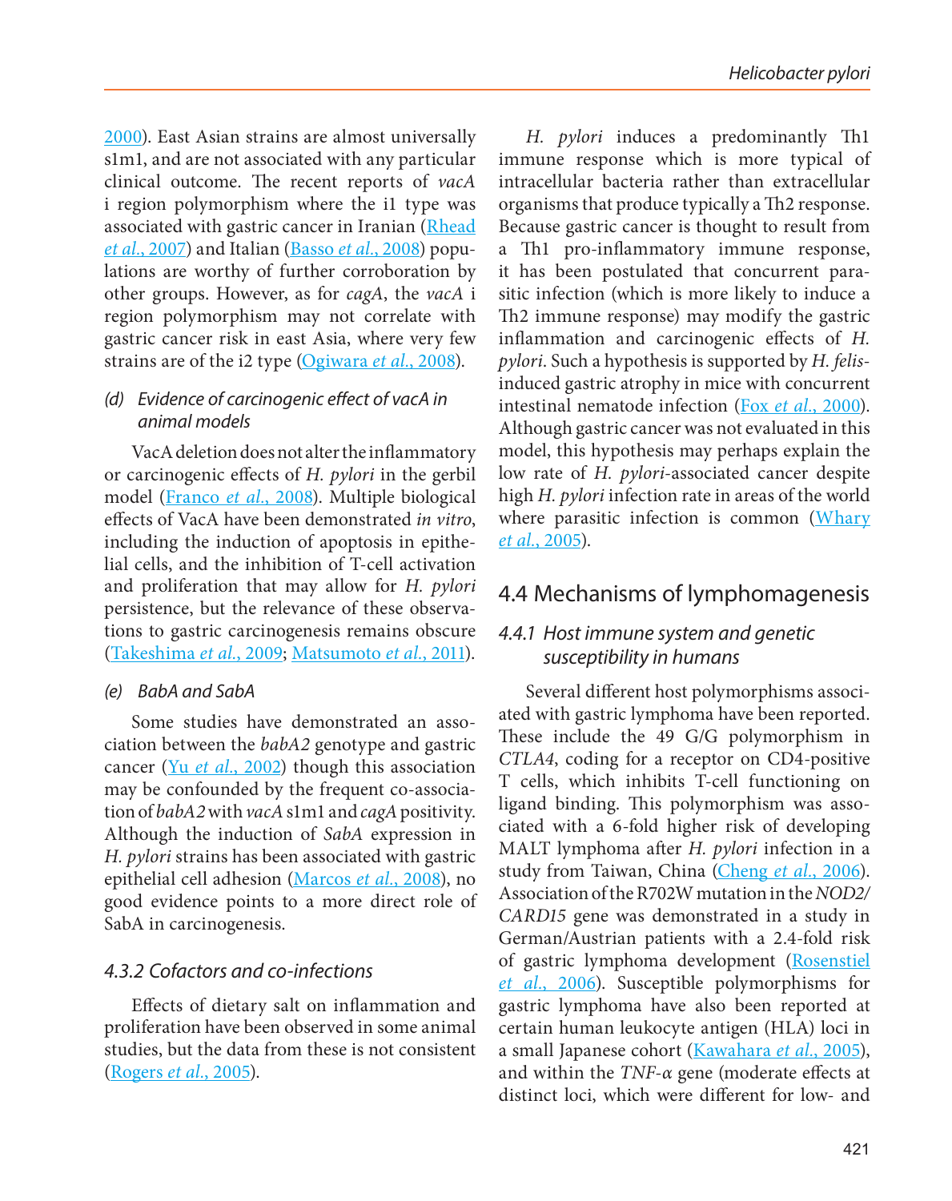2000). East Asian strains are almost universally s1m1, and are not associated with any particular clinical outcome. The recent reports of *vacA* i region polymorphism where the i1 type was associated with gastric cancer in Iranian (Rhead *et al.*, 2007) and Italian (Basso *et al.*, 2008) populations are worthy of further corroboration by other groups. However, as for *cagA*, the *vacA* i region polymorphism may not correlate with gastric cancer risk in east Asia, where very few strains are of the i2 type (Ogiwara *et al.*, 2008).

#### *(d) Evidence of carcinogenic effect of vacA in animal models*

VacA deletion does not alter the inflammatory or carcinogenic effects of *H. pylori* in the gerbil model (Franco *et al.*, 2008). Multiple biological effects of VacA have been demonstrated *in vitro*, including the induction of apoptosis in epithelial cells, and the inhibition of T-cell activation and proliferation that may allow for *H. pylori* persistence, but the relevance of these observations to gastric carcinogenesis remains obscure (Takeshima *et al.*, 2009; Matsumoto *et al.*, 2011).

#### *(e) BabA and SabA*

Some studies have demonstrated an association between the *babA2* genotype and gastric cancer (Yu *et al.*, 2002) though this association may be confounded by the frequent co-association of *babA2* with *vacA* s1m1 and *cagA* positivity. Although the induction of *SabA* expression in *H. pylori* strains has been associated with gastric epithelial cell adhesion (Marcos *et al.*, 2008), no good evidence points to a more direct role of SabA in carcinogenesis.

### *4.3.2 Cofactors and co-infections*

Effects of dietary salt on inflammation and proliferation have been observed in some animal studies, but the data from these is not consistent (Rogers *et al.*, 2005).

*H. pylori* induces a predominantly Th1 immune response which is more typical of intracellular bacteria rather than extracellular organisms that produce typically a Th2 response. Because gastric cancer is thought to result from a Th1 pro-inflammatory immune response, it has been postulated that concurrent parasitic infection (which is more likely to induce a Th2 immune response) may modify the gastric inflammation and carcinogenic effects of *H. pylori*. Such a hypothesis is supported by *H. felis*-induced gastric atrophy in mice with concurrent intestinal nematode infection (Fox *et al.*, 2000). Although gastric cancer was not evaluated in this model, this hypothesis may perhaps explain the low rate of *H. pylori*-associated cancer despite high *H. pylori* infection rate in areas of the world where parasitic infection is common (Whary *et al.*, 2005).

## 4.4 Mechanisms of lymphomagenesis

### *4.4.1 Host immune system and genetic susceptibility in humans*

Several different host polymorphisms associated with gastric lymphoma have been reported. These include the 49 G/G polymorphism in *CTLA4*, coding for a receptor on CD4-positive T cells, which inhibits T-cell functioning on ligand binding. This polymorphism was associated with a 6-fold higher risk of developing MALT lymphoma after *H. pylori* infection in a study from Taiwan, China (Cheng *et al.*, 2006). Association of the R702W mutation in the *NOD2/CARD15* gene was demonstrated in a study in German/Austrian patients with a 2.4-fold risk of gastric lymphoma development (Rosenstiel *et al.*, 2006). Susceptible polymorphisms for gastric lymphoma have also been reported at certain human leukocyte antigen (HLA) loci in a small Japanese cohort (Kawahara *et al.*, 2005), and within the *TNF-α* gene (moderate effects at distinct loci, which were different for low- and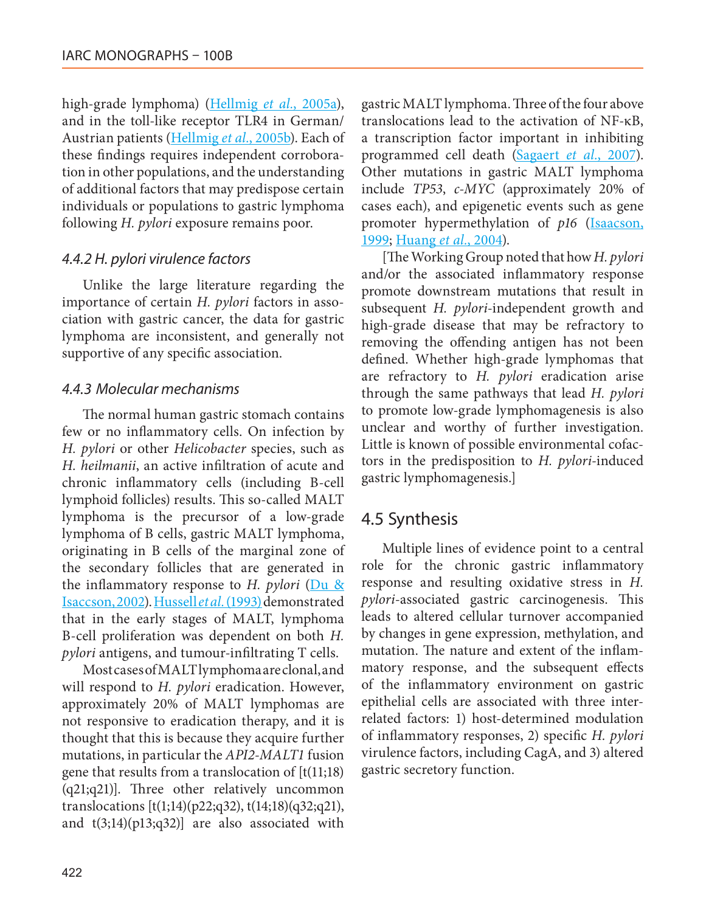high-grade lymphoma) (Hellmig *et al.*, 2005a), and in the toll-like receptor TLR4 in German/Austrian patients (Hellmig *et al.*, 2005b). Each of these findings requires independent corroboration in other populations, and the understanding of additional factors that may predispose certain individuals or populations to gastric lymphoma following *H. pylori* exposure remains poor.

### *4.4.2 H. pylori virulence factors*

Unlike the large literature regarding the importance of certain *H. pylori* factors in association with gastric cancer, the data for gastric lymphoma are inconsistent, and generally not supportive of any specific association.

### *4.4.3 Molecular mechanisms*

The normal human gastric stomach contains few or no inflammatory cells. On infection by *H. pylori* or other *Helicobacter* species, such as *H. heilmanii*, an active infiltration of acute and chronic inflammatory cells (including B-cell lymphoid follicles) results. This so-called MALT lymphoma is the precursor of a low-grade lymphoma of B cells, gastric MALT lymphoma, originating in B cells of the marginal zone of the secondary follicles that are generated in the inflammatory response to *H. pylori* (Du & Isaccson, 2002). Hussell *et al.* (1993) demonstrated that in the early stages of MALT, lymphoma B-cell proliferation was dependent on both *H. pylori* antigens, and tumour-infiltrating T cells.

Most cases of MALT lymphoma are clonal, and will respond to *H. pylori* eradication. However, approximately 20% of MALT lymphomas are not responsive to eradication therapy, and it is thought that this is because they acquire further mutations, in particular the *API2-MALT1* fusion gene that results from a translocation of [t(11;18)(q21;q21)]. Three other relatively uncommon translocations [t(1;14)(p22;q32), t(14;18)(q32;q21), and t(3;14)(p13;q32)] are also associated with gastric MALT lymphoma. Three of the four above translocations lead to the activation of NF-κB, a transcription factor important in inhibiting programmed cell death (Sagaert *et al.*, 2007). Other mutations in gastric MALT lymphoma include *TP53*, *c-MYC* (approximately 20% of cases each), and epigenetic events such as gene promoter hypermethylation of *p16* (Isaacson, 1999; Huang *et al.*, 2004).

[The Working Group noted that how *H. pylori* and/or the associated inflammatory response promote downstream mutations that result in subsequent *H. pylori*-independent growth and high-grade disease that may be refractory to removing the offending antigen has not been defined. Whether high-grade lymphomas that are refractory to *H. pylori* eradication arise through the same pathways that lead *H. pylori* to promote low-grade lymphomagenesis is also unclear and worthy of further investigation. Little is known of possible environmental cofactors in the predisposition to *H. pylori*-induced gastric lymphomagenesis.]

## 4.5 Synthesis

Multiple lines of evidence point to a central role for the chronic gastric inflammatory response and resulting oxidative stress in *H. pylori*-associated gastric carcinogenesis. This leads to altered cellular turnover accompanied by changes in gene expression, methylation, and mutation. The nature and extent of the inflammatory response, and the subsequent effects of the inflammatory environment on gastric epithelial cells are associated with three interrelated factors: 1) host-determined modulation of inflammatory responses, 2) specific *H. pylori* virulence factors, including CagA, and 3) altered gastric secretory function.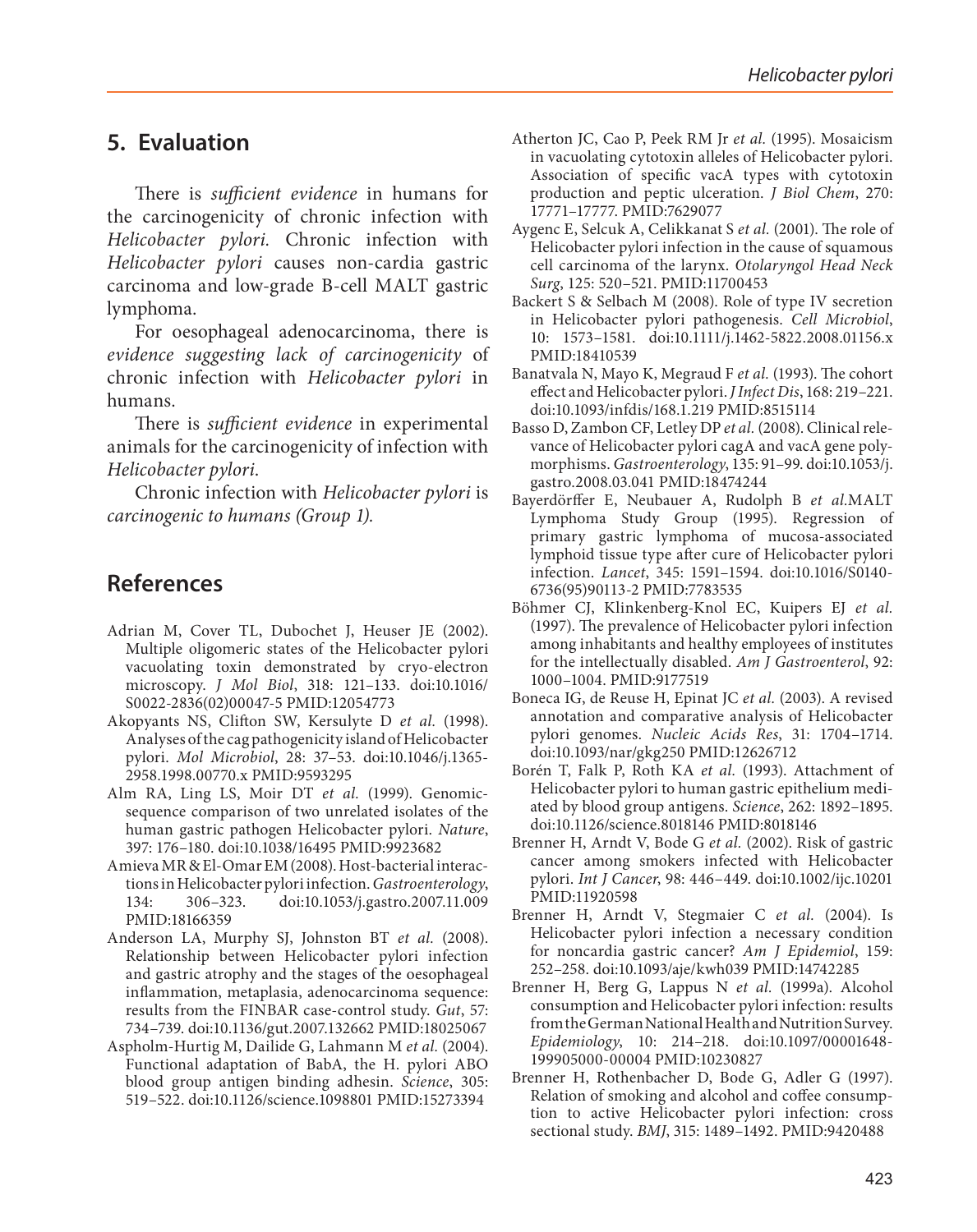## 5. Evaluation

There is *sufficient evidence* in humans for the carcinogenicity of chronic infection with *Helicobacter pylori*. Chronic infection with *Helicobacter pylori* causes non-cardia gastric carcinoma and low-grade B-cell MALT gastric lymphoma.

For oesophageal adenocarcinoma, there is *evidence suggesting lack of carcinogenicity* of chronic infection with *Helicobacter pylori* in humans.

There is *sufficient evidence* in experimental animals for the carcinogenicity of infection with *Helicobacter pylori*.

Chronic infection with *Helicobacter pylori* is *carcinogenic to humans (Group 1)*.

## References

Adrian M, Cover TL, Dubochet J, Heuser JE (2002). Multiple oligomeric states of the Helicobacter pylori vacuolating toxin demonstrated by cryo-electron microscopy. *J Mol Biol*, 318: 121–133. doi:10.1016/S0022-2836(02)00047-5 PMID:12054773

Akopyants NS, Clifton SW, Kersulyte D *et al.* (1998). Analyses of the cag pathogenicity island of Helicobacter pylori. *Mol Microbiol*, 28: 37–53. doi:10.1046/j.1365-2958.1998.00770.x PMID:9593295

Alm RA, Ling LS, Moir DT *et al.* (1999). Genomic-sequence comparison of two unrelated isolates of the human gastric pathogen Helicobacter pylori. *Nature*, 397: 176–180. doi:10.1038/16495 PMID:9923682

Amieva MR & El-Omar EM (2008). Host-bacterial interactions in Helicobacter pylori infection. *Gastroenterology*, 134: 306–323. doi:10.1053/j.gastro.2007.11.009 PMID:18166359

Anderson LA, Murphy SJ, Johnston BT *et al.* (2008). Relationship between Helicobacter pylori infection and gastric atrophy and the stages of the oesophageal inflammation, metaplasia, adenocarcinoma sequence: results from the FINBAR case-control study. *Gut*, 57: 734–739. doi:10.1136/gut.2007.132662 PMID:18025067

Aspholm-Hurtig M, Dailide G, Lahmann M *et al.* (2004). Functional adaptation of BabA, the H. pylori ABO blood group antigen binding adhesin. *Science*, 305: 519–522. doi:10.1126/science.1098801 PMID:15273394

Atherton JC, Cao P, Peek RM Jr *et al.* (1995). Mosaicism in vacuolating cytotoxin alleles of Helicobacter pylori. Association of specific vacA types with cytotoxin production and peptic ulceration. *J Biol Chem*, 270: 17771–17777. PMID:7629077

Aygenc E, Selcuk A, Celikkanat S *et al.* (2001). The role of Helicobacter pylori infection in the cause of squamous cell carcinoma of the larynx. *Otolaryngol Head Neck Surg*, 125: 520–521. PMID:11700453

Backert S & Selbach M (2008). Role of type IV secretion in Helicobacter pylori pathogenesis. *Cell Microbiol*, 10: 1573–1581. doi:10.1111/j.1462-5822.2008.01156.x PMID:18410539

Banatvala N, Mayo K, Megraud F *et al.* (1993). The cohort effect and Helicobacter pylori. *J Infect Dis*, 168: 219–221. doi:10.1093/infdis/168.1.219 PMID:8515114

Basso D, Zambon CF, Letley DP *et al.* (2008). Clinical relevance of Helicobacter pylori cagA and vacA gene polymorphisms. *Gastroenterology*, 135: 91–99. doi:10.1053/j.gastro.2008.03.041 PMID:18474244

Bayerdörffer E, Neubauer A, Rudolph B *et al.*MALT Lymphoma Study Group (1995). Regression of primary gastric lymphoma of mucosa-associated lymphoid tissue type after cure of Helicobacter pylori infection. *Lancet*, 345: 1591–1594. doi:10.1016/S0140-6736(95)90113-2 PMID:7783535

Böhmer CJ, Klinkenberg-Knol EC, Kuipers EJ *et al.* (1997). The prevalence of Helicobacter pylori infection among inhabitants and healthy employees of institutes for the intellectually disabled. *Am J Gastroenterol*, 92: 1000–1004. PMID:9177519

Boneca IG, de Reuse H, Epinat JC *et al.* (2003). A revised annotation and comparative analysis of Helicobacter pylori genomes. *Nucleic Acids Res*, 31: 1704–1714. doi:10.1093/nar/gkg250 PMID:12626712

Borén T, Falk P, Roth KA *et al.* (1993). Attachment of Helicobacter pylori to human gastric epithelium mediated by blood group antigens. *Science*, 262: 1892–1895. doi:10.1126/science.8018146 PMID:8018146

Brenner H, Arndt V, Bode G *et al.* (2002). Risk of gastric cancer among smokers infected with Helicobacter pylori. *Int J Cancer*, 98: 446–449. doi:10.1002/ijc.10201 PMID:11920598

Brenner H, Arndt V, Stegmaier C *et al.* (2004). Is Helicobacter pylori infection a necessary condition for noncardia gastric cancer? *Am J Epidemiol*, 159: 252–258. doi:10.1093/aje/kwh039 PMID:14742285

Brenner H, Berg G, Lappus N *et al.* (1999a). Alcohol consumption and Helicobacter pylori infection: results from the German National Health and Nutrition Survey. *Epidemiology*, 10: 214–218. doi:10.1097/00001648-199905000-00004 PMID:10230827

Brenner H, Rothenbacher D, Bode G, Adler G (1997). Relation of smoking and alcohol and coffee consumption to active Helicobacter pylori infection: cross sectional study. *BMJ*, 315: 1489–1492. PMID:9420488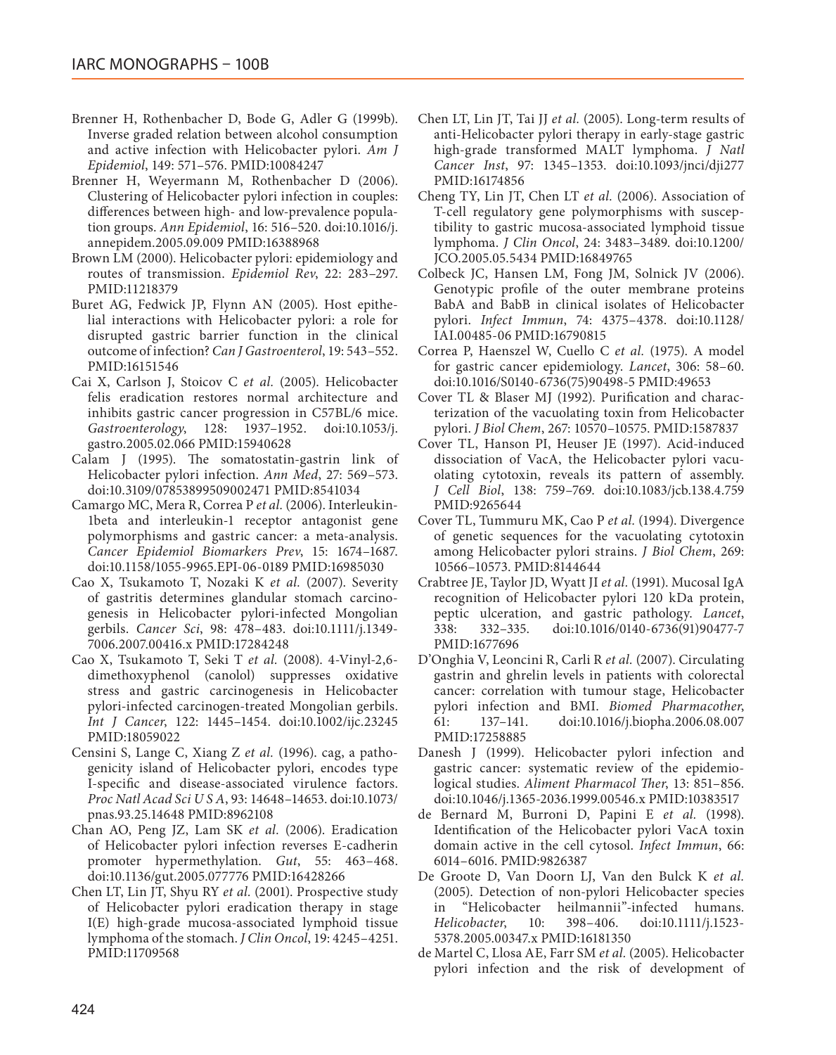Brenner H, Rothenbacher D, Bode G, Adler G (1999b). Inverse graded relation between alcohol consumption and active infection with Helicobacter pylori. *Am J Epidemiol*, 149: 571–576. PMID:10084247

Brenner H, Weyermann M, Rothenbacher D (2006). Clustering of Helicobacter pylori infection in couples: differences between high- and low-prevalence population groups. *Ann Epidemiol*, 16: 516–520. doi:10.1016/j.annepidem.2005.09.009 PMID:16388968

Brown LM (2000). Helicobacter pylori: epidemiology and routes of transmission. *Epidemiol Rev*, 22: 283–297. PMID:11218379

Buret AG, Fedwick JP, Flynn AN (2005). Host epithelial interactions with Helicobacter pylori: a role for disrupted gastric barrier function in the clinical outcome of infection? *Can J Gastroenterol*, 19: 543–552. PMID:16151546

Cai X, Carlson J, Stoicov C *et al.* (2005). Helicobacter felis eradication restores normal architecture and inhibits gastric cancer progression in C57BL/6 mice. *Gastroenterology*, 128: 1937–1952. doi:10.1053/j.gastro.2005.02.066 PMID:15940628

Calam J (1995). The somatostatin-gastrin link of Helicobacter pylori infection. *Ann Med*, 27: 569–573. doi:10.3109/07853899509002471 PMID:8541034

Camargo MC, Mera R, Correa P *et al.* (2006). Interleukin-1beta and interleukin-1 receptor antagonist gene polymorphisms and gastric cancer: a meta-analysis. *Cancer Epidemiol Biomarkers Prev*, 15: 1674–1687. doi:10.1158/1055-9965.EPI-06-0189 PMID:16985030

Cao X, Tsukamoto T, Nozaki K *et al.* (2007). Severity of gastritis determines glandular stomach carcinogenesis in Helicobacter pylori-infected Mongolian gerbils. *Cancer Sci*, 98: 478–483. doi:10.1111/j.1349-7006.2007.00416.x PMID:17284248

Cao X, Tsukamoto T, Seki T *et al.* (2008). 4-Vinyl-2,6-dimethoxyphenol (canolol) suppresses oxidative stress and gastric carcinogenesis in Helicobacter pylori-infected carcinogen-treated Mongolian gerbils. *Int J Cancer*, 122: 1445–1454. doi:10.1002/ijc.23245 PMID:18059022

Censini S, Lange C, Xiang Z *et al.* (1996). cag, a pathogenicity island of Helicobacter pylori, encodes type I-specific and disease-associated virulence factors. *Proc Natl Acad Sci U S A*, 93: 14648–14653. doi:10.1073/pnas.93.25.14648 PMID:8962108

Chan AO, Peng JZ, Lam SK *et al.* (2006). Eradication of Helicobacter pylori infection reverses E-cadherin promoter hypermethylation. *Gut*, 55: 463–468. doi:10.1136/gut.2005.077776 PMID:16428266

Chen LT, Lin JT, Shyu RY *et al.* (2001). Prospective study of Helicobacter pylori eradication therapy in stage I(E) high-grade mucosa-associated lymphoid tissue lymphoma of the stomach. *J Clin Oncol*, 19: 4245–4251. PMID:11709568

Chen LT, Lin JT, Tai JJ *et al.* (2005). Long-term results of anti-Helicobacter pylori therapy in early-stage gastric high-grade transformed MALT lymphoma. *J Natl Cancer Inst*, 97: 1345–1353. doi:10.1093/jnci/dji277 PMID:16174856

Cheng TY, Lin JT, Chen LT *et al.* (2006). Association of T-cell regulatory gene polymorphisms with susceptibility to gastric mucosa-associated lymphoid tissue lymphoma. *J Clin Oncol*, 24: 3483–3489. doi:10.1200/JCO.2005.05.5434 PMID:16849765

Colbeck JC, Hansen LM, Fong JM, Solnick JV (2006). Genotypic profile of the outer membrane proteins BabA and BabB in clinical isolates of Helicobacter pylori. *Infect Immun*, 74: 4375–4378. doi:10.1128/IAI.00485-06 PMID:16790815

Correa P, Haenszel W, Cuello C *et al.* (1975). A model for gastric cancer epidemiology. *Lancet*, 306: 58–60. doi:10.1016/S0140-6736(75)90498-5 PMID:49653

Cover TL & Blaser MJ (1992). Purification and characterization of the vacuolating toxin from Helicobacter pylori. *J Biol Chem*, 267: 10570–10575. PMID:1587837

Cover TL, Hanson PI, Heuser JE (1997). Acid-induced dissociation of VacA, the Helicobacter pylori vacuolating cytotoxin, reveals its pattern of assembly. *J Cell Biol*, 138: 759–769. doi:10.1083/jcb.138.4.759 PMID:9265644

Cover TL, Tummuru MK, Cao P *et al.* (1994). Divergence of genetic sequences for the vacuolating cytotoxin among Helicobacter pylori strains. *J Biol Chem*, 269: 10566–10573. PMID:8144644

Crabtree JE, Taylor JD, Wyatt JI *et al.* (1991). Mucosal IgA recognition of Helicobacter pylori 120 kDa protein, peptic ulceration, and gastric pathology. *Lancet*, 338: 332–335. doi:10.1016/0140-6736(91)90477-7 PMID:1677696

D'Onghia V, Leoncini R, Carli R *et al.* (2007). Circulating gastrin and ghrelin levels in patients with colorectal cancer: correlation with tumour stage, Helicobacter pylori infection and BMI. *Biomed Pharmacother*, 61: 137–141. doi:10.1016/j.biopha.2006.08.007 PMID:17258885

Danesh J (1999). Helicobacter pylori infection and gastric cancer: systematic review of the epidemiological studies. *Aliment Pharmacol Ther*, 13: 851–856. doi:10.1046/j.1365-2036.1999.00546.x PMID:10383517

de Bernard M, Burroni D, Papini E *et al.* (1998). Identification of the Helicobacter pylori VacA toxin domain active in the cell cytosol. *Infect Immun*, 66: 6014–6016. PMID:9826387

De Groote D, Van Doorn LJ, Van den Bulck K *et al.* (2005). Detection of non-pylori Helicobacter species in "Helicobacter heilmannii"-infected humans. *Helicobacter*, 10: 398–406. doi:10.1111/j.1523-5378.2005.00347.x PMID:16181350

de Martel C, Llosa AE, Farr SM *et al.* (2005). Helicobacter pylori infection and the risk of development of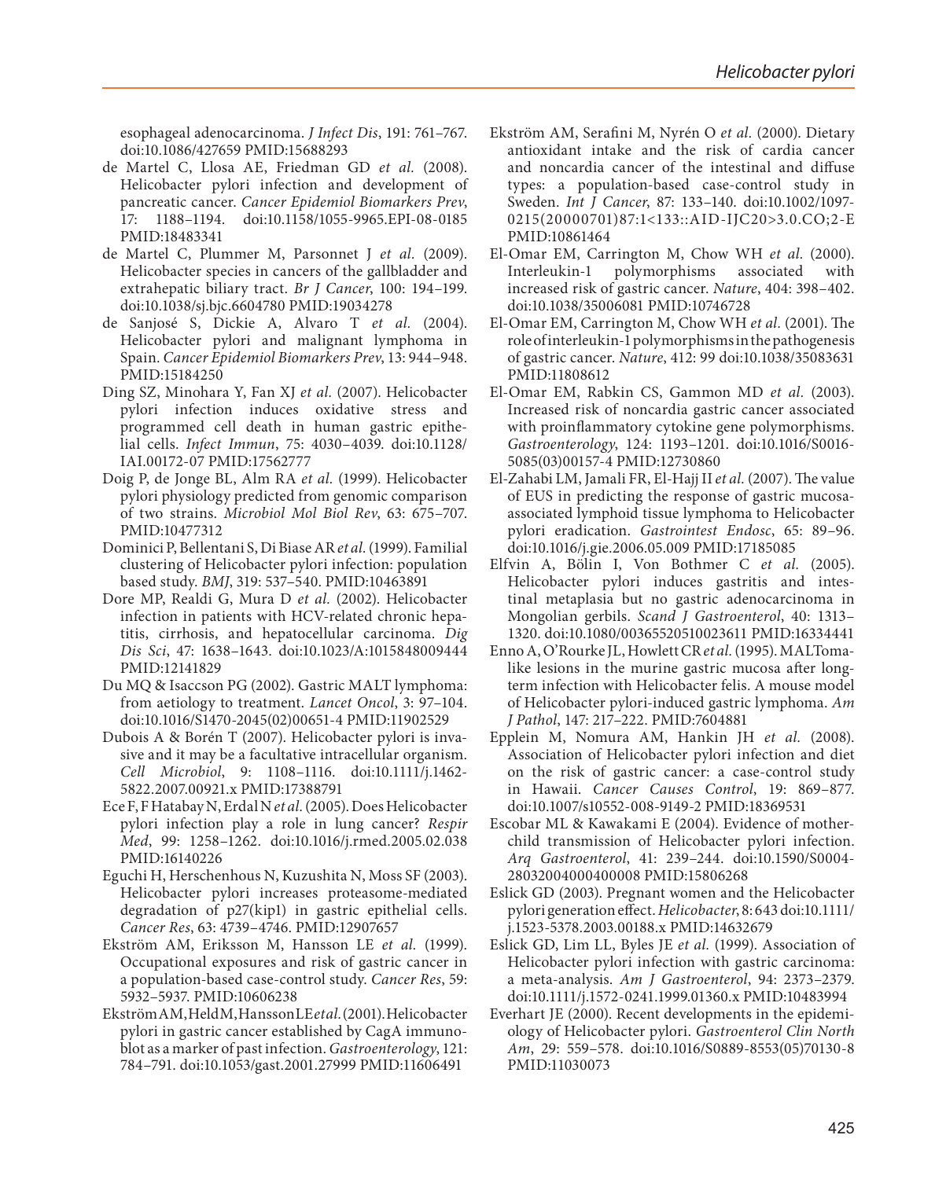esophageal adenocarcinoma. *J Infect Dis*, 191: 761–767. doi:10.1086/427659 PMID:15688293

de Martel C, Llosa AE, Friedman GD *et al.* (2008). Helicobacter pylori infection and development of pancreatic cancer. *Cancer Epidemiol Biomarkers Prev*, 17: 1188–1194. doi:10.1158/1055-9965.EPI-08-0185 PMID:18483341

de Martel C, Plummer M, Parsonnet J *et al.* (2009). Helicobacter species in cancers of the gallbladder and extrahepatic biliary tract. *Br J Cancer*, 100: 194–199. doi:10.1038/sj.bjc.6604780 PMID:19034278

de Sanjosé S, Dickie A, Alvaro T *et al.* (2004). Helicobacter pylori and malignant lymphoma in Spain. *Cancer Epidemiol Biomarkers Prev*, 13: 944–948. PMID:15184250

Ding SZ, Minohara Y, Fan XJ *et al.* (2007). Helicobacter pylori infection induces oxidative stress and programmed cell death in human gastric epithelial cells. *Infect Immun*, 75: 4030–4039. doi:10.1128/IAI.00172-07 PMID:17562777

Doig P, de Jonge BL, Alm RA *et al.* (1999). Helicobacter pylori physiology predicted from genomic comparison of two strains. *Microbiol Mol Biol Rev*, 63: 675–707. PMID:10477312

Dominici P, Bellentani S, Di Biase AR *et al.* (1999). Familial clustering of Helicobacter pylori infection: population based study. *BMJ*, 319: 537–540. PMID:10463891

Dore MP, Realdi G, Mura D *et al.* (2002). Helicobacter infection in patients with HCV-related chronic hepatitis, cirrhosis, and hepatocellular carcinoma. *Dig Dis Sci*, 47: 1638–1643. doi:10.1023/A:1015848009444 PMID:12141829

Du MQ & Isaccson PG (2002). Gastric MALT lymphoma: from aetiology to treatment. *Lancet Oncol*, 3: 97–104. doi:10.1016/S1470-2045(02)00651-4 PMID:11902529

Dubois A & Borén T (2007). Helicobacter pylori is invasive and it may be a facultative intracellular organism. *Cell Microbiol*, 9: 1108–1116. doi:10.1111/j.1462-5822.2007.00921.x PMID:17388791

Ece F, F Hatabay N, Erdal N *et al.* (2005). Does Helicobacter pylori infection play a role in lung cancer? *Respir Med*, 99: 1258–1262. doi:10.1016/j.rmed.2005.02.038 PMID:16140226

Eguchi H, Herschenhous N, Kuzushita N, Moss SF (2003). Helicobacter pylori increases proteasome-mediated degradation of p27(kip1) in gastric epithelial cells. *Cancer Res*, 63: 4739–4746. PMID:12907657

Ekström AM, Eriksson M, Hansson LE *et al.* (1999). Occupational exposures and risk of gastric cancer in a population-based case-control study. *Cancer Res*, 59: 5932–5937. PMID:10606238

Ekström AM, Held M, Hansson LE *et al.* (2001). Helicobacter pylori in gastric cancer established by CagA immunoblot as a marker of past infection. *Gastroenterology*, 121: 784–791. doi:10.1053/gast.2001.27999 PMID:11606491

Ekström AM, Serafini M, Nyrén O *et al.* (2000). Dietary antioxidant intake and the risk of cardia cancer and noncardia cancer of the intestinal and diffuse types: a population-based case-control study in Sweden. *Int J Cancer*, 87: 133–140. doi:10.1002/1097-0215(20000701)87:1<133::AID-IJC20>3.0.CO;2-E PMID:10861464

El-Omar EM, Carrington M, Chow WH *et al.* (2000). Interleukin-1 polymorphisms associated with increased risk of gastric cancer. *Nature*, 404: 398–402. doi:10.1038/35006081 PMID:10746728

El-Omar EM, Carrington M, Chow WH *et al.* (2001). The role of interleukin-1 polymorphisms in the pathogenesis of gastric cancer. *Nature*, 412: 99 doi:10.1038/35083631 PMID:11808612

El-Omar EM, Rabkin CS, Gammon MD *et al.* (2003). Increased risk of noncardia gastric cancer associated with proinflammatory cytokine gene polymorphisms. *Gastroenterology*, 124: 1193–1201. doi:10.1016/S0016-5085(03)00157-4 PMID:12730860

El-Zahabi LM, Jamali FR, El-Hajj II *et al.* (2007). The value of EUS in predicting the response of gastric mucosa-associated lymphoid tissue lymphoma to Helicobacter pylori eradication. *Gastrointest Endosc*, 65: 89–96. doi:10.1016/j.gie.2006.05.009 PMID:17185085

Elfvin A, Bölin I, Von Bothmer C *et al.* (2005). Helicobacter pylori induces gastritis and intestinal metaplasia but no gastric adenocarcinoma in Mongolian gerbils. *Scand J Gastroenterol*, 40: 1313–1320. doi:10.1080/00365520510023611 PMID:16334441

Enno A, O'Rourke JL, Howlett CR *et al.* (1995). MALToma-like lesions in the murine gastric mucosa after long-term infection with Helicobacter felis. A mouse model of Helicobacter pylori-induced gastric lymphoma. *Am J Pathol*, 147: 217–222. PMID:7604881

Epplein M, Nomura AM, Hankin JH *et al.* (2008). Association of Helicobacter pylori infection and diet on the risk of gastric cancer: a case-control study in Hawaii. *Cancer Causes Control*, 19: 869–877. doi:10.1007/s10552-008-9149-2 PMID:18369531

Escobar ML & Kawakami E (2004). Evidence of mother-child transmission of Helicobacter pylori infection. *Arq Gastroenterol*, 41: 239–244. doi:10.1590/S0004-28032004000400008 PMID:15806268

Eslick GD (2003). Pregnant women and the Helicobacter pylori generation effect. *Helicobacter*, 8: 643 doi:10.1111/j.1523-5378.2003.00188.x PMID:14632679

Eslick GD, Lim LL, Byles JE *et al.* (1999). Association of Helicobacter pylori infection with gastric carcinoma: a meta-analysis. *Am J Gastroenterol*, 94: 2373–2379. doi:10.1111/j.1572-0241.1999.01360.x PMID:10483994

Everhart JE (2000). Recent developments in the epidemiology of Helicobacter pylori. *Gastroenterol Clin North Am*, 29: 559–578. doi:10.1016/S0889-8553(05)70130-8 PMID:11030073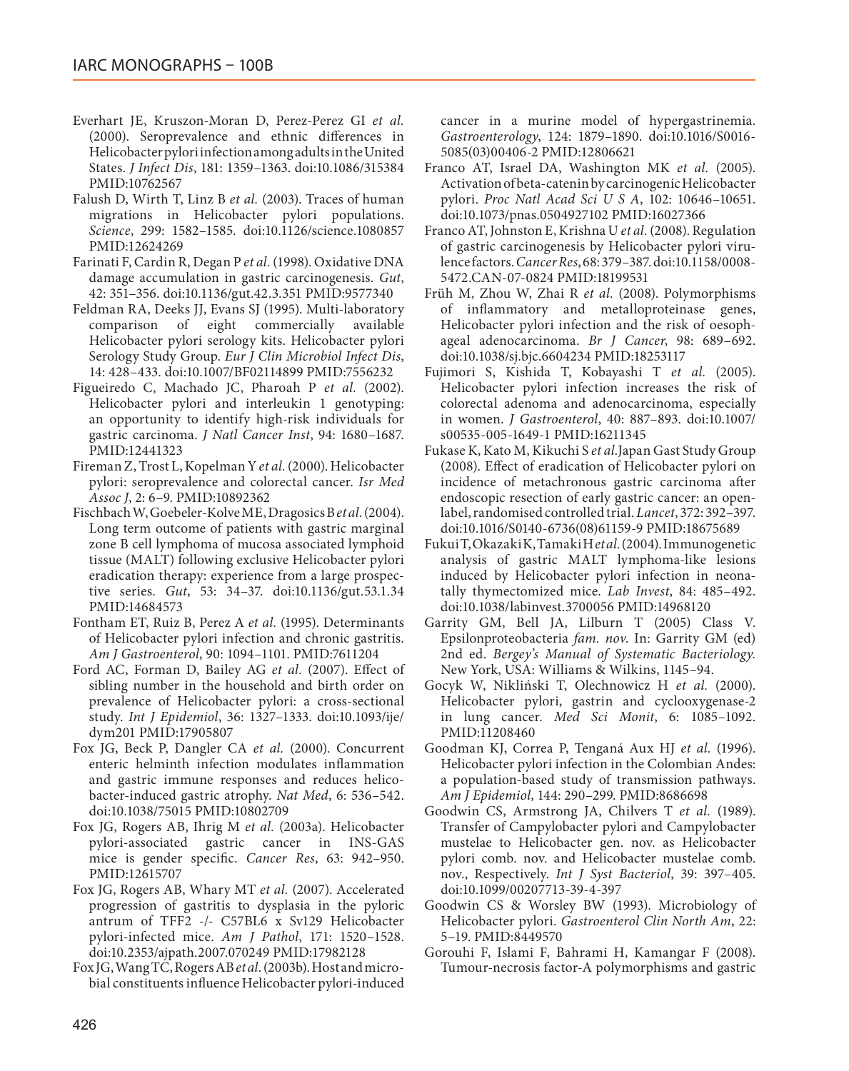Everhart JE, Kruszon-Moran D, Perez-Perez GI *et al.* (2000). Seroprevalence and ethnic differences in Helicobacter pylori infection among adults in the United States. *J Infect Dis*, 181: 1359–1363. doi:10.1086/315384 PMID:10762567

Falush D, Wirth T, Linz B *et al.* (2003). Traces of human migrations in Helicobacter pylori populations. *Science*, 299: 1582–1585. doi:10.1126/science.1080857 PMID:12624269

Farinati F, Cardin R, Degan P *et al.* (1998). Oxidative DNA damage accumulation in gastric carcinogenesis. *Gut*, 42: 351–356. doi:10.1136/gut.42.3.351 PMID:9577340

Feldman RA, Deeks JJ, Evans SJ (1995). Multi-laboratory comparison of eight commercially available Helicobacter pylori serology kits. Helicobacter pylori Serology Study Group. *Eur J Clin Microbiol Infect Dis*, 14: 428–433. doi:10.1007/BF02114899 PMID:7556232

Figueiredo C, Machado JC, Pharoah P *et al.* (2002). Helicobacter pylori and interleukin 1 genotyping: an opportunity to identify high-risk individuals for gastric carcinoma. *J Natl Cancer Inst*, 94: 1680–1687. PMID:12441323

Fireman Z, Trost L, Kopelman Y *et al.* (2000). Helicobacter pylori: seroprevalence and colorectal cancer. *Isr Med Assoc J*, 2: 6–9. PMID:10892362

Fischbach W, Goebeler-Kolve ME, Dragosics B *et al.* (2004). Long term outcome of patients with gastric marginal zone B cell lymphoma of mucosa associated lymphoid tissue (MALT) following exclusive Helicobacter pylori eradication therapy: experience from a large prospective series. *Gut*, 53: 34–37. doi:10.1136/gut.53.1.34 PMID:14684573

Fontham ET, Ruiz B, Perez A *et al.* (1995). Determinants of Helicobacter pylori infection and chronic gastritis. *Am J Gastroenterol*, 90: 1094–1101. PMID:7611204

Ford AC, Forman D, Bailey AG *et al.* (2007). Effect of sibling number in the household and birth order on prevalence of Helicobacter pylori: a cross-sectional study. *Int J Epidemiol*, 36: 1327–1333. doi:10.1093/ije/dym201 PMID:17905807

Fox JG, Beck P, Dangler CA *et al.* (2000). Concurrent enteric helminth infection modulates inflammation and gastric immune responses and reduces helicobacter-induced gastric atrophy. *Nat Med*, 6: 536–542. doi:10.1038/75015 PMID:10802709

Fox JG, Rogers AB, Ihrig M *et al.* (2003a). Helicobacter pylori-associated gastric cancer in INS-GAS mice is gender specific. *Cancer Res*, 63: 942–950. PMID:12615707

Fox JG, Rogers AB, Whary MT *et al.* (2007). Accelerated progression of gastritis to dysplasia in the pyloric antrum of TFF2 -/- C57BL6 x Sv129 Helicobacter pylori-infected mice. *Am J Pathol*, 171: 1520–1528. doi:10.2353/ajpath.2007.070249 PMID:17982128

Fox JG, Wang TC, Rogers AB *et al.* (2003b). Host and microbial constituents influence Helicobacter pylori-induced cancer in a murine model of hypergastrinemia. *Gastroenterology*, 124: 1879–1890. doi:10.1016/S0016-5085(03)00406-2 PMID:12806621

Franco AT, Israel DA, Washington MK *et al.* (2005). Activation of beta-catenin by carcinogenic Helicobacter pylori. *Proc Natl Acad Sci U S A*, 102: 10646–10651. doi:10.1073/pnas.0504927102 PMID:16027366

Franco AT, Johnston E, Krishna U *et al.* (2008). Regulation of gastric carcinogenesis by Helicobacter pylori virulence factors. *Cancer Res*, 68: 379–387. doi:10.1158/0008-5472.CAN-07-0824 PMID:18199531

Früh M, Zhou W, Zhai R *et al.* (2008). Polymorphisms of inflammatory and metalloproteinase genes, Helicobacter pylori infection and the risk of oesophageal adenocarcinoma. *Br J Cancer*, 98: 689–692. doi:10.1038/sj.bjc.6604234 PMID:18253117

Fujimori S, Kishida T, Kobayashi T *et al.* (2005). Helicobacter pylori infection increases the risk of colorectal adenoma and adenocarcinoma, especially in women. *J Gastroenterol*, 40: 887–893. doi:10.1007/s00535-005-1649-1 PMID:16211345

Fukase K, Kato M, Kikuchi S *et al.* Japan Gast Study Group (2008). Effect of eradication of Helicobacter pylori on incidence of metachronous gastric carcinoma after endoscopic resection of early gastric cancer: an open-label, randomised controlled trial. *Lancet*, 372: 392–397. doi:10.1016/S0140-6736(08)61159-9 PMID:18675689

Fukui T, Okazaki K, Tamaki H *et al.* (2004). Immunogenetic analysis of gastric MALT lymphoma-like lesions induced by Helicobacter pylori infection in neonatally thymectomized mice. *Lab Invest*, 84: 485–492. doi:10.1038/labinvest.3700056 PMID:14968120

Garrity GM, Bell JA, Lilburn T (2005) Class V. Epsilonproteobacteria *fam. nov*. In: Garrity GM (ed) 2nd ed. *Bergey's Manual of Systematic Bacteriology.* New York, USA: Williams & Wilkins, 1145–94.

Gocyk W, Nikliński T, Olechnowicz H *et al.* (2000). Helicobacter pylori, gastrin and cyclooxygenase-2 in lung cancer. *Med Sci Monit*, 6: 1085–1092. PMID:11208460

Goodman KJ, Correa P, Tenganá Aux HJ *et al.* (1996). Helicobacter pylori infection in the Colombian Andes: a population-based study of transmission pathways. *Am J Epidemiol*, 144: 290–299. PMID:8686698

Goodwin CS, Armstrong JA, Chilvers T *et al.* (1989). Transfer of Campylobacter pylori and Campylobacter mustelae to Helicobacter gen. nov. as Helicobacter pylori comb. nov. and Helicobacter mustelae comb. nov., Respectively. *Int J Syst Bacteriol*, 39: 397–405. doi:10.1099/00207713-39-4-397

Goodwin CS & Worsley BW (1993). Microbiology of Helicobacter pylori. *Gastroenterol Clin North Am*, 22: 5–19. PMID:8449570

Gorouhi F, Islami F, Bahrami H, Kamangar F (2008). Tumour-necrosis factor-A polymorphisms and gastric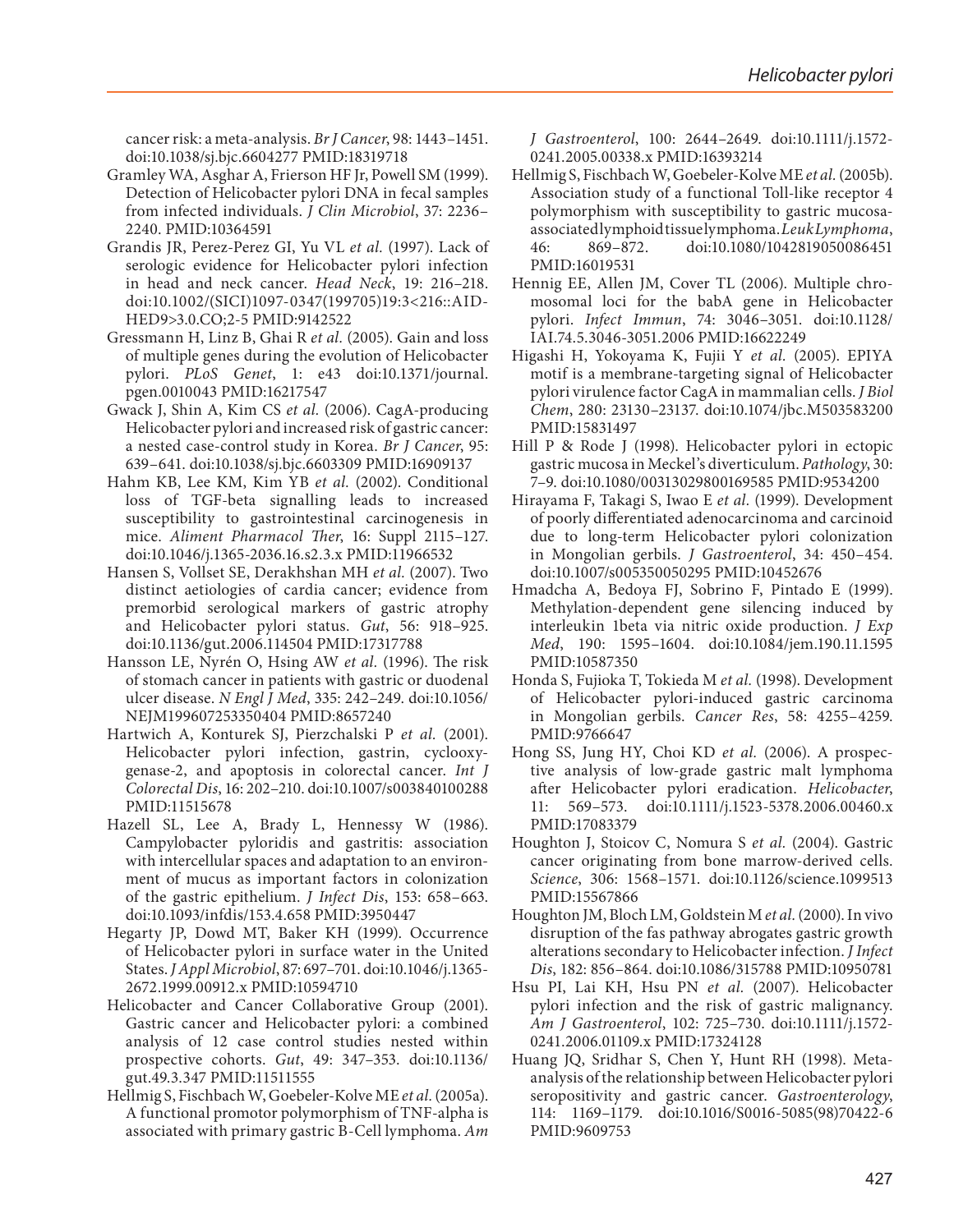cancer risk: a meta-analysis. *Br J Cancer*, 98: 1443–1451. doi:10.1038/sj.bjc.6604277 PMID:18319718

Gramley WA, Asghar A, Frierson HF Jr, Powell SM (1999). Detection of Helicobacter pylori DNA in fecal samples from infected individuals. *J Clin Microbiol*, 37: 2236–2240. PMID:10364591

Grandis JR, Perez-Perez GI, Yu VL *et al.* (1997). Lack of serologic evidence for Helicobacter pylori infection in head and neck cancer. *Head Neck*, 19: 216–218. doi:10.1002/(SICI)1097-0347(199705)19:3<216::AID-HED9>3.0.CO;2-5 PMID:9142522

Gressmann H, Linz B, Ghai R *et al.* (2005). Gain and loss of multiple genes during the evolution of Helicobacter pylori. *PLoS Genet*, 1: e43 doi:10.1371/journal.pgen.0010043 PMID:16217547

Gwack J, Shin A, Kim CS *et al.* (2006). CagA-producing Helicobacter pylori and increased risk of gastric cancer: a nested case-control study in Korea. *Br J Cancer*, 95: 639–641. doi:10.1038/sj.bjc.6603309 PMID:16909137

Hahm KB, Lee KM, Kim YB *et al.* (2002). Conditional loss of TGF-beta signalling leads to increased susceptibility to gastrointestinal carcinogenesis in mice. *Aliment Pharmacol Ther*, 16: Suppl 2115–127. doi:10.1046/j.1365-2036.16.s2.3.x PMID:11966532

Hansen S, Vollset SE, Derakhshan MH *et al.* (2007). Two distinct aetiologies of cardia cancer; evidence from premorbid serological markers of gastric atrophy and Helicobacter pylori status. *Gut*, 56: 918–925. doi:10.1136/gut.2006.114504 PMID:17317788

Hansson LE, Nyrén O, Hsing AW *et al.* (1996). The risk of stomach cancer in patients with gastric or duodenal ulcer disease. *N Engl J Med*, 335: 242–249. doi:10.1056/NEJM199607253350404 PMID:8657240

Hartwich A, Konturek SJ, Pierzchalski P *et al.* (2001). Helicobacter pylori infection, gastrin, cyclooxygenase-2, and apoptosis in colorectal cancer. *Int J Colorectal Dis*, 16: 202–210. doi:10.1007/s003840100288 PMID:11515678

Hazell SL, Lee A, Brady L, Hennessy W (1986). Campylobacter pyloridis and gastritis: association with intercellular spaces and adaptation to an environment of mucus as important factors in colonization of the gastric epithelium. *J Infect Dis*, 153: 658–663. doi:10.1093/infdis/153.4.658 PMID:3950447

Hegarty JP, Dowd MT, Baker KH (1999). Occurrence of Helicobacter pylori in surface water in the United States. *J Appl Microbiol*, 87: 697–701. doi:10.1046/j.1365-2672.1999.00912.x PMID:10594710

Helicobacter and Cancer Collaborative Group (2001). Gastric cancer and Helicobacter pylori: a combined analysis of 12 case control studies nested within prospective cohorts. *Gut*, 49: 347–353. doi:10.1136/gut.49.3.347 PMID:11511555

Hellmig S, Fischbach W, Goebeler-Kolve ME *et al.* (2005a). A functional promotor polymorphism of TNF-alpha is associated with primary gastric B-Cell lymphoma. *Am J Gastroenterol*, 100: 2644–2649. doi:10.1111/j.1572-0241.2005.00338.x PMID:16393214

Hellmig S, Fischbach W, Goebeler-Kolve ME *et al.* (2005b). Association study of a functional Toll-like receptor 4 polymorphism with susceptibility to gastric mucosa-associated lymphoid tissue lymphoma. *Leuk Lymphoma*, 46: 869–872. doi:10.1080/1042819050086451 PMID:16019531

Hennig EE, Allen JM, Cover TL (2006). Multiple chromosomal loci for the babA gene in Helicobacter pylori. *Infect Immun*, 74: 3046–3051. doi:10.1128/IAI.74.5.3046-3051.2006 PMID:16622249

Higashi H, Yokoyama K, Fujii Y *et al.* (2005). EPIYA motif is a membrane-targeting signal of Helicobacter pylori virulence factor CagA in mammalian cells. *J Biol Chem*, 280: 23130–23137. doi:10.1074/jbc.M503583200 PMID:15831497

Hill P & Rode J (1998). Helicobacter pylori in ectopic gastric mucosa in Meckel's diverticulum. *Pathology*, 30: 7–9. doi:10.1080/00313029800169585 PMID:9534200

Hirayama F, Takagi S, Iwao E *et al.* (1999). Development of poorly differentiated adenocarcinoma and carcinoid due to long-term Helicobacter pylori colonization in Mongolian gerbils. *J Gastroenterol*, 34: 450–454. doi:10.1007/s005350050295 PMID:10452676

Hmadcha A, Bedoya FJ, Sobrino F, Pintado E (1999). Methylation-dependent gene silencing induced by interleukin 1beta via nitric oxide production. *J Exp Med*, 190: 1595–1604. doi:10.1084/jem.190.11.1595 PMID:10587350

Honda S, Fujioka T, Tokieda M *et al.* (1998). Development of Helicobacter pylori-induced gastric carcinoma in Mongolian gerbils. *Cancer Res*, 58: 4255–4259. PMID:9766647

Hong SS, Jung HY, Choi KD *et al.* (2006). A prospective analysis of low-grade gastric malt lymphoma after Helicobacter pylori eradication. *Helicobacter*, 11: 569–573. doi:10.1111/j.1523-5378.2006.00460.x PMID:17083379

Houghton J, Stoicov C, Nomura S *et al.* (2004). Gastric cancer originating from bone marrow-derived cells. *Science*, 306: 1568–1571. doi:10.1126/science.1099513 PMID:15567866

Houghton JM, Bloch LM, Goldstein M *et al.* (2000). In vivo disruption of the fas pathway abrogates gastric growth alterations secondary to Helicobacter infection. *J Infect Dis*, 182: 856–864. doi:10.1086/315788 PMID:10950781

Hsu PI, Lai KH, Hsu PN *et al.* (2007). Helicobacter pylori infection and the risk of gastric malignancy. *Am J Gastroenterol*, 102: 725–730. doi:10.1111/j.1572-0241.2006.01109.x PMID:17324128

Huang JQ, Sridhar S, Chen Y, Hunt RH (1998). Meta-analysis of the relationship between Helicobacter pylori seropositivity and gastric cancer. *Gastroenterology*, 114: 1169–1179. doi:10.1016/S0016-5085(98)70422-6 PMID:9609753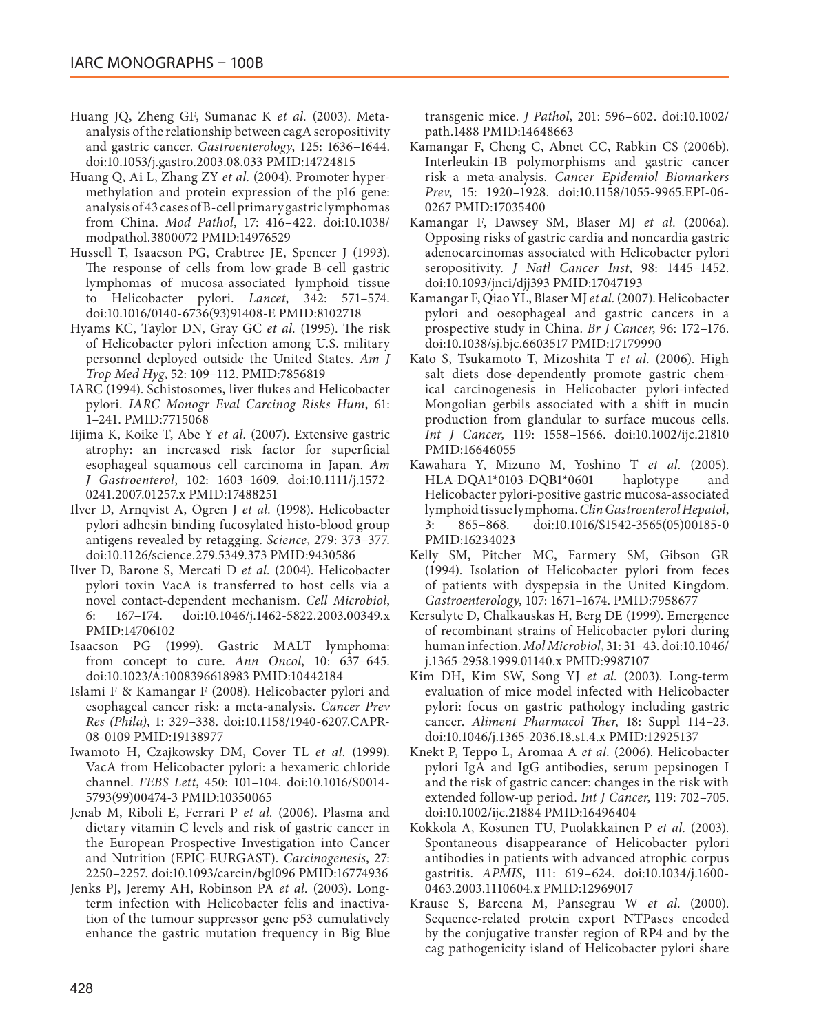Huang JQ, Zheng GF, Sumanac K *et al.* (2003). Meta-analysis of the relationship between cagA seropositivity and gastric cancer. *Gastroenterology*, 125: 1636–1644. doi:10.1053/j.gastro.2003.08.033 PMID:14724815

Huang Q, Ai L, Zhang ZY *et al.* (2004). Promoter hypermethylation and protein expression of the p16 gene: analysis of 43 cases of B-cell primary gastric lymphomas from China. *Mod Pathol*, 17: 416–422. doi:10.1038/modpathol.3800072 PMID:14976529

Hussell T, Isaacson PG, Crabtree JE, Spencer J (1993). The response of cells from low-grade B-cell gastric lymphomas of mucosa-associated lymphoid tissue to Helicobacter pylori. *Lancet*, 342: 571–574. doi:10.1016/0140-6736(93)91408-E PMID:8102718

Hyams KC, Taylor DN, Gray GC *et al.* (1995). The risk of Helicobacter pylori infection among U.S. military personnel deployed outside the United States. *Am J Trop Med Hyg*, 52: 109–112. PMID:7856819

IARC (1994). Schistosomes, liver flukes and Helicobacter pylori. *IARC Monogr Eval Carcinog Risks Hum*, 61: 1–241. PMID:7715068

Iijima K, Koike T, Abe Y *et al.* (2007). Extensive gastric atrophy: an increased risk factor for superficial esophageal squamous cell carcinoma in Japan. *Am J Gastroenterol*, 102: 1603–1609. doi:10.1111/j.1572-0241.2007.01257.x PMID:17488251

Ilver D, Arnqvist A, Ogren J *et al.* (1998). Helicobacter pylori adhesin binding fucosylated histo-blood group antigens revealed by retagging. *Science*, 279: 373–377. doi:10.1126/science.279.5349.373 PMID:9430586

Ilver D, Barone S, Mercati D *et al.* (2004). Helicobacter pylori toxin VacA is transferred to host cells via a novel contact-dependent mechanism. *Cell Microbiol*, 6: 167–174. doi:10.1046/j.1462-5822.2003.00349.x PMID:14706102

Isaacson PG (1999). Gastric MALT lymphoma: from concept to cure. *Ann Oncol*, 10: 637–645. doi:10.1023/A:1008396618983 PMID:10442184

Islami F & Kamangar F (2008). Helicobacter pylori and esophageal cancer risk: a meta-analysis. *Cancer Prev Res (Phila)*, 1: 329–338. doi:10.1158/1940-6207.CAPR-08-0109 PMID:19138977

Iwamoto H, Czajkowsky DM, Cover TL *et al.* (1999). VacA from Helicobacter pylori: a hexameric chloride channel. *FEBS Lett*, 450: 101–104. doi:10.1016/S0014-5793(99)00474-3 PMID:10350065

Jenab M, Riboli E, Ferrari P *et al.* (2006). Plasma and dietary vitamin C levels and risk of gastric cancer in the European Prospective Investigation into Cancer and Nutrition (EPIC-EURGAST). *Carcinogenesis*, 27: 2250–2257. doi:10.1093/carcin/bgl096 PMID:16774936

Jenks PJ, Jeremy AH, Robinson PA *et al.* (2003). Long-term infection with Helicobacter felis and inactivation of the tumour suppressor gene p53 cumulatively enhance the gastric mutation frequency in Big Blue transgenic mice. *J Pathol*, 201: 596–602. doi:10.1002/path.1488 PMID:14648663

Kamangar F, Cheng C, Abnet CC, Rabkin CS (2006b). Interleukin-1B polymorphisms and gastric cancer risk–a meta-analysis. *Cancer Epidemiol Biomarkers Prev*, 15: 1920–1928. doi:10.1158/1055-9965.EPI-06-0267 PMID:17035400

Kamangar F, Dawsey SM, Blaser MJ *et al.* (2006a). Opposing risks of gastric cardia and noncardia gastric adenocarcinomas associated with Helicobacter pylori seropositivity. *J Natl Cancer Inst*, 98: 1445–1452. doi:10.1093/jnci/djj393 PMID:17047193

Kamangar F, Qiao YL, Blaser MJ *et al.* (2007). Helicobacter pylori and oesophageal and gastric cancers in a prospective study in China. *Br J Cancer*, 96: 172–176. doi:10.1038/sj.bjc.6603517 PMID:17179990

Kato S, Tsukamoto T, Mizoshita T *et al.* (2006). High salt diets dose-dependently promote gastric chemical carcinogenesis in Helicobacter pylori-infected Mongolian gerbils associated with a shift in mucin production from glandular to surface mucous cells. *Int J Cancer*, 119: 1558–1566. doi:10.1002/ijc.21810 PMID:16646055

Kawahara Y, Mizuno M, Yoshino T *et al.* (2005). HLA-DQA1*0103-DQB1*0601 haplotype and Helicobacter pylori-positive gastric mucosa-associated lymphoid tissue lymphoma. *Clin Gastroenterol Hepatol*, 3: 865–868. doi:10.1016/S1542-3565(05)00185-0 PMID:16234023

Kelly SM, Pitcher MC, Farmery SM, Gibson GR (1994). Isolation of Helicobacter pylori from feces of patients with dyspepsia in the United Kingdom. *Gastroenterology*, 107: 1671–1674. PMID:7958677

Kersulyte D, Chalkauskas H, Berg DE (1999). Emergence of recombinant strains of Helicobacter pylori during human infection. *Mol Microbiol*, 31: 31–43. doi:10.1046/j.1365-2958.1999.01140.x PMID:9987107

Kim DH, Kim SW, Song YJ *et al.* (2003). Long-term evaluation of mice model infected with Helicobacter pylori: focus on gastric pathology including gastric cancer. *Aliment Pharmacol Ther*, 18: Suppl 114–23. doi:10.1046/j.1365-2036.18.s1.4.x PMID:12925137

Knekt P, Teppo L, Aromaa A *et al.* (2006). Helicobacter pylori IgA and IgG antibodies, serum pepsinogen I and the risk of gastric cancer: changes in the risk with extended follow-up period. *Int J Cancer*, 119: 702–705. doi:10.1002/ijc.21884 PMID:16496404

Kokkola A, Kosunen TU, Puolakkainen P *et al.* (2003). Spontaneous disappearance of Helicobacter pylori antibodies in patients with advanced atrophic corpus gastritis. *APMIS*, 111: 619–624. doi:10.1034/j.1600-0463.2003.1110604.x PMID:12969017

Krause S, Barcena M, Pansegrau W *et al.* (2000). Sequence-related protein export NTPases encoded by the conjugative transfer region of RP4 and by the cag pathogenicity island of Helicobacter pylori share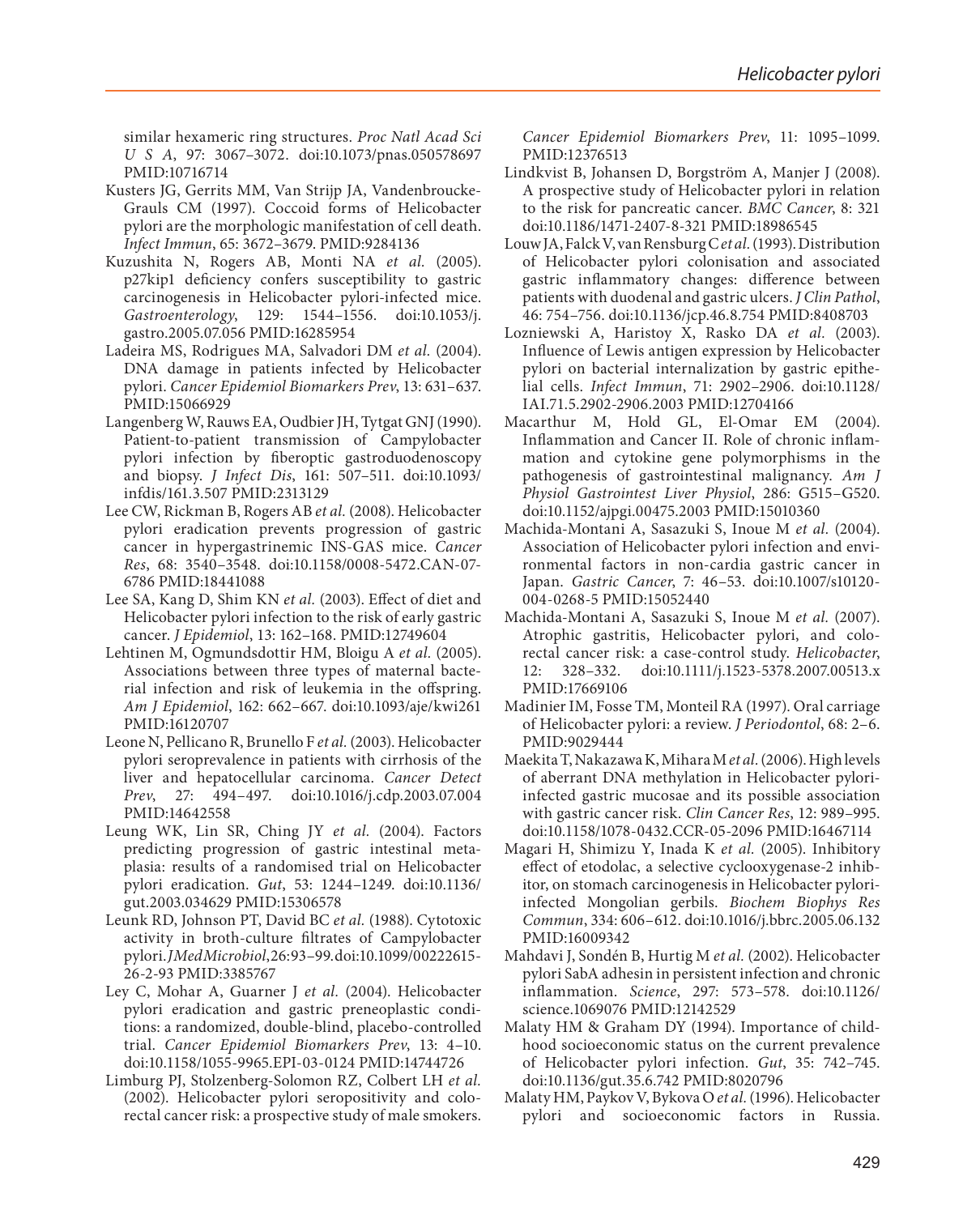similar hexameric ring structures. *Proc Natl Acad Sci U S A*, 97: 3067–3072. doi:10.1073/pnas.050578697 PMID:10716714

Kusters JG, Gerrits MM, Van Strijp JA, Vandenbroucke-Grauls CM (1997). Coccoid forms of Helicobacter pylori are the morphologic manifestation of cell death. *Infect Immun*, 65: 3672–3679. PMID:9284136

Kuzushita N, Rogers AB, Monti NA *et al.* (2005). p27kip1 deficiency confers susceptibility to gastric carcinogenesis in Helicobacter pylori-infected mice. *Gastroenterology*, 129: 1544–1556. doi:10.1053/j.gastro.2005.07.056 PMID:16285954

Ladeira MS, Rodrigues MA, Salvadori DM *et al.* (2004). DNA damage in patients infected by Helicobacter pylori. *Cancer Epidemiol Biomarkers Prev*, 13: 631–637. PMID:15066929

Langenberg W, Rauws EA, Oudbier JH, Tytgat GNJ (1990). Patient-to-patient transmission of Campylobacter pylori infection by fiberoptic gastroduodenoscopy and biopsy. *J Infect Dis*, 161: 507–511. doi:10.1093/infdis/161.3.507 PMID:2313129

Lee CW, Rickman B, Rogers AB *et al.* (2008). Helicobacter pylori eradication prevents progression of gastric cancer in hypergastrinemic INS-GAS mice. *Cancer Res*, 68: 3540–3548. doi:10.1158/0008-5472.CAN-07-6786 PMID:18441088

Lee SA, Kang D, Shim KN *et al.* (2003). Effect of diet and Helicobacter pylori infection to the risk of early gastric cancer. *J Epidemiol*, 13: 162–168. PMID:12749604

Lehtinen M, Ogmundsdottir HM, Bloigu A *et al.* (2005). Associations between three types of maternal bacterial infection and risk of leukemia in the offspring. *Am J Epidemiol*, 162: 662–667. doi:10.1093/aje/kwi261 PMID:16120707

Leone N, Pellicano R, Brunello F *et al.* (2003). Helicobacter pylori seroprevalence in patients with cirrhosis of the liver and hepatocellular carcinoma. *Cancer Detect Prev*, 27: 494–497. doi:10.1016/j.cdp.2003.07.004 PMID:14642558

Leung WK, Lin SR, Ching JY *et al.* (2004). Factors predicting progression of gastric intestinal metaplasia: results of a randomised trial on Helicobacter pylori eradication. *Gut*, 53: 1244–1249. doi:10.1136/gut.2003.034629 PMID:15306578

Leunk RD, Johnson PT, David BC *et al.* (1988). Cytotoxic activity in broth-culture filtrates of Campylobacter pylori. *J Med Microbiol*, 26: 93–99. doi:10.1099/00222615-26-2-93 PMID:3385767

Ley C, Mohar A, Guarner J *et al.* (2004). Helicobacter pylori eradication and gastric preneoplastic conditions: a randomized, double-blind, placebo-controlled trial. *Cancer Epidemiol Biomarkers Prev*, 13: 4–10. doi:10.1158/1055-9965.EPI-03-0124 PMID:14744726

Limburg PJ, Stolzenberg-Solomon RZ, Colbert LH *et al.* (2002). Helicobacter pylori seropositivity and colorectal cancer risk: a prospective study of male smokers. *Cancer Epidemiol Biomarkers Prev*, 11: 1095–1099. PMID:12376513

Lindkvist B, Johansen D, Borgström A, Manjer J (2008). A prospective study of Helicobacter pylori in relation to the risk for pancreatic cancer. *BMC Cancer*, 8: 321 doi:10.1186/1471-2407-8-321 PMID:18986545

Louw JA, Falck V, van Rensburg C *et al.* (1993). Distribution of Helicobacter pylori colonisation and associated gastric inflammatory changes: difference between patients with duodenal and gastric ulcers. *J Clin Pathol*, 46: 754–756. doi:10.1136/jcp.46.8.754 PMID:8408703

Lozniewski A, Haristoy X, Rasko DA *et al.* (2003). Influence of Lewis antigen expression by Helicobacter pylori on bacterial internalization by gastric epithelial cells. *Infect Immun*, 71: 2902–2906. doi:10.1128/IAI.71.5.2902-2906.2003 PMID:12704166

Macarthur M, Hold GL, El-Omar EM (2004). Inflammation and Cancer II. Role of chronic inflammation and cytokine gene polymorphisms in the pathogenesis of gastrointestinal malignancy. *Am J Physiol Gastrointest Liver Physiol*, 286: G515–G520. doi:10.1152/ajpgi.00475.2003 PMID:15010360

Machida-Montani A, Sasazuki S, Inoue M *et al.* (2004). Association of Helicobacter pylori infection and environmental factors in non-cardia gastric cancer in Japan. *Gastric Cancer*, 7: 46–53. doi:10.1007/s10120-004-0268-5 PMID:15052440

Machida-Montani A, Sasazuki S, Inoue M *et al.* (2007). Atrophic gastritis, Helicobacter pylori, and colorectal cancer risk: a case-control study. *Helicobacter*, 12: 328–332. doi:10.1111/j.1523-5378.2007.00513.x PMID:17669106

Madinier IM, Fosse TM, Monteil RA (1997). Oral carriage of Helicobacter pylori: a review. *J Periodontol*, 68: 2–6. PMID:9029444

Maekita T, Nakazawa K, Mihara M *et al.* (2006). High levels of aberrant DNA methylation in Helicobacter pylori-infected gastric mucosae and its possible association with gastric cancer risk. *Clin Cancer Res*, 12: 989–995. doi:10.1158/1078-0432.CCR-05-2096 PMID:16467114

Magari H, Shimizu Y, Inada K *et al.* (2005). Inhibitory effect of etodolac, a selective cyclooxygenase-2 inhibitor, on stomach carcinogenesis in Helicobacter pylori-infected Mongolian gerbils. *Biochem Biophys Res Commun*, 334: 606–612. doi:10.1016/j.bbrc.2005.06.132 PMID:16009342

Mahdavi J, Sondén B, Hurtig M *et al.* (2002). Helicobacter pylori SabA adhesin in persistent infection and chronic inflammation. *Science*, 297: 573–578. doi:10.1126/science.1069076 PMID:12142529

Malaty HM & Graham DY (1994). Importance of childhood socioeconomic status on the current prevalence of Helicobacter pylori infection. *Gut*, 35: 742–745. doi:10.1136/gut.35.6.742 PMID:8020796

Malaty HM, Paykov V, Bykova O *et al.* (1996). Helicobacter pylori and socioeconomic factors in Russia.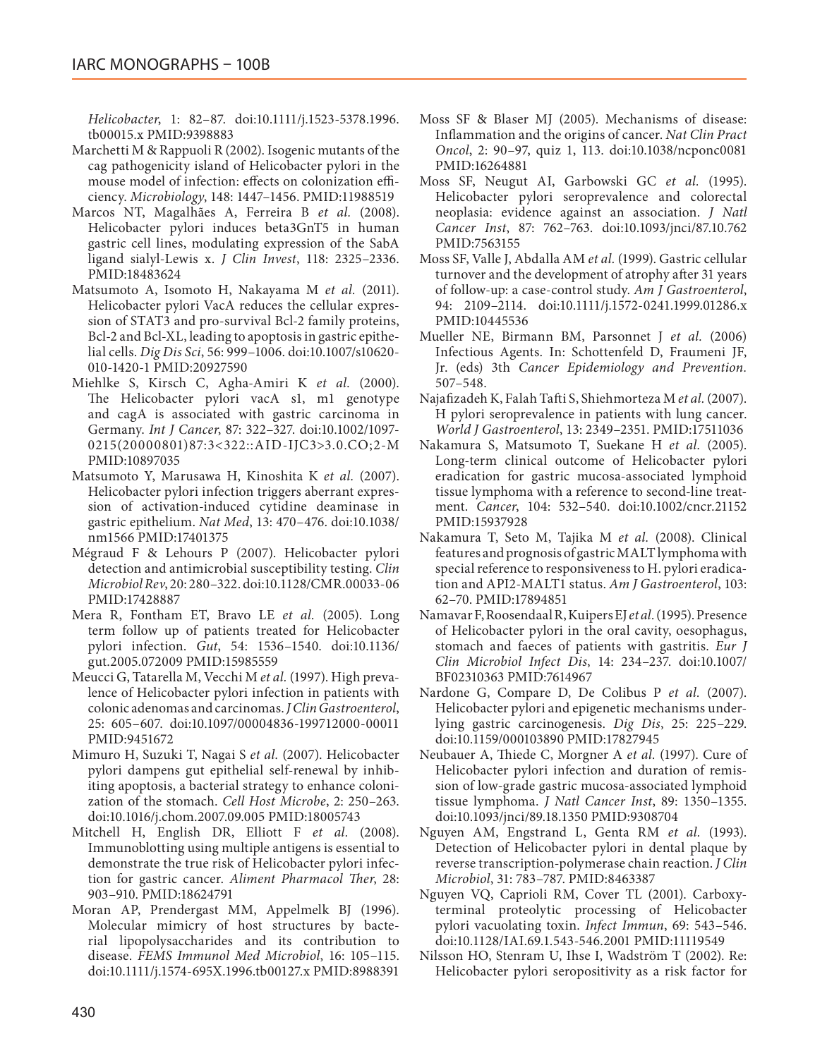*Helicobacter*, 1: 82–87. doi:10.1111/j.1523-5378.1996.tb00015.x PMID:9398883

Marchetti M & Rappuoli R (2002). Isogenic mutants of the cag pathogenicity island of Helicobacter pylori in the mouse model of infection: effects on colonization efficiency. *Microbiology*, 148: 1447–1456. PMID:11988519

Marcos NT, Magalhães A, Ferreira B *et al.* (2008). Helicobacter pylori induces beta3GnT5 in human gastric cell lines, modulating expression of the SabA ligand sialyl-Lewis x. *J Clin Invest*, 118: 2325–2336. PMID:18483624

Matsumoto A, Isomoto H, Nakayama M *et al.* (2011). Helicobacter pylori VacA reduces the cellular expression of STAT3 and pro-survival Bcl-2 family proteins, Bcl-2 and Bcl-XL, leading to apoptosis in gastric epithelial cells. *Dig Dis Sci*, 56: 999–1006. doi:10.1007/s10620-010-1420-1 PMID:20927590

Miehlke S, Kirsch C, Agha-Amiri K *et al.* (2000). The Helicobacter pylori vacA s1, m1 genotype and cagA is associated with gastric carcinoma in Germany. *Int J Cancer*, 87: 322–327. doi:10.1002/1097-0215(20000801)87:3<322::AID-IJC3>3.0.CO;2-M PMID:10897035

Matsumoto Y, Marusawa H, Kinoshita K *et al.* (2007). Helicobacter pylori infection triggers aberrant expression of activation-induced cytidine deaminase in gastric epithelium. *Nat Med*, 13: 470–476. doi:10.1038/nm1566 PMID:17401375

Mégraud F & Lehours P (2007). Helicobacter pylori detection and antimicrobial susceptibility testing. *Clin Microbiol Rev*, 20: 280–322. doi:10.1128/CMR.00033-06 PMID:17428887

Mera R, Fontham ET, Bravo LE *et al.* (2005). Long term follow up of patients treated for Helicobacter pylori infection. *Gut*, 54: 1536–1540. doi:10.1136/gut.2005.072009 PMID:15985559

Meucci G, Tatarella M, Vecchi M *et al.* (1997). High prevalence of Helicobacter pylori infection in patients with colonic adenomas and carcinomas. *J Clin Gastroenterol*, 25: 605–607. doi:10.1097/00004836-199712000-00011 PMID:9451672

Mimuro H, Suzuki T, Nagai S *et al.* (2007). Helicobacter pylori dampens gut epithelial self-renewal by inhibiting apoptosis, a bacterial strategy to enhance colonization of the stomach. *Cell Host Microbe*, 2: 250–263. doi:10.1016/j.chom.2007.09.005 PMID:18005743

Mitchell H, English DR, Elliott F *et al.* (2008). Immunoblotting using multiple antigens is essential to demonstrate the true risk of Helicobacter pylori infection for gastric cancer. *Aliment Pharmacol Ther*, 28: 903–910. PMID:18624791

Moran AP, Prendergast MM, Appelmelk BJ (1996). Molecular mimicry of host structures by bacterial lipopolysaccharides and its contribution to disease. *FEMS Immunol Med Microbiol*, 16: 105–115. doi:10.1111/j.1574-695X.1996.tb00127.x PMID:8988391

Moss SF & Blaser MJ (2005). Mechanisms of disease: Inflammation and the origins of cancer. *Nat Clin Pract Oncol*, 2: 90–97, quiz 1, 113. doi:10.1038/ncponc0081 PMID:16264881

Moss SF, Neugut AI, Garbowski GC *et al.* (1995). Helicobacter pylori seroprevalence and colorectal neoplasia: evidence against an association. *J Natl Cancer Inst*, 87: 762–763. doi:10.1093/jnci/87.10.762 PMID:7563155

Moss SF, Valle J, Abdalla AM *et al.* (1999). Gastric cellular turnover and the development of atrophy after 31 years of follow-up: a case-control study. *Am J Gastroenterol*, 94: 2109–2114. doi:10.1111/j.1572-0241.1999.01286.x PMID:10445536

Mueller NE, Birmann BM, Parsonnet J *et al.* (2006) Infectious Agents. In: Schottenfeld D, Fraumeni JF, Jr. (eds) 3th *Cancer Epidemiology and Prevention.* 507–548.

Najafizadeh K, Falah Tafti S, Shiehmorteza M *et al.* (2007). H pylori seroprevalence in patients with lung cancer. *World J Gastroenterol*, 13: 2349–2351. PMID:17511036

Nakamura S, Matsumoto T, Suekane H *et al.* (2005). Long-term clinical outcome of Helicobacter pylori eradication for gastric mucosa-associated lymphoid tissue lymphoma with a reference to second-line treatment. *Cancer*, 104: 532–540. doi:10.1002/cncr.21152 PMID:15937928

Nakamura T, Seto M, Tajika M *et al.* (2008). Clinical features and prognosis of gastric MALT lymphoma with special reference to responsiveness to H. pylori eradication and API2-MALT1 status. *Am J Gastroenterol*, 103: 62–70. PMID:17894851

Namavar F, Roosendaal R, Kuipers EJ *et al.* (1995). Presence of Helicobacter pylori in the oral cavity, oesophagus, stomach and faeces of patients with gastritis. *Eur J Clin Microbiol Infect Dis*, 14: 234–237. doi:10.1007/BF02310363 PMID:7614967

Nardone G, Compare D, De Colibus P *et al.* (2007). Helicobacter pylori and epigenetic mechanisms underlying gastric carcinogenesis. *Dig Dis*, 25: 225–229. doi:10.1159/000103890 PMID:17827945

Neubauer A, Thiede C, Morgner A *et al.* (1997). Cure of Helicobacter pylori infection and duration of remission of low-grade gastric mucosa-associated lymphoid tissue lymphoma. *J Natl Cancer Inst*, 89: 1350–1355. doi:10.1093/jnci/89.18.1350 PMID:9308704

Nguyen AM, Engstrand L, Genta RM *et al.* (1993). Detection of Helicobacter pylori in dental plaque by reverse transcription-polymerase chain reaction. *J Clin Microbiol*, 31: 783–787. PMID:8463387

Nguyen VQ, Caprioli RM, Cover TL (2001). Carboxy-terminal proteolytic processing of Helicobacter pylori vacuolating toxin. *Infect Immun*, 69: 543–546. doi:10.1128/IAI.69.1.543-546.2001 PMID:11119549

Nilsson HO, Stenram U, Ihse I, Wadström T (2002). Re: Helicobacter pylori seropositivity as a risk factor for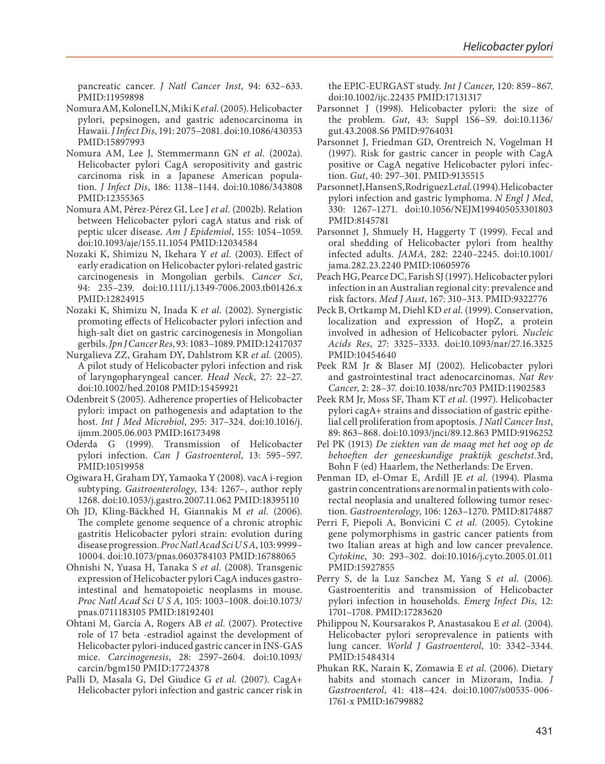pancreatic cancer. *J Natl Cancer Inst*, 94: 632–633. PMID:11959898

Nomura AM, Kolonel LN, Miki K *et al.* (2005). Helicobacter pylori, pepsinogen, and gastric adenocarcinoma in Hawaii. *J Infect Dis*, 191: 2075–2081. doi:10.1086/430353 PMID:15897993

Nomura AM, Lee J, Stemmermann GN *et al.* (2002a). Helicobacter pylori CagA seropositivity and gastric carcinoma risk in a Japanese American population. *J Infect Dis*, 186: 1138–1144. doi:10.1086/343808 PMID:12355365

Nomura AM, Pérez-Pérez GI, Lee J *et al.* (2002b). Relation between Helicobacter pylori cagA status and risk of peptic ulcer disease. *Am J Epidemiol*, 155: 1054–1059. doi:10.1093/aje/155.11.1054 PMID:12034584

Nozaki K, Shimizu N, Ikehara Y *et al.* (2003). Effect of early eradication on Helicobacter pylori-related gastric carcinogenesis in Mongolian gerbils. *Cancer Sci*, 94: 235–239. doi:10.1111/j.1349-7006.2003.tb01426.x PMID:12824915

Nozaki K, Shimizu N, Inada K *et al.* (2002). Synergistic promoting effects of Helicobacter pylori infection and high-salt diet on gastric carcinogenesis in Mongolian gerbils. *Jpn J Cancer Res*, 93: 1083–1089. PMID:12417037

Nurgalieva ZZ, Graham DY, Dahlstrom KR *et al.* (2005). A pilot study of Helicobacter pylori infection and risk of laryngopharyngeal cancer. *Head Neck*, 27: 22–27. doi:10.1002/hed.20108 PMID:15459921

Odenbreit S (2005). Adherence properties of Helicobacter pylori: impact on pathogenesis and adaptation to the host. *Int J Med Microbiol*, 295: 317–324. doi:10.1016/j.ijmm.2005.06.003 PMID:16173498

Oderda G (1999). Transmission of Helicobacter pylori infection. *Can J Gastroenterol*, 13: 595–597. PMID:10519958

Ogiwara H, Graham DY, Yamaoka Y (2008). vacA i-region subtyping. *Gastroenterology*, 134: 1267–, author reply 1268. doi:10.1053/j.gastro.2007.11.062 PMID:18395110

Oh JD, Kling-Bäckhed H, Giannakis M *et al.* (2006). The complete genome sequence of a chronic atrophic gastritis Helicobacter pylori strain: evolution during disease progression. *Proc Natl Acad Sci U S A*, 103: 9999–10004. doi:10.1073/pnas.0603784103 PMID:16788065

Ohnishi N, Yuasa H, Tanaka S *et al.* (2008). Transgenic expression of Helicobacter pylori CagA induces gastrointestinal and hematopoietic neoplasms in mouse. *Proc Natl Acad Sci U S A*, 105: 1003–1008. doi:10.1073/pnas.0711183105 PMID:18192401

Ohtani M, García A, Rogers AB *et al.* (2007). Protective role of 17 beta -estradiol against the development of Helicobacter pylori-induced gastric cancer in INS-GAS mice. *Carcinogenesis*, 28: 2597–2604. doi:10.1093/carcin/bgm150 PMID:17724378

Palli D, Masala G, Del Giudice G *et al.* (2007). CagA+ Helicobacter pylori infection and gastric cancer risk in the EPIC-EURGAST study. *Int J Cancer*, 120: 859–867. doi:10.1002/ijc.22435 PMID:17131317

Parsonnet J (1998). Helicobacter pylori: the size of the problem. *Gut*, 43: Suppl 1S6–S9. doi:10.1136/gut.43.2008.S6 PMID:9764031

Parsonnet J, Friedman GD, Orentreich N, Vogelman H (1997). Risk for gastric cancer in people with CagA positive or CagA negative Helicobacter pylori infection. *Gut*, 40: 297–301. PMID:9135515

Parsonnet J, Hansen S, Rodriguez L *et al.* (1994). Helicobacter pylori infection and gastric lymphoma. *N Engl J Med*, 330: 1267–1271. doi:10.1056/NEJM199405053301803 PMID:8145781

Parsonnet J, Shmuely H, Haggerty T (1999). Fecal and oral shedding of Helicobacter pylori from healthy infected adults. *JAMA*, 282: 2240–2245. doi:10.1001/jama.282.23.2240 PMID:10605976

Peach HG, Pearce DC, Farish SJ (1997). Helicobacter pylori infection in an Australian regional city: prevalence and risk factors. *Med J Aust*, 167: 310–313. PMID:9322776

Peck B, Ortkamp M, Diehl KD *et al.* (1999). Conservation, localization and expression of HopZ, a protein involved in adhesion of Helicobacter pylori. *Nucleic Acids Res*, 27: 3325–3333. doi:10.1093/nar/27.16.3325 PMID:10454640

Peek RM Jr & Blaser MJ (2002). Helicobacter pylori and gastrointestinal tract adenocarcinomas. *Nat Rev Cancer*, 2: 28–37. doi:10.1038/nrc703 PMID:11902583

Peek RM Jr, Moss SF, Tham KT *et al.* (1997). Helicobacter pylori cagA+ strains and dissociation of gastric epithelial cell proliferation from apoptosis. *J Natl Cancer Inst*, 89: 863–868. doi:10.1093/jnci/89.12.863 PMID:9196252

Pel PK (1913) *De ziekten van de maag met het oog op de behoeften der geneeskundige praktijk geschetst.* 3rd, Bohn F (ed) Haarlem, the Netherlands: De Erven.

Penman ID, el-Omar E, Ardill JE *et al.* (1994). Plasma gastrin concentrations are normal in patients with colorectal neoplasia and unaltered following tumor resection. *Gastroenterology*, 106: 1263–1270. PMID:8174887

Perri F, Piepoli A, Bonvicini C *et al.* (2005). Cytokine gene polymorphisms in gastric cancer patients from two Italian areas at high and low cancer prevalence. *Cytokine*, 30: 293–302. doi:10.1016/j.cyto.2005.01.011 PMID:15927855

Perry S, de la Luz Sanchez M, Yang S *et al.* (2006). Gastroenteritis and transmission of Helicobacter pylori infection in households. *Emerg Infect Dis*, 12: 1701–1708. PMID:17283620

Philippou N, Koursarakos P, Anastasakou E *et al.* (2004). Helicobacter pylori seroprevalence in patients with lung cancer. *World J Gastroenterol*, 10: 3342–3344. PMID:15484314

Phukan RK, Narain K, Zomawia E *et al.* (2006). Dietary habits and stomach cancer in Mizoram, India. *J Gastroenterol*, 41: 418–424. doi:10.1007/s00535-006-1761-x PMID:16799882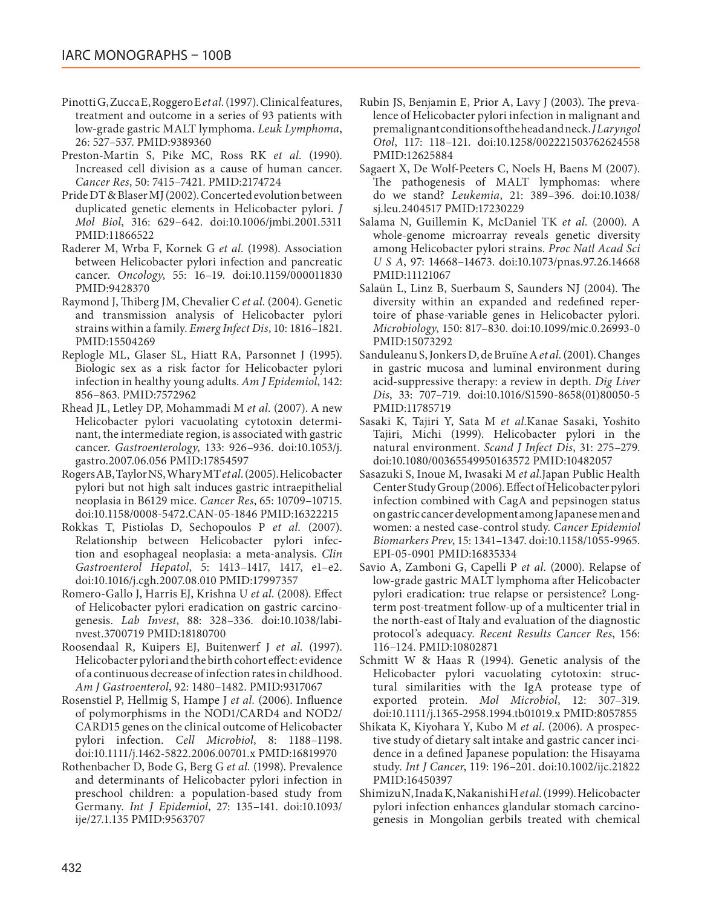Pinotti G, Zucca E, Roggero E *et al.* (1997). Clinical features, treatment and outcome in a series of 93 patients with low-grade gastric MALT lymphoma. *Leuk Lymphoma*, 26: 527–537. PMID:9389360

Preston-Martin S, Pike MC, Ross RK *et al.* (1990). Increased cell division as a cause of human cancer. *Cancer Res*, 50: 7415–7421. PMID:2174724

Pride DT & Blaser MJ (2002). Concerted evolution between duplicated genetic elements in Helicobacter pylori. *J Mol Biol*, 316: 629–642. doi:10.1006/jmbi.2001.5311 PMID:11866522

Raderer M, Wrba F, Kornek G *et al.* (1998). Association between Helicobacter pylori infection and pancreatic cancer. *Oncology*, 55: 16–19. doi:10.1159/000011830 PMID:9428370

Raymond J, Thiberg JM, Chevalier C *et al.* (2004). Genetic and transmission analysis of Helicobacter pylori strains within a family. *Emerg Infect Dis*, 10: 1816–1821. PMID:15504269

Replogle ML, Glaser SL, Hiatt RA, Parsonnet J (1995). Biologic sex as a risk factor for Helicobacter pylori infection in healthy young adults. *Am J Epidemiol*, 142: 856–863. PMID:7572962

Rhead JL, Letley DP, Mohammadi M *et al.* (2007). A new Helicobacter pylori vacuolating cytotoxin determinant, the intermediate region, is associated with gastric cancer. *Gastroenterology*, 133: 926–936. doi:10.1053/j.gastro.2007.06.056 PMID:17854597

Rogers AB, Taylor NS, Whary MT *et al.* (2005). Helicobacter pylori but not high salt induces gastric intraepithelial neoplasia in B6129 mice. *Cancer Res*, 65: 10709–10715. doi:10.1158/0008-5472.CAN-05-1846 PMID:16322215

Rokkas T, Pistiolas D, Sechopoulos P *et al.* (2007). Relationship between Helicobacter pylori infection and esophageal neoplasia: a meta-analysis. *Clin Gastroenterol Hepatol*, 5: 1413–1417, 1417, e1–e2. doi:10.1016/j.cgh.2007.08.010 PMID:17997357

Romero-Gallo J, Harris EJ, Krishna U *et al.* (2008). Effect of Helicobacter pylori eradication on gastric carcinogenesis. *Lab Invest*, 88: 328–336. doi:10.1038/labinvest.3700719 PMID:18180700

Roosendaal R, Kuipers EJ, Buitenwerf J *et al.* (1997). Helicobacter pylori and the birth cohort effect: evidence of a continuous decrease of infection rates in childhood. *Am J Gastroenterol*, 92: 1480–1482. PMID:9317067

Rosenstiel P, Hellmig S, Hampe J *et al.* (2006). Influence of polymorphisms in the NOD1/CARD4 and NOD2/CARD15 genes on the clinical outcome of Helicobacter pylori infection. *Cell Microbiol*, 8: 1188–1198. doi:10.1111/j.1462-5822.2006.00701.x PMID:16819970

Rothenbacher D, Bode G, Berg G *et al.* (1998). Prevalence and determinants of Helicobacter pylori infection in preschool children: a population-based study from Germany. *Int J Epidemiol*, 27: 135–141. doi:10.1093/ije/27.1.135 PMID:9563707

Rubin JS, Benjamin E, Prior A, Lavy J (2003). The prevalence of Helicobacter pylori infection in malignant and premalignant conditions of the head and neck. *J Laryngol Otol*, 117: 118–121. doi:10.1258/002221503762624558 PMID:12625884

Sagaert X, De Wolf-Peeters C, Noels H, Baens M (2007). The pathogenesis of MALT lymphomas: where do we stand? *Leukemia*, 21: 389–396. doi:10.1038/sj.leu.2404517 PMID:17230229

Salama N, Guillemin K, McDaniel TK *et al.* (2000). A whole-genome microarray reveals genetic diversity among Helicobacter pylori strains. *Proc Natl Acad Sci U S A*, 97: 14668–14673. doi:10.1073/pnas.97.26.14668 PMID:11121067

Salaün L, Linz B, Suerbaum S, Saunders NJ (2004). The diversity within an expanded and redefined repertoire of phase-variable genes in Helicobacter pylori. *Microbiology*, 150: 817–830. doi:10.1099/mic.0.26993-0 PMID:15073292

Sanduleanu S, Jonkers D, de Bruïne A *et al.* (2001). Changes in gastric mucosa and luminal environment during acid-suppressive therapy: a review in depth. *Dig Liver Dis*, 33: 707–719. doi:10.1016/S1590-8658(01)80050-5 PMID:11785719

Sasaki K, Tajiri Y, Sata M *et al.*Kanae Sasaki, Yoshito Tajiri, Michi (1999). Helicobacter pylori in the natural environment. *Scand J Infect Dis*, 31: 275–279. doi:10.1080/00365549950163572 PMID:10482057

Sasazuki S, Inoue M, Iwasaki M *et al.*Japan Public Health Center Study Group (2006). Effect of Helicobacter pylori infection combined with CagA and pepsinogen status on gastric cancer development among Japanese men and women: a nested case-control study. *Cancer Epidemiol Biomarkers Prev*, 15: 1341–1347. doi:10.1158/1055-9965.EPI-05-0901 PMID:16835334

Savio A, Zamboni G, Capelli P *et al.* (2000). Relapse of low-grade gastric MALT lymphoma after Helicobacter pylori eradication: true relapse or persistence? Long-term post-treatment follow-up of a multicenter trial in the north-east of Italy and evaluation of the diagnostic protocol's adequacy. *Recent Results Cancer Res*, 156: 116–124. PMID:10802871

Schmitt W & Haas R (1994). Genetic analysis of the Helicobacter pylori vacuolating cytotoxin: structural similarities with the IgA protease type of exported protein. *Mol Microbiol*, 12: 307–319. doi:10.1111/j.1365-2958.1994.tb01019.x PMID:8057855

Shikata K, Kiyohara Y, Kubo M *et al.* (2006). A prospective study of dietary salt intake and gastric cancer incidence in a defined Japanese population: the Hisayama study. *Int J Cancer*, 119: 196–201. doi:10.1002/ijc.21822 PMID:16450397

Shimizu N, Inada K, Nakanishi H *et al.* (1999). Helicobacter pylori infection enhances glandular stomach carcinogenesis in Mongolian gerbils treated with chemical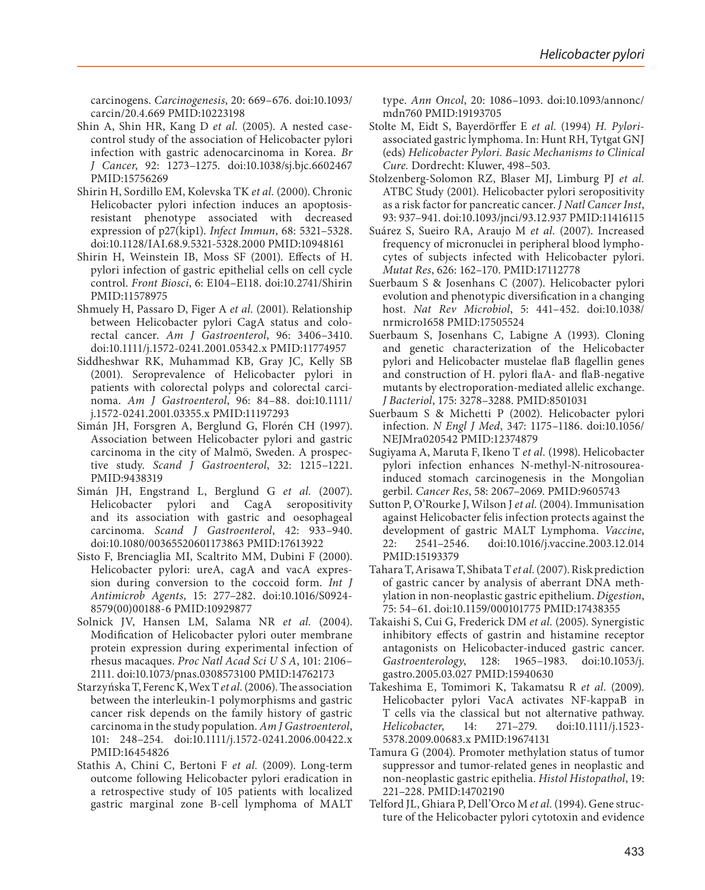carcinogens. *Carcinogenesis*, 20: 669–676. doi:10.1093/carcin/20.4.669 PMID:10223198

Shin A, Shin HR, Kang D *et al.* (2005). A nested case-control study of the association of Helicobacter pylori infection with gastric adenocarcinoma in Korea. *Br J Cancer*, 92: 1273–1275. doi:10.1038/sj.bjc.6602467 PMID:15756269

Shirin H, Sordillo EM, Kolevska TK *et al.* (2000). Chronic Helicobacter pylori infection induces an apoptosis-resistant phenotype associated with decreased expression of p27(kip1). *Infect Immun*, 68: 5321–5328. doi:10.1128/IAI.68.9.5321-5328.2000 PMID:10948161

Shirin H, Weinstein IB, Moss SF (2001). Effects of H. pylori infection of gastric epithelial cells on cell cycle control. *Front Biosci*, 6: E104–E118. doi:10.2741/Shirin PMID:11578975

Shmuely H, Passaro D, Figer A *et al.* (2001). Relationship between Helicobacter pylori CagA status and colorectal cancer. *Am J Gastroenterol*, 96: 3406–3410. doi:10.1111/j.1572-0241.2001.05342.x PMID:11774957

Siddheshwar RK, Muhammad KB, Gray JC, Kelly SB (2001). Seroprevalence of Helicobacter pylori in patients with colorectal polyps and colorectal carcinoma. *Am J Gastroenterol*, 96: 84–88. doi:10.1111/j.1572-0241.2001.03355.x PMID:11197293

Simán JH, Forsgren A, Berglund G, Florén CH (1997). Association between Helicobacter pylori and gastric carcinoma in the city of Malmö, Sweden. A prospective study. *Scand J Gastroenterol*, 32: 1215–1221. PMID:9438319

Simán JH, Engstrand L, Berglund G *et al.* (2007). Helicobacter pylori and CagA seropositivity and its association with gastric and oesophageal carcinoma. *Scand J Gastroenterol*, 42: 933–940. doi:10.1080/00365520601173863 PMID:17613922

Sisto F, Brenciaglia MI, Scaltrito MM, Dubini F (2000). Helicobacter pylori: ureA, cagA and vacA expression during conversion to the coccoid form. *Int J Antimicrob Agents*, 15: 277–282. doi:10.1016/S0924-8579(00)00188-6 PMID:10929877

Solnick JV, Hansen LM, Salama NR *et al.* (2004). Modification of Helicobacter pylori outer membrane protein expression during experimental infection of rhesus macaques. *Proc Natl Acad Sci U S A*, 101: 2106–2111. doi:10.1073/pnas.0308573100 PMID:14762173

Starzyńska T, Ferenc K, Wex T *et al.* (2006). The association between the interleukin-1 polymorphisms and gastric cancer risk depends on the family history of gastric carcinoma in the study population. *Am J Gastroenterol*, 101: 248–254. doi:10.1111/j.1572-0241.2006.00422.x PMID:16454826

Stathis A, Chini C, Bertoni F *et al.* (2009). Long-term outcome following Helicobacter pylori eradication in a retrospective study of 105 patients with localized gastric marginal zone B-cell lymphoma of MALT type. *Ann Oncol*, 20: 1086–1093. doi:10.1093/annonc/mdn760 PMID:19193705

Stolte M, Eidt S, Bayerdörffer E *et al.* (1994) *H. Pylori*-associated gastric lymphoma. In: Hunt RH, Tytgat GNJ (eds) *Helicobacter Pylori. Basic Mechanisms to Clinical Cure.* Dordrecht: Kluwer, 498–503.

Stolzenberg-Solomon RZ, Blaser MJ, Limburg PJ *et al.* ATBC Study (2001). Helicobacter pylori seropositivity as a risk factor for pancreatic cancer. *J Natl Cancer Inst*, 93: 937–941. doi:10.1093/jnci/93.12.937 PMID:11416115

Suárez S, Sueiro RA, Araujo M *et al.* (2007). Increased frequency of micronuclei in peripheral blood lymphocytes of subjects infected with Helicobacter pylori. *Mutat Res*, 626: 162–170. PMID:17112778

Suerbaum S & Josenhans C (2007). Helicobacter pylori evolution and phenotypic diversification in a changing host. *Nat Rev Microbiol*, 5: 441–452. doi:10.1038/nrmicro1658 PMID:17505524

Suerbaum S, Josenhans C, Labigne A (1993). Cloning and genetic characterization of the Helicobacter pylori and Helicobacter mustelae flaB flagellin genes and construction of H. pylori flaA- and flaB-negative mutants by electroporation-mediated allelic exchange. *J Bacteriol*, 175: 3278–3288. PMID:8501031

Suerbaum S & Michetti P (2002). Helicobacter pylori infection. *N Engl J Med*, 347: 1175–1186. doi:10.1056/NEJMra020542 PMID:12374879

Sugiyama A, Maruta F, Ikeno T *et al.* (1998). Helicobacter pylori infection enhances N-methyl-N-nitrosourea-induced stomach carcinogenesis in the Mongolian gerbil. *Cancer Res*, 58: 2067–2069. PMID:9605743

Sutton P, O'Rourke J, Wilson J *et al.* (2004). Immunisation against Helicobacter felis infection protects against the development of gastric MALT Lymphoma. *Vaccine*, 22: 2541–2546. doi:10.1016/j.vaccine.2003.12.014 PMID:15193379

Tahara T, Arisawa T, Shibata T *et al.* (2007). Risk prediction of gastric cancer by analysis of aberrant DNA methylation in non-neoplastic gastric epithelium. *Digestion*, 75: 54–61. doi:10.1159/000101775 PMID:17438355

Takaishi S, Cui G, Frederick DM *et al.* (2005). Synergistic inhibitory effects of gastrin and histamine receptor antagonists on Helicobacter-induced gastric cancer. *Gastroenterology*, 128: 1965–1983. doi:10.1053/j.gastro.2005.03.027 PMID:15940630

Takeshima E, Tomimori K, Takamatsu R *et al.* (2009). Helicobacter pylori VacA activates NF-kappaB in T cells via the classical but not alternative pathway. *Helicobacter*, 14: 271–279. doi:10.1111/j.1523-5378.2009.00683.x PMID:19674131

Tamura G (2004). Promoter methylation status of tumor suppressor and tumor-related genes in neoplastic and non-neoplastic gastric epithelia. *Histol Histopathol*, 19: 221–228. PMID:14702190

Telford JL, Ghiara P, Dell'Orco M *et al.* (1994). Gene structure of the Helicobacter pylori cytotoxin and evidence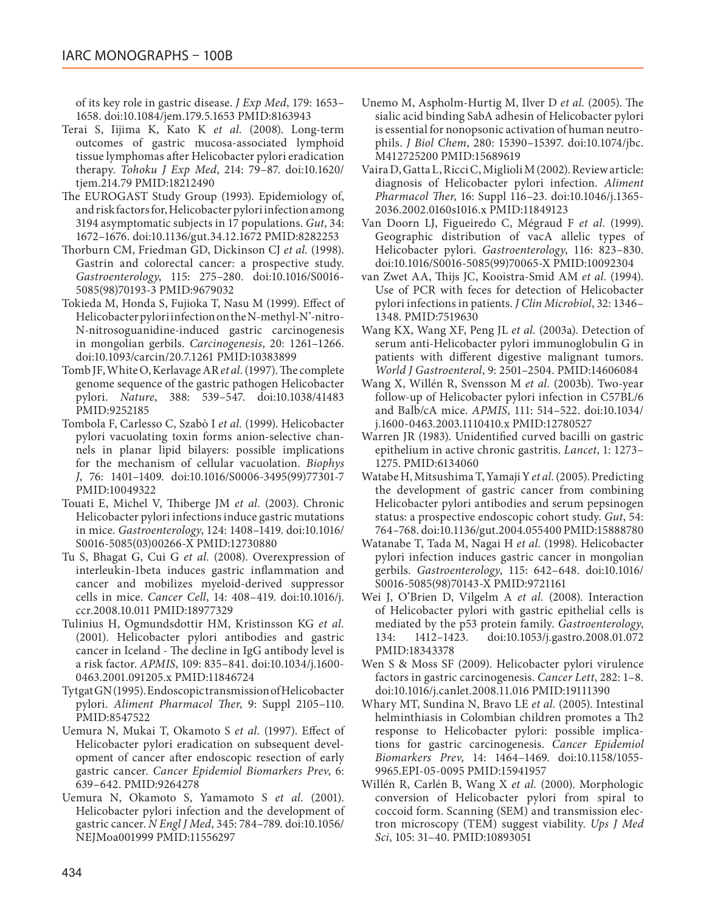of its key role in gastric disease. *J Exp Med*, 179: 1653–1658. doi:10.1084/jem.179.5.1653 PMID:8163943

Terai S, Iijima K, Kato K *et al.* (2008). Long-term outcomes of gastric mucosa-associated lymphoid tissue lymphomas after Helicobacter pylori eradication therapy. *Tohoku J Exp Med*, 214: 79–87. doi:10.1620/tjem.214.79 PMID:18212490

The EUROGAST Study Group (1993). Epidemiology of, and risk factors for, Helicobacter pylori infection among 3194 asymptomatic subjects in 17 populations. *Gut*, 34: 1672–1676. doi:10.1136/gut.34.12.1672 PMID:8282253

Thorburn CM, Friedman GD, Dickinson CJ *et al.* (1998). Gastrin and colorectal cancer: a prospective study. *Gastroenterology*, 115: 275–280. doi:10.1016/S0016-5085(98)70193-3 PMID:9679032

Tokieda M, Honda S, Fujioka T, Nasu M (1999). Effect of Helicobacter pylori infection on the N-methyl-N′-nitro-N-nitrosoguanidine-induced gastric carcinogenesis in mongolian gerbils. *Carcinogenesis*, 20: 1261–1266. doi:10.1093/carcin/20.7.1261 PMID:10383899

Tomb JF, White O, Kerlavage AR *et al.* (1997). The complete genome sequence of the gastric pathogen Helicobacter pylori. *Nature*, 388: 539–547. doi:10.1038/41483 PMID:9252185

Tombola F, Carlesso C, Szabò I *et al.* (1999). Helicobacter pylori vacuolating toxin forms anion-selective channels in planar lipid bilayers: possible implications for the mechanism of cellular vacuolation. *Biophys J*, 76: 1401–1409. doi:10.1016/S0006-3495(99)77301-7 PMID:10049322

Touati E, Michel V, Thiberge JM *et al.* (2003). Chronic Helicobacter pylori infections induce gastric mutations in mice. *Gastroenterology*, 124: 1408–1419. doi:10.1016/S0016-5085(03)00266-X PMID:12730880

Tu S, Bhagat G, Cui G *et al.* (2008). Overexpression of interleukin-1beta induces gastric inflammation and cancer and mobilizes myeloid-derived suppressor cells in mice. *Cancer Cell*, 14: 408–419. doi:10.1016/j.ccr.2008.10.011 PMID:18977329

Tulinius H, Ogmundsdottir HM, Kristinsson KG *et al.* (2001). Helicobacter pylori antibodies and gastric cancer in Iceland - The decline in IgG antibody level is a risk factor. *APMIS*, 109: 835–841. doi:10.1034/j.1600-0463.2001.091205.x PMID:11846724

Tytgat GN (1995). Endoscopic transmission of Helicobacter pylori. *Aliment Pharmacol Ther*, 9: Suppl 2105–110. PMID:8547522

Uemura N, Mukai T, Okamoto S *et al.* (1997). Effect of Helicobacter pylori eradication on subsequent development of cancer after endoscopic resection of early gastric cancer. *Cancer Epidemiol Biomarkers Prev*, 6: 639–642. PMID:9264278

Uemura N, Okamoto S, Yamamoto S *et al.* (2001). Helicobacter pylori infection and the development of gastric cancer. *N Engl J Med*, 345: 784–789. doi:10.1056/NEJMoa001999 PMID:11556297

Unemo M, Aspholm-Hurtig M, Ilver D *et al.* (2005). The sialic acid binding SabA adhesin of Helicobacter pylori is essential for nonopsonic activation of human neutrophils. *J Biol Chem*, 280: 15390–15397. doi:10.1074/jbc.M412725200 PMID:15689619

Vaira D, Gatta L, Ricci C, Miglioli M (2002). Review article: diagnosis of Helicobacter pylori infection. *Aliment Pharmacol Ther*, 16: Suppl 116–23. doi:10.1046/j.1365-2036.2002.0160s1016.x PMID:11849123

Van Doorn LJ, Figueiredo C, Mégraud F *et al.* (1999). Geographic distribution of vacA allelic types of Helicobacter pylori. *Gastroenterology*, 116: 823–830. doi:10.1016/S0016-5085(99)70065-X PMID:10092304

van Zwet AA, Thijs JC, Kooistra-Smid AM *et al.* (1994). Use of PCR with feces for detection of Helicobacter pylori infections in patients. *J Clin Microbiol*, 32: 1346–1348. PMID:7519630

Wang KX, Wang XF, Peng JL *et al.* (2003a). Detection of serum anti-Helicobacter pylori immunoglobulin G in patients with different digestive malignant tumors. *World J Gastroenterol*, 9: 2501–2504. PMID:14606084

Wang X, Willén R, Svensson M *et al.* (2003b). Two-year follow-up of Helicobacter pylori infection in C57BL/6 and Balb/cA mice. *APMIS*, 111: 514–522. doi:10.1034/j.1600-0463.2003.1110410.x PMID:12780527

Warren JR (1983). Unidentified curved bacilli on gastric epithelium in active chronic gastritis. *Lancet*, 1: 1273–1275. PMID:6134060

Watabe H, Mitsushima T, Yamaji Y *et al.* (2005). Predicting the development of gastric cancer from combining Helicobacter pylori antibodies and serum pepsinogen status: a prospective endoscopic cohort study. *Gut*, 54: 764–768. doi:10.1136/gut.2004.055400 PMID:15888780

Watanabe T, Tada M, Nagai H *et al.* (1998). Helicobacter pylori infection induces gastric cancer in mongolian gerbils. *Gastroenterology*, 115: 642–648. doi:10.1016/S0016-5085(98)70143-X PMID:9721161

Wei J, O'Brien D, Vilgelm A *et al.* (2008). Interaction of Helicobacter pylori with gastric epithelial cells is mediated by the p53 protein family. *Gastroenterology*, 134: 1412–1423. doi:10.1053/j.gastro.2008.01.072 PMID:18343378

Wen S & Moss SF (2009). Helicobacter pylori virulence factors in gastric carcinogenesis. *Cancer Lett*, 282: 1–8. doi:10.1016/j.canlet.2008.11.016 PMID:19111390

Whary MT, Sundina N, Bravo LE *et al.* (2005). Intestinal helminthiasis in Colombian children promotes a Th2 response to Helicobacter pylori: possible implications for gastric carcinogenesis. *Cancer Epidemiol Biomarkers Prev*, 14: 1464–1469. doi:10.1158/1055-9965.EPI-05-0095 PMID:15941957

Willén R, Carlén B, Wang X *et al.* (2000). Morphologic conversion of Helicobacter pylori from spiral to coccoid form. Scanning (SEM) and transmission electron microscopy (TEM) suggest viability. *Ups J Med Sci*, 105: 31–40. PMID:10893051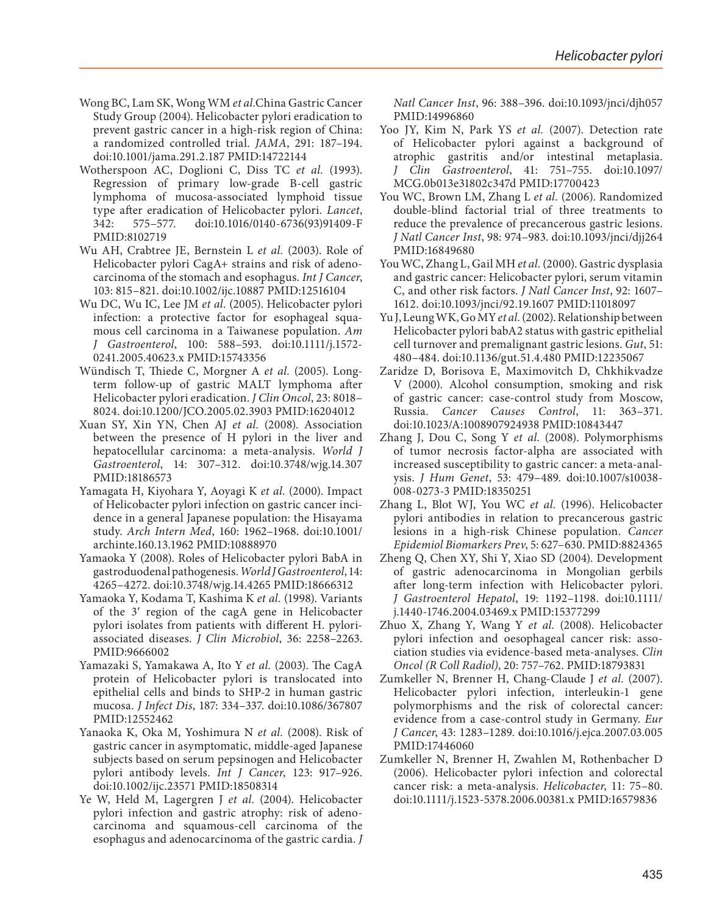Wong BC, Lam SK, Wong WM *et al.*China Gastric Cancer Study Group (2004). Helicobacter pylori eradication to prevent gastric cancer in a high-risk region of China: a randomized controlled trial. *JAMA*, 291: 187–194. doi:10.1001/jama.291.2.187 PMID:14722144

Wotherspoon AC, Doglioni C, Diss TC *et al.* (1993). Regression of primary low-grade B-cell gastric lymphoma of mucosa-associated lymphoid tissue type after eradication of Helicobacter pylori. *Lancet*, 342: 575–577. doi:10.1016/0140-6736(93)91409-F PMID:8102719

Wu AH, Crabtree JE, Bernstein L *et al.* (2003). Role of Helicobacter pylori CagA+ strains and risk of adenocarcinoma of the stomach and esophagus. *Int J Cancer*, 103: 815–821. doi:10.1002/ijc.10887 PMID:12516104

Wu DC, Wu IC, Lee JM *et al.* (2005). Helicobacter pylori infection: a protective factor for esophageal squamous cell carcinoma in a Taiwanese population. *Am J Gastroenterol*, 100: 588–593. doi:10.1111/j.1572-0241.2005.40623.x PMID:15743356

Wündisch T, Thiede C, Morgner A *et al.* (2005). Long-term follow-up of gastric MALT lymphoma after Helicobacter pylori eradication. *J Clin Oncol*, 23: 8018–8024. doi:10.1200/JCO.2005.02.3903 PMID:16204012

Xuan SY, Xin YN, Chen AJ *et al.* (2008). Association between the presence of H pylori in the liver and hepatocellular carcinoma: a meta-analysis. *World J Gastroenterol*, 14: 307–312. doi:10.3748/wjg.14.307 PMID:18186573

Yamagata H, Kiyohara Y, Aoyagi K *et al.* (2000). Impact of Helicobacter pylori infection on gastric cancer incidence in a general Japanese population: the Hisayama study. *Arch Intern Med*, 160: 1962–1968. doi:10.1001/archinte.160.13.1962 PMID:10888970

Yamaoka Y (2008). Roles of Helicobacter pylori BabA in gastroduodenal pathogenesis. *World J Gastroenterol*, 14: 4265–4272. doi:10.3748/wjg.14.4265 PMID:18666312

Yamaoka Y, Kodama T, Kashima K *et al.* (1998). Variants of the 3′ region of the cagA gene in Helicobacter pylori isolates from patients with different H. pylori-associated diseases. *J Clin Microbiol*, 36: 2258–2263. PMID:9666002

Yamazaki S, Yamakawa A, Ito Y *et al.* (2003). The CagA protein of Helicobacter pylori is translocated into epithelial cells and binds to SHP-2 in human gastric mucosa. *J Infect Dis*, 187: 334–337. doi:10.1086/367807 PMID:12552462

Yanaoka K, Oka M, Yoshimura N *et al.* (2008). Risk of gastric cancer in asymptomatic, middle-aged Japanese subjects based on serum pepsinogen and Helicobacter pylori antibody levels. *Int J Cancer*, 123: 917–926. doi:10.1002/ijc.23571 PMID:18508314

Ye W, Held M, Lagergren J *et al.* (2004). Helicobacter pylori infection and gastric atrophy: risk of adenocarcinoma and squamous-cell carcinoma of the esophagus and adenocarcinoma of the gastric cardia. *J Natl Cancer Inst*, 96: 388–396. doi:10.1093/jnci/djh057 PMID:14996860

Yoo JY, Kim N, Park YS *et al.* (2007). Detection rate of Helicobacter pylori against a background of atrophic gastritis and/or intestinal metaplasia. *J Clin Gastroenterol*, 41: 751–755. doi:10.1097/MCG.0b013e31802c347d PMID:17700423

You WC, Brown LM, Zhang L *et al.* (2006). Randomized double-blind factorial trial of three treatments to reduce the prevalence of precancerous gastric lesions. *J Natl Cancer Inst*, 98: 974–983. doi:10.1093/jnci/djj264 PMID:16849680

You WC, Zhang L, Gail MH *et al.* (2000). Gastric dysplasia and gastric cancer: Helicobacter pylori, serum vitamin C, and other risk factors. *J Natl Cancer Inst*, 92: 1607–1612. doi:10.1093/jnci/92.19.1607 PMID:11018097

Yu J, Leung WK, Go MY *et al.* (2002). Relationship between Helicobacter pylori babA2 status with gastric epithelial cell turnover and premalignant gastric lesions. *Gut*, 51: 480–484. doi:10.1136/gut.51.4.480 PMID:12235067

Zaridze D, Borisova E, Maximovitch D, Chkhikvadze V (2000). Alcohol consumption, smoking and risk of gastric cancer: case-control study from Moscow, Russia. *Cancer Causes Control*, 11: 363–371. doi:10.1023/A:1008907924938 PMID:10843447

Zhang J, Dou C, Song Y *et al.* (2008). Polymorphisms of tumor necrosis factor-alpha are associated with increased susceptibility to gastric cancer: a meta-analysis. *J Hum Genet*, 53: 479–489. doi:10.1007/s10038-008-0273-3 PMID:18350251

Zhang L, Blot WJ, You WC *et al.* (1996). Helicobacter pylori antibodies in relation to precancerous gastric lesions in a high-risk Chinese population. *Cancer Epidemiol Biomarkers Prev*, 5: 627–630. PMID:8824365

Zheng Q, Chen XY, Shi Y, Xiao SD (2004). Development of gastric adenocarcinoma in Mongolian gerbils after long-term infection with Helicobacter pylori. *J Gastroenterol Hepatol*, 19: 1192–1198. doi:10.1111/j.1440-1746.2004.03469.x PMID:15377299

Zhuo X, Zhang Y, Wang Y *et al.* (2008). Helicobacter pylori infection and oesophageal cancer risk: association studies via evidence-based meta-analyses. *Clin Oncol (R Coll Radiol)*, 20: 757–762. PMID:18793831

Zumkeller N, Brenner H, Chang-Claude J *et al.* (2007). Helicobacter pylori infection, interleukin-1 gene polymorphisms and the risk of colorectal cancer: evidence from a case-control study in Germany. *Eur J Cancer*, 43: 1283–1289. doi:10.1016/j.ejca.2007.03.005 PMID:17446060

Zumkeller N, Brenner H, Zwahlen M, Rothenbacher D (2006). Helicobacter pylori infection and colorectal cancer risk: a meta-analysis. *Helicobacter*, 11: 75–80. doi:10.1111/j.1523-5378.2006.00381.x PMID:16579836